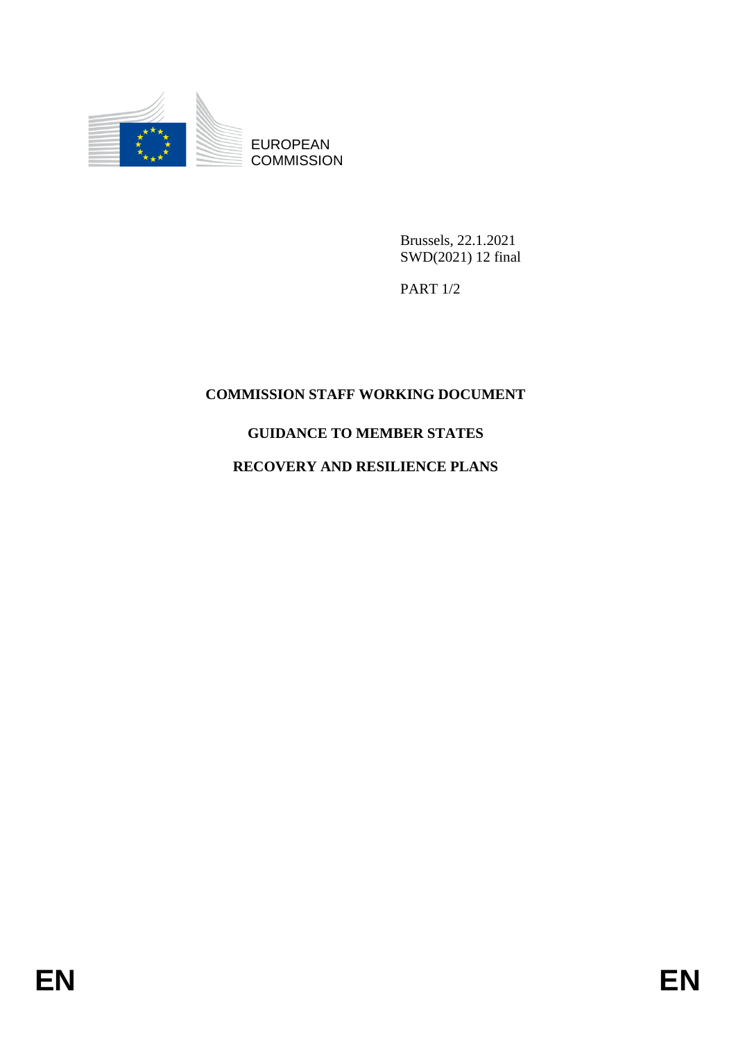EUROPEAN COMMISSION

Brussels, 22.1.2021
SWD(2021) 12 final

PART 1/2

# COMMISSION STAFF WORKING DOCUMENT

## GUIDANCE TO MEMBER STATES

## RECOVERY AND RESILIENCE PLANS

EN EN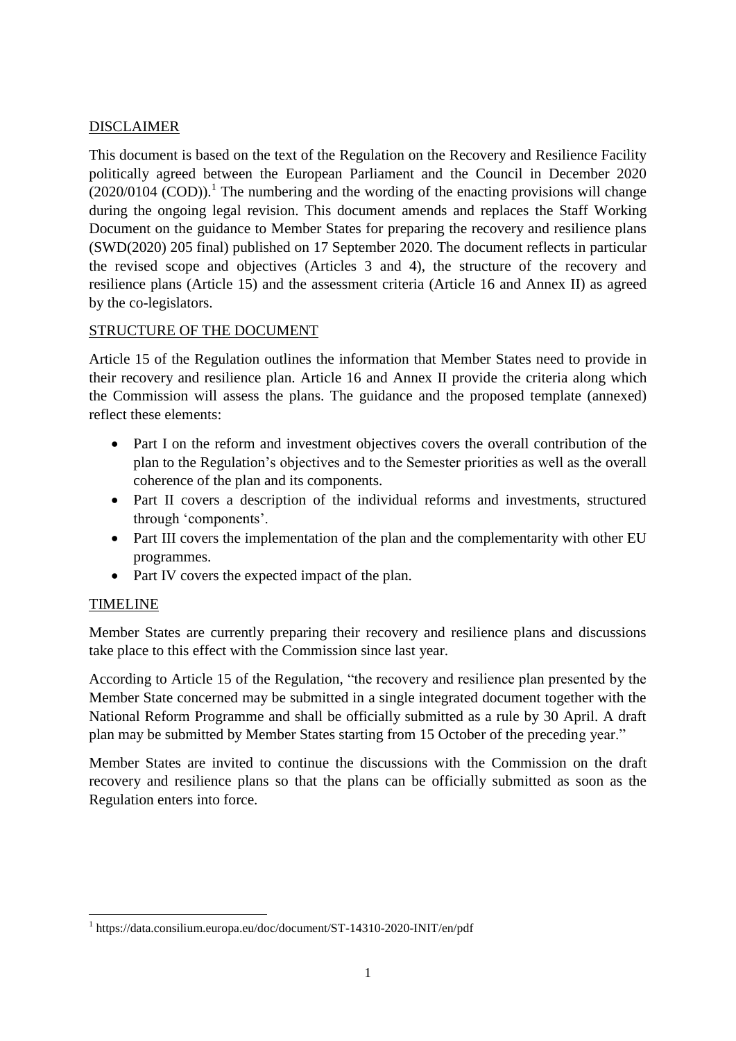## DISCLAIMER

This document is based on the text of the Regulation on the Recovery and Resilience Facility politically agreed between the European Parliament and the Council in December 2020 (2020/0104 (COD)).[1] The numbering and the wording of the enacting provisions will change during the ongoing legal revision. This document amends and replaces the Staff Working Document on the guidance to Member States for preparing the recovery and resilience plans (SWD(2020) 205 final) published on 17 September 2020. The document reflects in particular the revised scope and objectives (Articles 3 and 4), the structure of the recovery and resilience plans (Article 15) and the assessment criteria (Article 16 and Annex II) as agreed by the co-legislators.

## STRUCTURE OF THE DOCUMENT

Article 15 of the Regulation outlines the information that Member States need to provide in their recovery and resilience plan. Article 16 and Annex II provide the criteria along which the Commission will assess the plans. The guidance and the proposed template (annexed) reflect these elements:

- Part I on the reform and investment objectives covers the overall contribution of the plan to the Regulation's objectives and to the Semester priorities as well as the overall coherence of the plan and its components.
- Part II covers a description of the individual reforms and investments, structured through 'components'.
- Part III covers the implementation of the plan and the complementarity with other EU programmes.
- Part IV covers the expected impact of the plan.

## TIMELINE

Member States are currently preparing their recovery and resilience plans and discussions take place to this effect with the Commission since last year.

According to Article 15 of the Regulation, "the recovery and resilience plan presented by the Member State concerned may be submitted in a single integrated document together with the National Reform Programme and shall be officially submitted as a rule by 30 April. A draft plan may be submitted by Member States starting from 15 October of the preceding year."

Member States are invited to continue the discussions with the Commission on the draft recovery and resilience plans so that the plans can be officially submitted as soon as the Regulation enters into force.

[1] https://data.consilium.europa.eu/doc/document/ST-14310-2020-INIT/en/pdf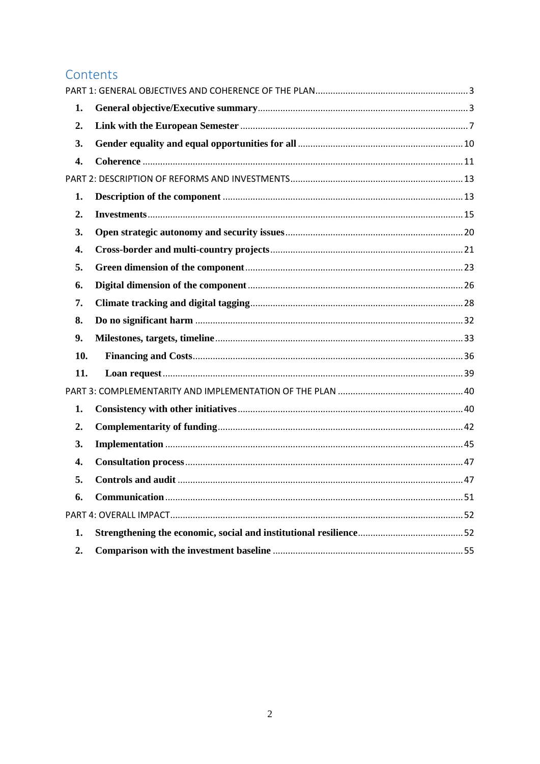# Contents

PART 1: GENERAL OBJECTIVES AND COHERENCE OF THE PLAN ............................................................ 3

1. **General objective/Executive summary** ..................................................................................... 3
2. **Link with the European Semester** .......................................................................................... 7
3. **Gender equality and equal opportunities for all** ................................................................. 10
4. **Coherence** ................................................................................................................................ 11

PART 2: DESCRIPTION OF REFORMS AND INVESTMENTS .................................................................... 13

1. **Description of the component** ............................................................................................... 13
2. **Investments** ............................................................................................................................ 15
3. **Open strategic autonomy and security issues** ...................................................................... 20
4. **Cross-border and multi-country projects** ............................................................................. 21
5. **Green dimension of the component** ...................................................................................... 23
6. **Digital dimension of the component** ..................................................................................... 26
7. **Climate tracking and digital tagging** .................................................................................... 28
8. **Do no significant harm** ........................................................................................................... 32
9. **Milestones, targets, timeline** .................................................................................................. 33
10. **Financing and Costs** .............................................................................................................. 36
11. **Loan request** .......................................................................................................................... 39

PART 3: COMPLEMENTARITY AND IMPLEMENTATION OF THE PLAN ................................................. 40

1. **Consistency with other initiatives** ......................................................................................... 40
2. **Complementarity of funding** ................................................................................................. 42
3. **Implementation** ...................................................................................................................... 45
4. **Consultation process** .............................................................................................................. 47
5. **Controls and audit** ................................................................................................................. 47
6. **Communication** ...................................................................................................................... 51

PART 4: OVERALL IMPACT .................................................................................................................... 52

1. **Strengthening the economic, social and institutional resilience** .......................................... 52
2. **Comparison with the investment baseline** ........................................................................... 55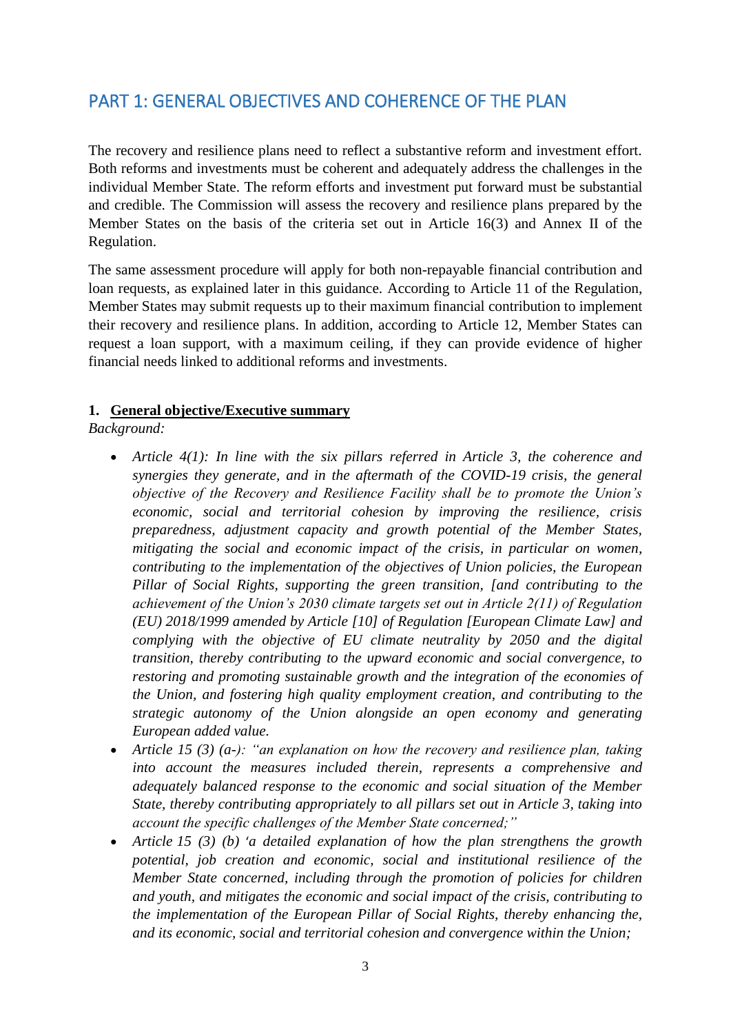# PART 1: GENERAL OBJECTIVES AND COHERENCE OF THE PLAN

The recovery and resilience plans need to reflect a substantive reform and investment effort. Both reforms and investments must be coherent and adequately address the challenges in the individual Member State. The reform efforts and investment put forward must be substantial and credible. The Commission will assess the recovery and resilience plans prepared by the Member States on the basis of the criteria set out in Article 16(3) and Annex II of the Regulation.

The same assessment procedure will apply for both non-repayable financial contribution and loan requests, as explained later in this guidance. According to Article 11 of the Regulation, Member States may submit requests up to their maximum financial contribution to implement their recovery and resilience plans. In addition, according to Article 12, Member States can request a loan support, with a maximum ceiling, if they can provide evidence of higher financial needs linked to additional reforms and investments.

## 1. General objective/Executive summary

*Background:*

- *Article 4(1): In line with the six pillars referred in Article 3, the coherence and synergies they generate, and in the aftermath of the COVID-19 crisis, the general objective of the Recovery and Resilience Facility shall be to promote the Union's economic, social and territorial cohesion by improving the resilience, crisis preparedness, adjustment capacity and growth potential of the Member States, mitigating the social and economic impact of the crisis, in particular on women, contributing to the implementation of the objectives of Union policies, the European Pillar of Social Rights, supporting the green transition, [and contributing to the achievement of the Union's 2030 climate targets set out in Article 2(11) of Regulation (EU) 2018/1999 amended by Article [10] of Regulation [European Climate Law] and complying with the objective of EU climate neutrality by 2050 and the digital transition, thereby contributing to the upward economic and social convergence, to restoring and promoting sustainable growth and the integration of the economies of the Union, and fostering high quality employment creation, and contributing to the strategic autonomy of the Union alongside an open economy and generating European added value.*
- *Article 15 (3) (a-): "an explanation on how the recovery and resilience plan, taking into account the measures included therein, represents a comprehensive and adequately balanced response to the economic and social situation of the Member State, thereby contributing appropriately to all pillars set out in Article 3, taking into account the specific challenges of the Member State concerned;"*
- *Article 15 (3) (b) 'a detailed explanation of how the plan strengthens the growth potential, job creation and economic, social and institutional resilience of the Member State concerned, including through the promotion of policies for children and youth, and mitigates the economic and social impact of the crisis, contributing to the implementation of the European Pillar of Social Rights, thereby enhancing the, and its economic, social and territorial cohesion and convergence within the Union;*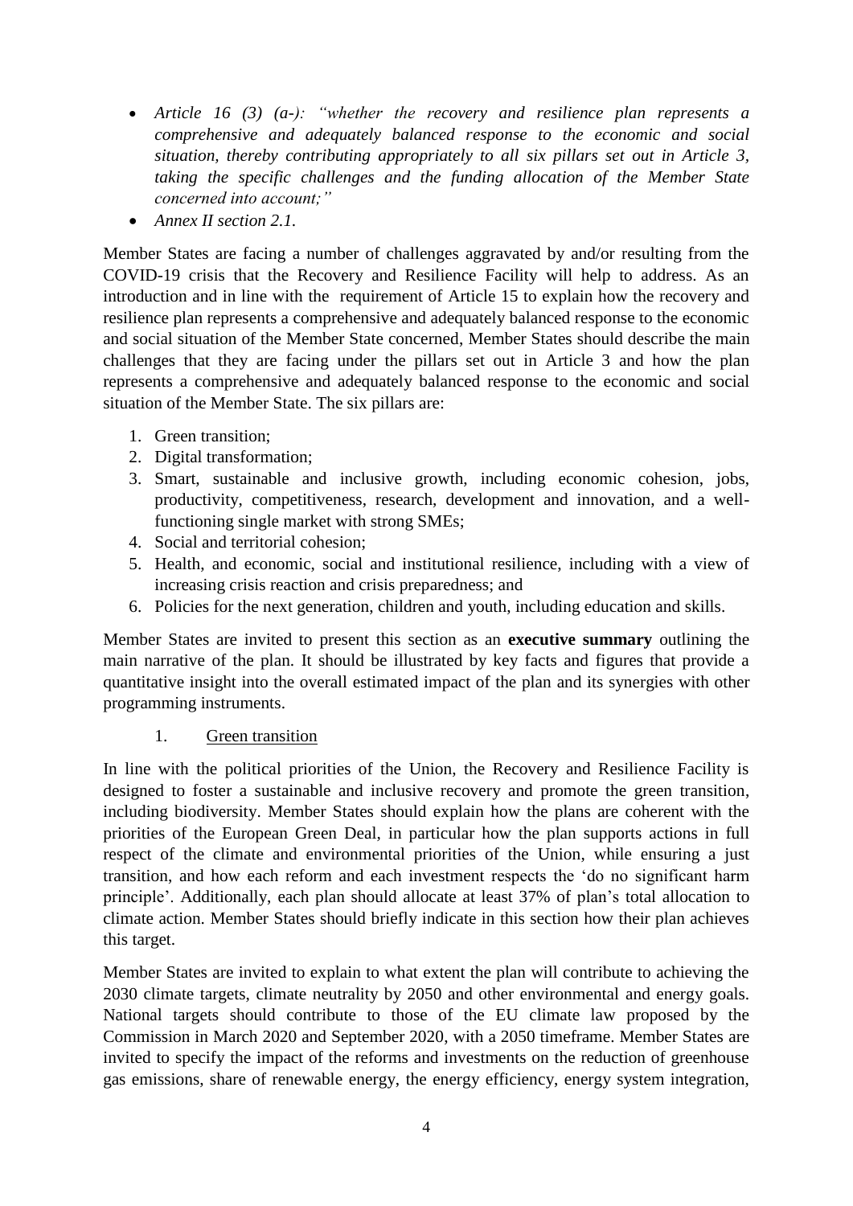- *Article 16 (3) (a-): "whether the recovery and resilience plan represents a comprehensive and adequately balanced response to the economic and social situation, thereby contributing appropriately to all six pillars set out in Article 3, taking the specific challenges and the funding allocation of the Member State concerned into account;"*
- *Annex II section 2.1.*

Member States are facing a number of challenges aggravated by and/or resulting from the COVID-19 crisis that the Recovery and Resilience Facility will help to address. As an introduction and in line with the requirement of Article 15 to explain how the recovery and resilience plan represents a comprehensive and adequately balanced response to the economic and social situation of the Member State concerned, Member States should describe the main challenges that they are facing under the pillars set out in Article 3 and how the plan represents a comprehensive and adequately balanced response to the economic and social situation of the Member State. The six pillars are:

1. Green transition;
2. Digital transformation;
3. Smart, sustainable and inclusive growth, including economic cohesion, jobs, productivity, competitiveness, research, development and innovation, and a well-functioning single market with strong SMEs;
4. Social and territorial cohesion;
5. Health, and economic, social and institutional resilience, including with a view of increasing crisis reaction and crisis preparedness; and
6. Policies for the next generation, children and youth, including education and skills.

Member States are invited to present this section as an **executive summary** outlining the main narrative of the plan. It should be illustrated by key facts and figures that provide a quantitative insight into the overall estimated impact of the plan and its synergies with other programming instruments.

1. Green transition

In line with the political priorities of the Union, the Recovery and Resilience Facility is designed to foster a sustainable and inclusive recovery and promote the green transition, including biodiversity. Member States should explain how the plans are coherent with the priorities of the European Green Deal, in particular how the plan supports actions in full respect of the climate and environmental priorities of the Union, while ensuring a just transition, and how each reform and each investment respects the 'do no significant harm principle'. Additionally, each plan should allocate at least 37% of plan's total allocation to climate action. Member States should briefly indicate in this section how their plan achieves this target.

Member States are invited to explain to what extent the plan will contribute to achieving the 2030 climate targets, climate neutrality by 2050 and other environmental and energy goals. National targets should contribute to those of the EU climate law proposed by the Commission in March 2020 and September 2020, with a 2050 timeframe. Member States are invited to specify the impact of the reforms and investments on the reduction of greenhouse gas emissions, share of renewable energy, the energy efficiency, energy system integration,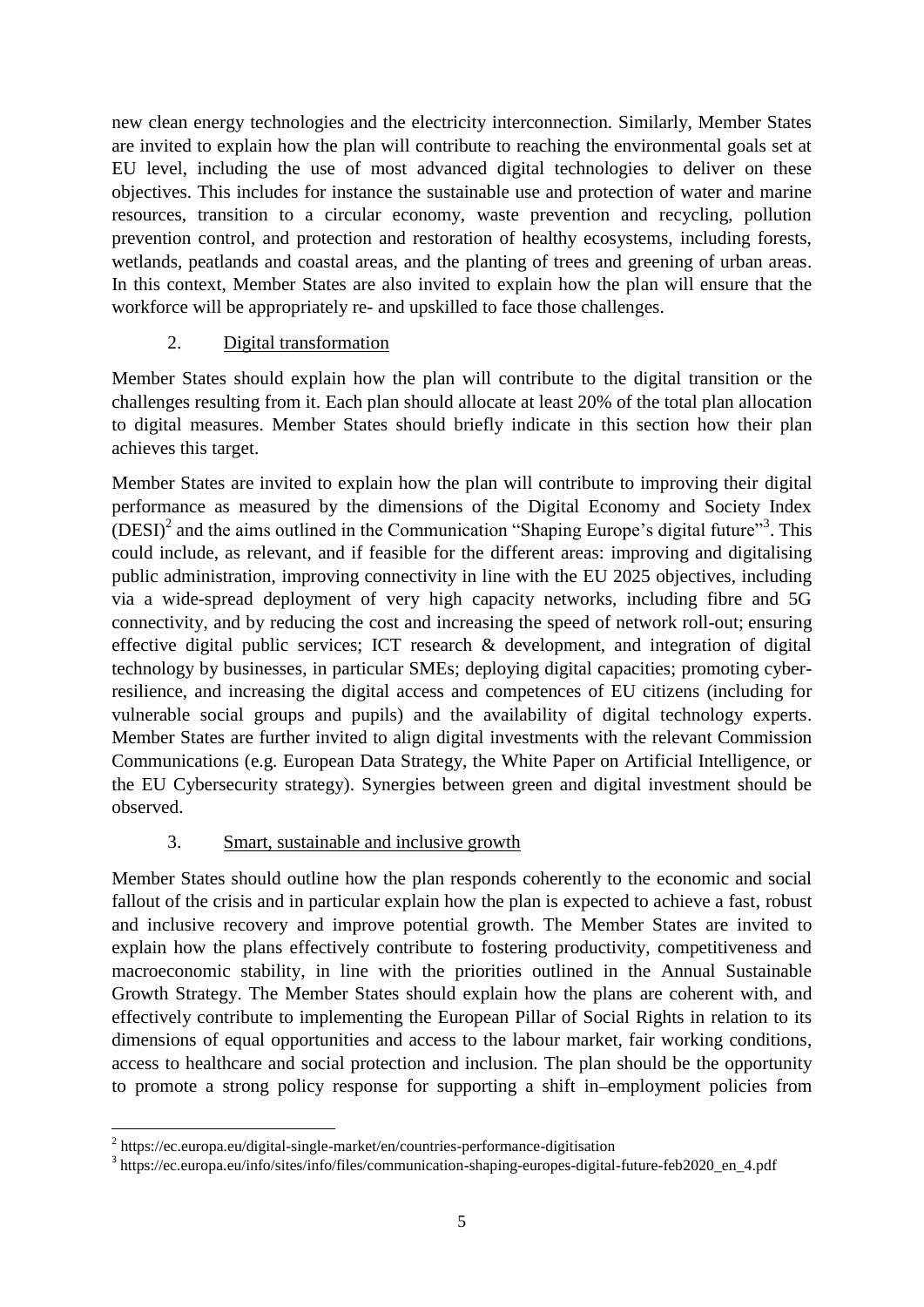new clean energy technologies and the electricity interconnection. Similarly, Member States are invited to explain how the plan will contribute to reaching the environmental goals set at EU level, including the use of most advanced digital technologies to deliver on these objectives. This includes for instance the sustainable use and protection of water and marine resources, transition to a circular economy, waste prevention and recycling, pollution prevention control, and protection and restoration of healthy ecosystems, including forests, wetlands, peatlands and coastal areas, and the planting of trees and greening of urban areas. In this context, Member States are also invited to explain how the plan will ensure that the workforce will be appropriately re- and upskilled to face those challenges.

2. Digital transformation

Member States should explain how the plan will contribute to the digital transition or the challenges resulting from it. Each plan should allocate at least 20% of the total plan allocation to digital measures. Member States should briefly indicate in this section how their plan achieves this target.

Member States are invited to explain how the plan will contribute to improving their digital performance as measured by the dimensions of the Digital Economy and Society Index (DESI)[2] and the aims outlined in the Communication "Shaping Europe's digital future"[3]. This could include, as relevant, and if feasible for the different areas: improving and digitalising public administration, improving connectivity in line with the EU 2025 objectives, including via a wide-spread deployment of very high capacity networks, including fibre and 5G connectivity, and by reducing the cost and increasing the speed of network roll-out; ensuring effective digital public services; ICT research & development, and integration of digital technology by businesses, in particular SMEs; deploying digital capacities; promoting cyber-resilience, and increasing the digital access and competences of EU citizens (including for vulnerable social groups and pupils) and the availability of digital technology experts. Member States are further invited to align digital investments with the relevant Commission Communications (e.g. European Data Strategy, the White Paper on Artificial Intelligence, or the EU Cybersecurity strategy). Synergies between green and digital investment should be observed.

3. Smart, sustainable and inclusive growth

Member States should outline how the plan responds coherently to the economic and social fallout of the crisis and in particular explain how the plan is expected to achieve a fast, robust and inclusive recovery and improve potential growth. The Member States are invited to explain how the plans effectively contribute to fostering productivity, competitiveness and macroeconomic stability, in line with the priorities outlined in the Annual Sustainable Growth Strategy. The Member States should explain how the plans are coherent with, and effectively contribute to implementing the European Pillar of Social Rights in relation to its dimensions of equal opportunities and access to the labour market, fair working conditions, access to healthcare and social protection and inclusion. The plan should be the opportunity to promote a strong policy response for supporting a shift in–employment policies from

[2] https://ec.europa.eu/digital-single-market/en/countries-performance-digitisation

[3] https://ec.europa.eu/info/sites/info/files/communication-shaping-europes-digital-future-feb2020_en_4.pdf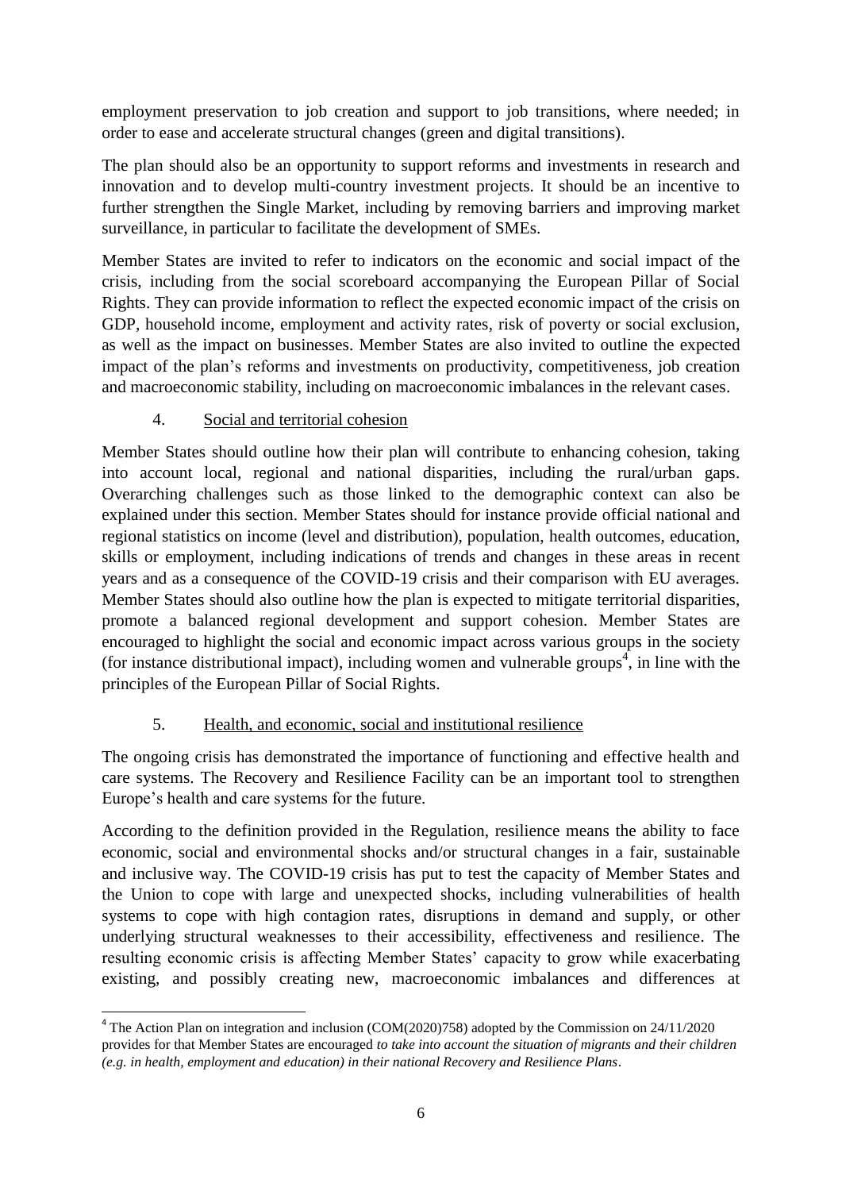employment preservation to job creation and support to job transitions, where needed; in order to ease and accelerate structural changes (green and digital transitions).

The plan should also be an opportunity to support reforms and investments in research and innovation and to develop multi-country investment projects. It should be an incentive to further strengthen the Single Market, including by removing barriers and improving market surveillance, in particular to facilitate the development of SMEs.

Member States are invited to refer to indicators on the economic and social impact of the crisis, including from the social scoreboard accompanying the European Pillar of Social Rights. They can provide information to reflect the expected economic impact of the crisis on GDP, household income, employment and activity rates, risk of poverty or social exclusion, as well as the impact on businesses. Member States are also invited to outline the expected impact of the plan's reforms and investments on productivity, competitiveness, job creation and macroeconomic stability, including on macroeconomic imbalances in the relevant cases.

### 4. Social and territorial cohesion

Member States should outline how their plan will contribute to enhancing cohesion, taking into account local, regional and national disparities, including the rural/urban gaps. Overarching challenges such as those linked to the demographic context can also be explained under this section. Member States should for instance provide official national and regional statistics on income (level and distribution), population, health outcomes, education, skills or employment, including indications of trends and changes in these areas in recent years and as a consequence of the COVID-19 crisis and their comparison with EU averages. Member States should also outline how the plan is expected to mitigate territorial disparities, promote a balanced regional development and support cohesion. Member States are encouraged to highlight the social and economic impact across various groups in the society (for instance distributional impact), including women and vulnerable groups[4], in line with the principles of the European Pillar of Social Rights.

### 5. Health, and economic, social and institutional resilience

The ongoing crisis has demonstrated the importance of functioning and effective health and care systems. The Recovery and Resilience Facility can be an important tool to strengthen Europe's health and care systems for the future.

According to the definition provided in the Regulation, resilience means the ability to face economic, social and environmental shocks and/or structural changes in a fair, sustainable and inclusive way. The COVID-19 crisis has put to test the capacity of Member States and the Union to cope with large and unexpected shocks, including vulnerabilities of health systems to cope with high contagion rates, disruptions in demand and supply, or other underlying structural weaknesses to their accessibility, effectiveness and resilience. The resulting economic crisis is affecting Member States' capacity to grow while exacerbating existing, and possibly creating new, macroeconomic imbalances and differences at

---

[4] The Action Plan on integration and inclusion (COM(2020)758) adopted by the Commission on 24/11/2020 provides for that Member States are encouraged *to take into account the situation of migrants and their children (e.g. in health, employment and education) in their national Recovery and Resilience Plans*.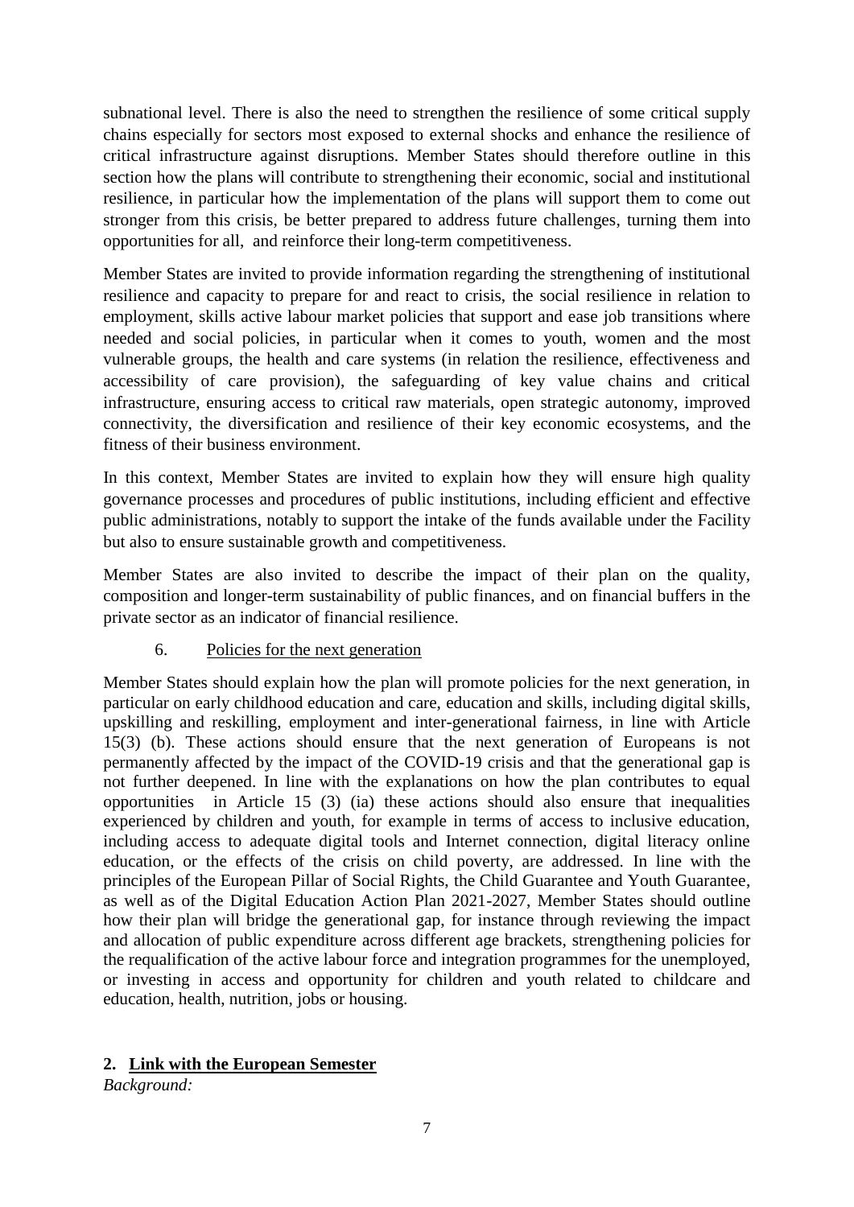subnational level. There is also the need to strengthen the resilience of some critical supply chains especially for sectors most exposed to external shocks and enhance the resilience of critical infrastructure against disruptions. Member States should therefore outline in this section how the plans will contribute to strengthening their economic, social and institutional resilience, in particular how the implementation of the plans will support them to come out stronger from this crisis, be better prepared to address future challenges, turning them into opportunities for all, and reinforce their long-term competitiveness.

Member States are invited to provide information regarding the strengthening of institutional resilience and capacity to prepare for and react to crisis, the social resilience in relation to employment, skills active labour market policies that support and ease job transitions where needed and social policies, in particular when it comes to youth, women and the most vulnerable groups, the health and care systems (in relation the resilience, effectiveness and accessibility of care provision), the safeguarding of key value chains and critical infrastructure, ensuring access to critical raw materials, open strategic autonomy, improved connectivity, the diversification and resilience of their key economic ecosystems, and the fitness of their business environment.

In this context, Member States are invited to explain how they will ensure high quality governance processes and procedures of public institutions, including efficient and effective public administrations, notably to support the intake of the funds available under the Facility but also to ensure sustainable growth and competitiveness.

Member States are also invited to describe the impact of their plan on the quality, composition and longer-term sustainability of public finances, and on financial buffers in the private sector as an indicator of financial resilience.

6. Policies for the next generation

Member States should explain how the plan will promote policies for the next generation, in particular on early childhood education and care, education and skills, including digital skills, upskilling and reskilling, employment and inter-generational fairness, in line with Article 15(3) (b). These actions should ensure that the next generation of Europeans is not permanently affected by the impact of the COVID-19 crisis and that the generational gap is not further deepened. In line with the explanations on how the plan contributes to equal opportunities in Article 15 (3) (ia) these actions should also ensure that inequalities experienced by children and youth, for example in terms of access to inclusive education, including access to adequate digital tools and Internet connection, digital literacy online education, or the effects of the crisis on child poverty, are addressed. In line with the principles of the European Pillar of Social Rights, the Child Guarantee and Youth Guarantee, as well as of the Digital Education Action Plan 2021-2027, Member States should outline how their plan will bridge the generational gap, for instance through reviewing the impact and allocation of public expenditure across different age brackets, strengthening policies for the requalification of the active labour force and integration programmes for the unemployed, or investing in access and opportunity for children and youth related to childcare and education, health, nutrition, jobs or housing.

## 2. Link with the European Semester

*Background:*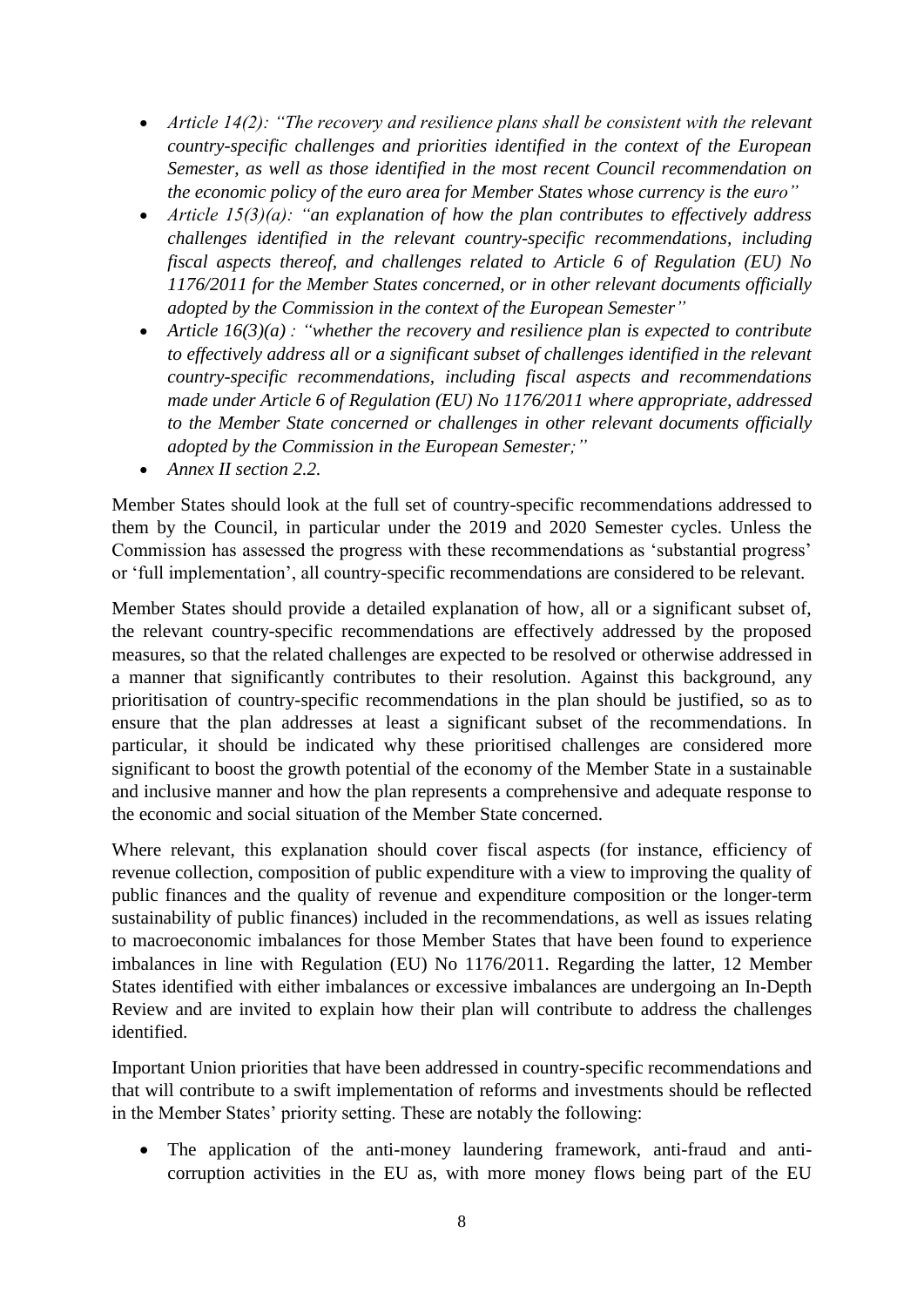- *Article 14(2): "The recovery and resilience plans shall be consistent with the relevant country-specific challenges and priorities identified in the context of the European Semester, as well as those identified in the most recent Council recommendation on the economic policy of the euro area for Member States whose currency is the euro"*
- *Article 15(3)(a): "an explanation of how the plan contributes to effectively address challenges identified in the relevant country-specific recommendations, including fiscal aspects thereof, and challenges related to Article 6 of Regulation (EU) No 1176/2011 for the Member States concerned, or in other relevant documents officially adopted by the Commission in the context of the European Semester"*
- *Article 16(3)(a) : "whether the recovery and resilience plan is expected to contribute to effectively address all or a significant subset of challenges identified in the relevant country-specific recommendations, including fiscal aspects and recommendations made under Article 6 of Regulation (EU) No 1176/2011 where appropriate, addressed to the Member State concerned or challenges in other relevant documents officially adopted by the Commission in the European Semester;"*
- *Annex II section 2.2.*

Member States should look at the full set of country-specific recommendations addressed to them by the Council, in particular under the 2019 and 2020 Semester cycles. Unless the Commission has assessed the progress with these recommendations as 'substantial progress' or 'full implementation', all country-specific recommendations are considered to be relevant.

Member States should provide a detailed explanation of how, all or a significant subset of, the relevant country-specific recommendations are effectively addressed by the proposed measures, so that the related challenges are expected to be resolved or otherwise addressed in a manner that significantly contributes to their resolution. Against this background, any prioritisation of country-specific recommendations in the plan should be justified, so as to ensure that the plan addresses at least a significant subset of the recommendations. In particular, it should be indicated why these prioritised challenges are considered more significant to boost the growth potential of the economy of the Member State in a sustainable and inclusive manner and how the plan represents a comprehensive and adequate response to the economic and social situation of the Member State concerned.

Where relevant, this explanation should cover fiscal aspects (for instance, efficiency of revenue collection, composition of public expenditure with a view to improving the quality of public finances and the quality of revenue and expenditure composition or the longer-term sustainability of public finances) included in the recommendations, as well as issues relating to macroeconomic imbalances for those Member States that have been found to experience imbalances in line with Regulation (EU) No 1176/2011. Regarding the latter, 12 Member States identified with either imbalances or excessive imbalances are undergoing an In-Depth Review and are invited to explain how their plan will contribute to address the challenges identified.

Important Union priorities that have been addressed in country-specific recommendations and that will contribute to a swift implementation of reforms and investments should be reflected in the Member States' priority setting. These are notably the following:

- The application of the anti-money laundering framework, anti-fraud and anti-corruption activities in the EU as, with more money flows being part of the EU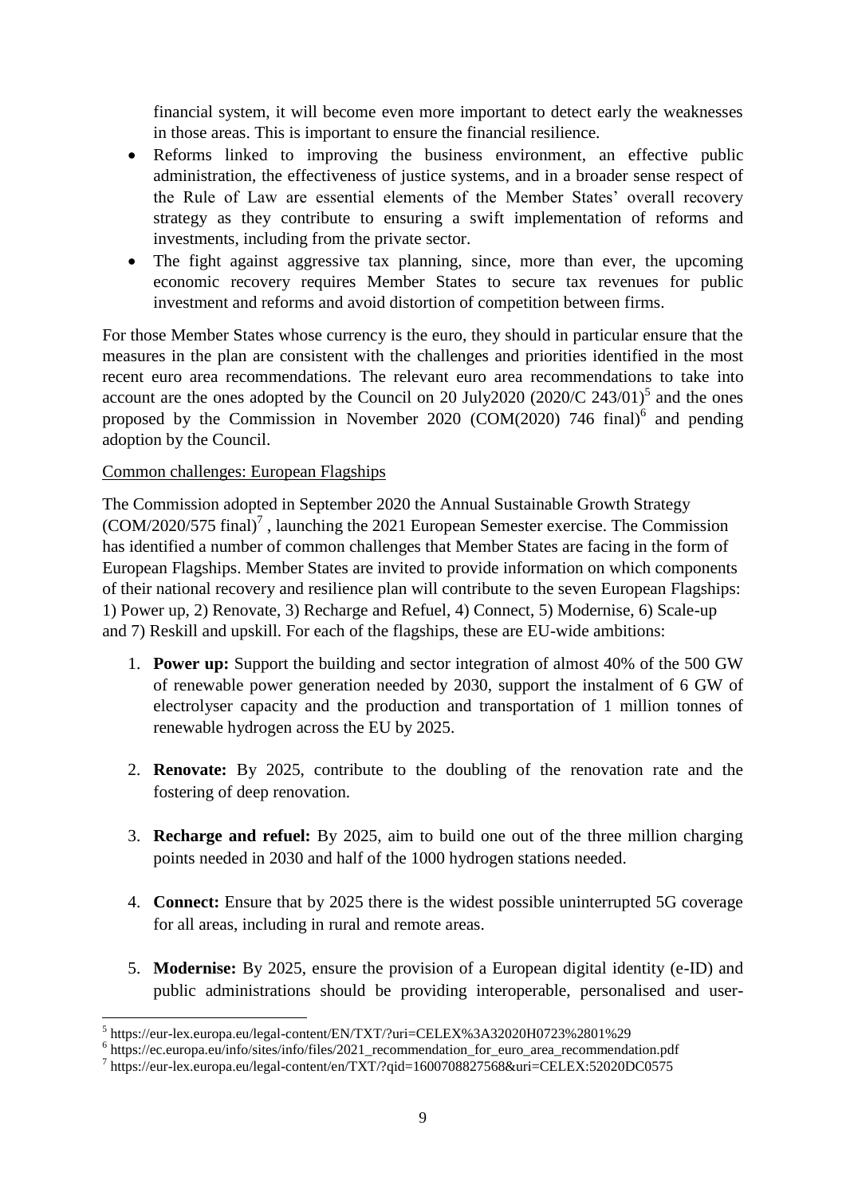financial system, it will become even more important to detect early the weaknesses in those areas. This is important to ensure the financial resilience.

- Reforms linked to improving the business environment, an effective public administration, the effectiveness of justice systems, and in a broader sense respect of the Rule of Law are essential elements of the Member States' overall recovery strategy as they contribute to ensuring a swift implementation of reforms and investments, including from the private sector.
- The fight against aggressive tax planning, since, more than ever, the upcoming economic recovery requires Member States to secure tax revenues for public investment and reforms and avoid distortion of competition between firms.

For those Member States whose currency is the euro, they should in particular ensure that the measures in the plan are consistent with the challenges and priorities identified in the most recent euro area recommendations. The relevant euro area recommendations to take into account are the ones adopted by the Council on 20 July2020 (2020/C 243/01)[5] and the ones proposed by the Commission in November 2020 (COM(2020) 746 final)[6] and pending adoption by the Council.

Common challenges: European Flagships

The Commission adopted in September 2020 the Annual Sustainable Growth Strategy (COM/2020/575 final)[7] , launching the 2021 European Semester exercise. The Commission has identified a number of common challenges that Member States are facing in the form of European Flagships. Member States are invited to provide information on which components of their national recovery and resilience plan will contribute to the seven European Flagships: 1) Power up, 2) Renovate, 3) Recharge and Refuel, 4) Connect, 5) Modernise, 6) Scale-up and 7) Reskill and upskill. For each of the flagships, these are EU-wide ambitions:

1. **Power up:** Support the building and sector integration of almost 40% of the 500 GW of renewable power generation needed by 2030, support the instalment of 6 GW of electrolyser capacity and the production and transportation of 1 million tonnes of renewable hydrogen across the EU by 2025.

2. **Renovate:** By 2025, contribute to the doubling of the renovation rate and the fostering of deep renovation.

3. **Recharge and refuel:** By 2025, aim to build one out of the three million charging points needed in 2030 and half of the 1000 hydrogen stations needed.

4. **Connect:** Ensure that by 2025 there is the widest possible uninterrupted 5G coverage for all areas, including in rural and remote areas.

5. **Modernise:** By 2025, ensure the provision of a European digital identity (e-ID) and public administrations should be providing interoperable, personalised and user-

---

[5] https://eur-lex.europa.eu/legal-content/EN/TXT/?uri=CELEX%3A32020H0723%2801%29

[6] https://ec.europa.eu/info/sites/info/files/2021_recommendation_for_euro_area_recommendation.pdf

[7] https://eur-lex.europa.eu/legal-content/en/TXT/?qid=1600708827568&uri=CELEX:52020DC0575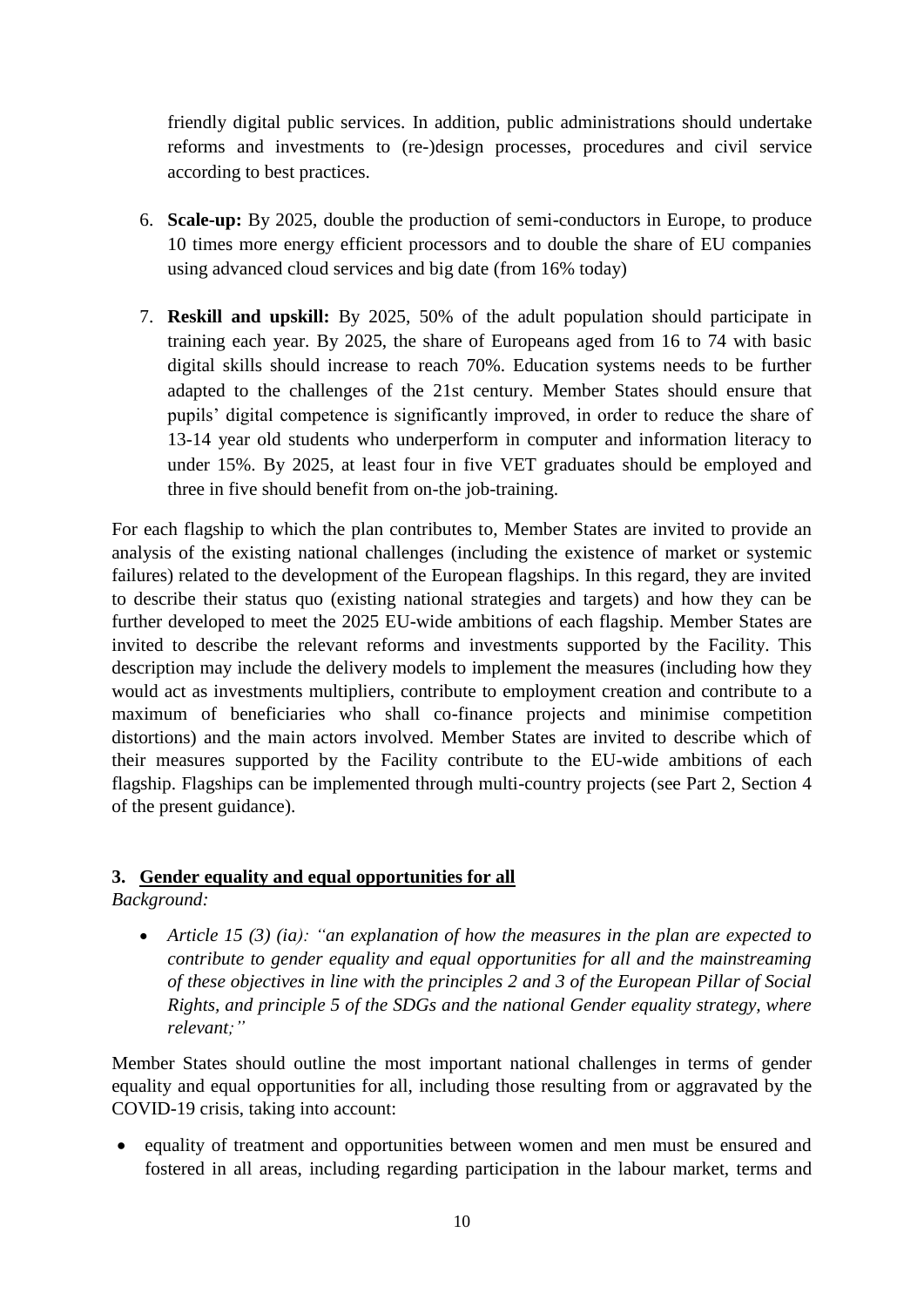friendly digital public services. In addition, public administrations should undertake reforms and investments to (re-)design processes, procedures and civil service according to best practices.

6. **Scale-up:** By 2025, double the production of semi-conductors in Europe, to produce 10 times more energy efficient processors and to double the share of EU companies using advanced cloud services and big date (from 16% today)

7. **Reskill and upskill:** By 2025, 50% of the adult population should participate in training each year. By 2025, the share of Europeans aged from 16 to 74 with basic digital skills should increase to reach 70%. Education systems needs to be further adapted to the challenges of the 21st century. Member States should ensure that pupils' digital competence is significantly improved, in order to reduce the share of 13-14 year old students who underperform in computer and information literacy to under 15%. By 2025, at least four in five VET graduates should be employed and three in five should benefit from on-the job-training.

For each flagship to which the plan contributes to, Member States are invited to provide an analysis of the existing national challenges (including the existence of market or systemic failures) related to the development of the European flagships. In this regard, they are invited to describe their status quo (existing national strategies and targets) and how they can be further developed to meet the 2025 EU-wide ambitions of each flagship. Member States are invited to describe the relevant reforms and investments supported by the Facility. This description may include the delivery models to implement the measures (including how they would act as investments multipliers, contribute to employment creation and contribute to a maximum of beneficiaries who shall co-finance projects and minimise competition distortions) and the main actors involved. Member States are invited to describe which of their measures supported by the Facility contribute to the EU-wide ambitions of each flagship. Flagships can be implemented through multi-country projects (see Part 2, Section 4 of the present guidance).

## 3. Gender equality and equal opportunities for all

*Background:*

- *Article 15 (3) (ia): "an explanation of how the measures in the plan are expected to contribute to gender equality and equal opportunities for all and the mainstreaming of these objectives in line with the principles 2 and 3 of the European Pillar of Social Rights, and principle 5 of the SDGs and the national Gender equality strategy, where relevant;"*

Member States should outline the most important national challenges in terms of gender equality and equal opportunities for all, including those resulting from or aggravated by the COVID-19 crisis, taking into account:

- equality of treatment and opportunities between women and men must be ensured and fostered in all areas, including regarding participation in the labour market, terms and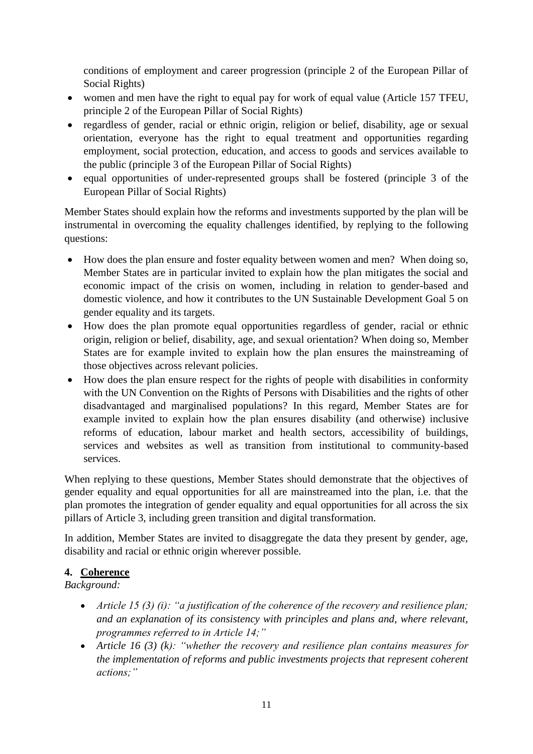conditions of employment and career progression (principle 2 of the European Pillar of Social Rights)

- women and men have the right to equal pay for work of equal value (Article 157 TFEU, principle 2 of the European Pillar of Social Rights)
- regardless of gender, racial or ethnic origin, religion or belief, disability, age or sexual orientation, everyone has the right to equal treatment and opportunities regarding employment, social protection, education, and access to goods and services available to the public (principle 3 of the European Pillar of Social Rights)
- equal opportunities of under-represented groups shall be fostered (principle 3 of the European Pillar of Social Rights)

Member States should explain how the reforms and investments supported by the plan will be instrumental in overcoming the equality challenges identified, by replying to the following questions:

- How does the plan ensure and foster equality between women and men? When doing so, Member States are in particular invited to explain how the plan mitigates the social and economic impact of the crisis on women, including in relation to gender-based and domestic violence, and how it contributes to the UN Sustainable Development Goal 5 on gender equality and its targets.
- How does the plan promote equal opportunities regardless of gender, racial or ethnic origin, religion or belief, disability, age, and sexual orientation? When doing so, Member States are for example invited to explain how the plan ensures the mainstreaming of those objectives across relevant policies.
- How does the plan ensure respect for the rights of people with disabilities in conformity with the UN Convention on the Rights of Persons with Disabilities and the rights of other disadvantaged and marginalised populations? In this regard, Member States are for example invited to explain how the plan ensures disability (and otherwise) inclusive reforms of education, labour market and health sectors, accessibility of buildings, services and websites as well as transition from institutional to community-based services.

When replying to these questions, Member States should demonstrate that the objectives of gender equality and equal opportunities for all are mainstreamed into the plan, i.e. that the plan promotes the integration of gender equality and equal opportunities for all across the six pillars of Article 3, including green transition and digital transformation.

In addition, Member States are invited to disaggregate the data they present by gender, age, disability and racial or ethnic origin wherever possible.

## 4. Coherence

*Background:*

- *Article 15 (3) (i): "a justification of the coherence of the recovery and resilience plan; and an explanation of its consistency with principles and plans and, where relevant, programmes referred to in Article 14;"*
- *Article 16 (3) (k): "whether the recovery and resilience plan contains measures for the implementation of reforms and public investments projects that represent coherent actions;"*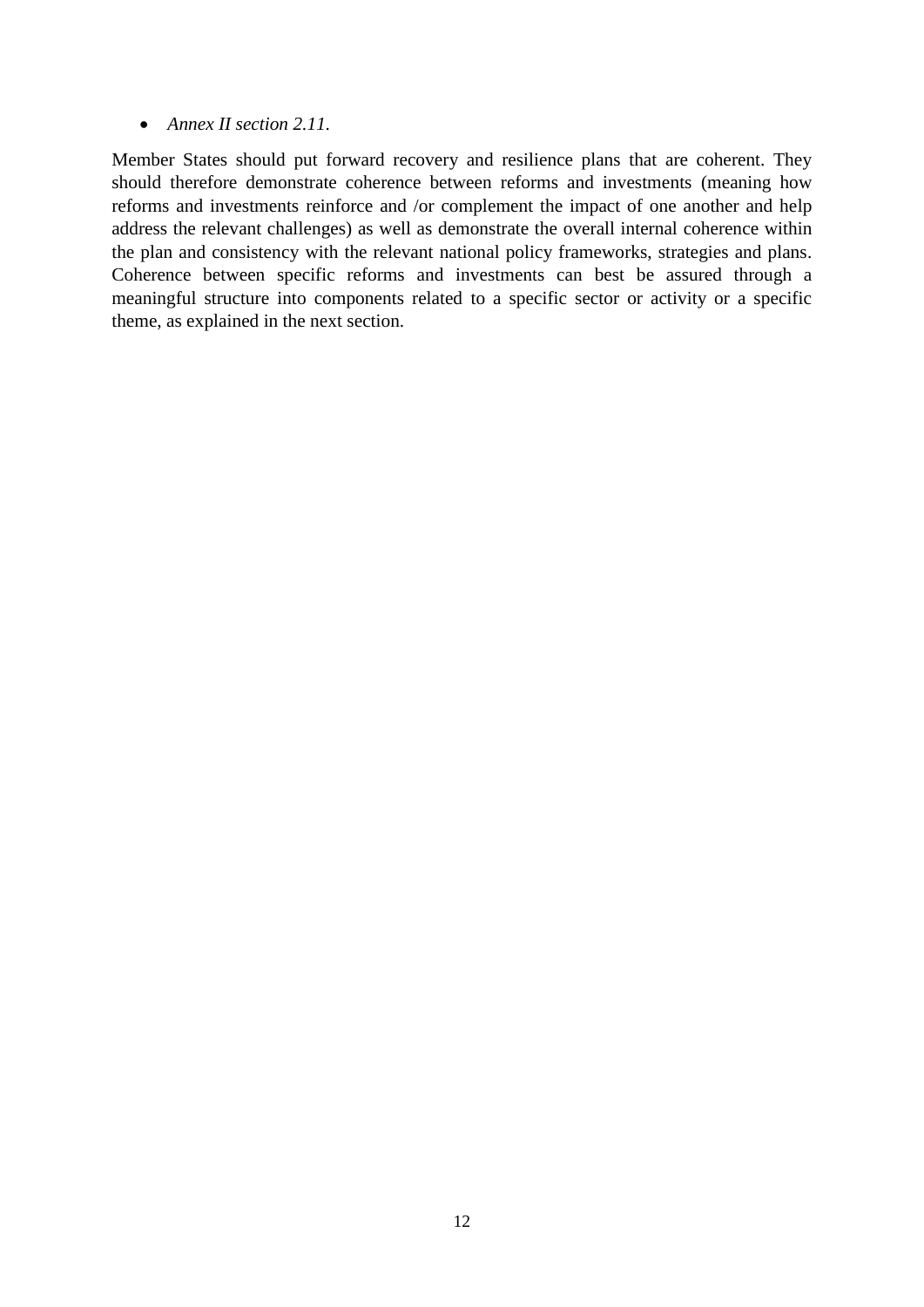- *Annex II section 2.11.*

Member States should put forward recovery and resilience plans that are coherent. They should therefore demonstrate coherence between reforms and investments (meaning how reforms and investments reinforce and /or complement the impact of one another and help address the relevant challenges) as well as demonstrate the overall internal coherence within the plan and consistency with the relevant national policy frameworks, strategies and plans. Coherence between specific reforms and investments can best be assured through a meaningful structure into components related to a specific sector or activity or a specific theme, as explained in the next section.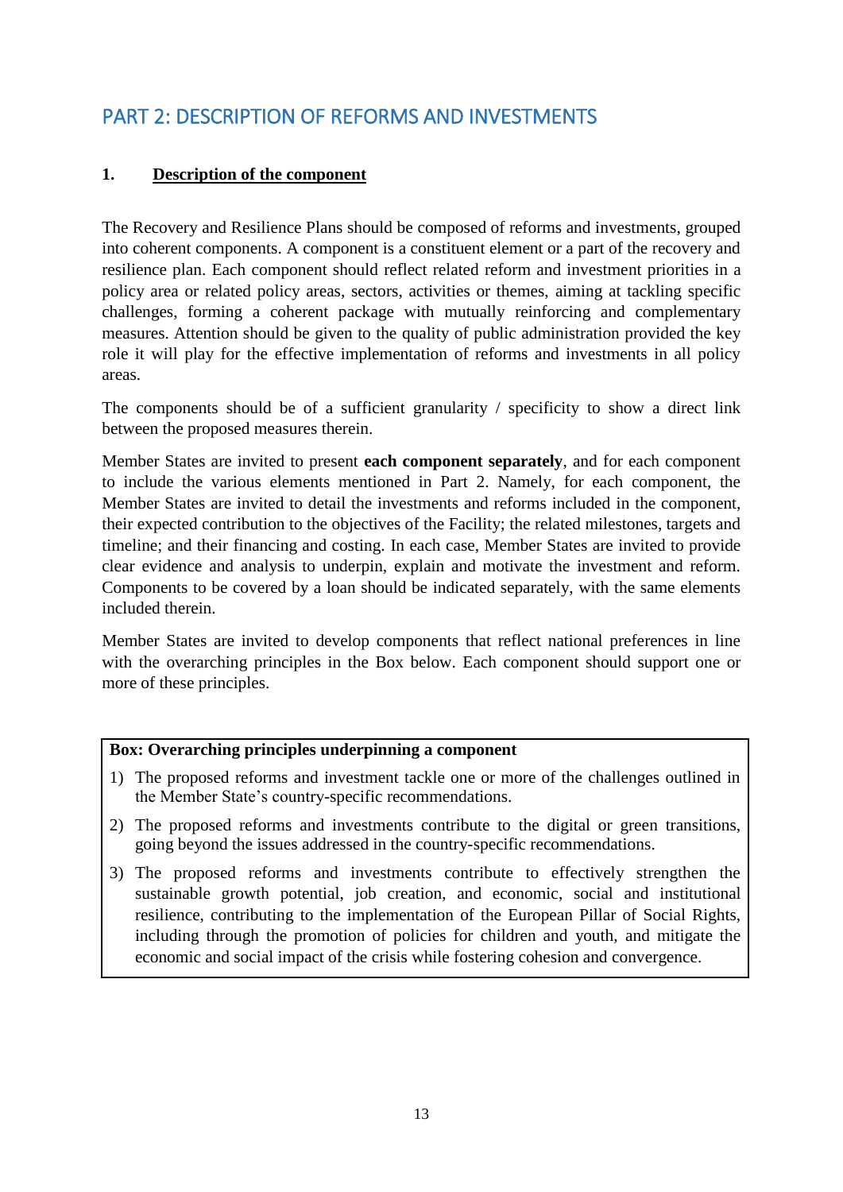# PART 2: DESCRIPTION OF REFORMS AND INVESTMENTS

## 1. Description of the component

The Recovery and Resilience Plans should be composed of reforms and investments, grouped into coherent components. A component is a constituent element or a part of the recovery and resilience plan. Each component should reflect related reform and investment priorities in a policy area or related policy areas, sectors, activities or themes, aiming at tackling specific challenges, forming a coherent package with mutually reinforcing and complementary measures. Attention should be given to the quality of public administration provided the key role it will play for the effective implementation of reforms and investments in all policy areas.

The components should be of a sufficient granularity / specificity to show a direct link between the proposed measures therein.

Member States are invited to present **each component separately**, and for each component to include the various elements mentioned in Part 2. Namely, for each component, the Member States are invited to detail the investments and reforms included in the component, their expected contribution to the objectives of the Facility; the related milestones, targets and timeline; and their financing and costing. In each case, Member States are invited to provide clear evidence and analysis to underpin, explain and motivate the investment and reform. Components to be covered by a loan should be indicated separately, with the same elements included therein.

Member States are invited to develop components that reflect national preferences in line with the overarching principles in the Box below. Each component should support one or more of these principles.

**Box: Overarching principles underpinning a component**

1) The proposed reforms and investment tackle one or more of the challenges outlined in the Member State's country-specific recommendations.
2) The proposed reforms and investments contribute to the digital or green transitions, going beyond the issues addressed in the country-specific recommendations.
3) The proposed reforms and investments contribute to effectively strengthen the sustainable growth potential, job creation, and economic, social and institutional resilience, contributing to the implementation of the European Pillar of Social Rights, including through the promotion of policies for children and youth, and mitigate the economic and social impact of the crisis while fostering cohesion and convergence.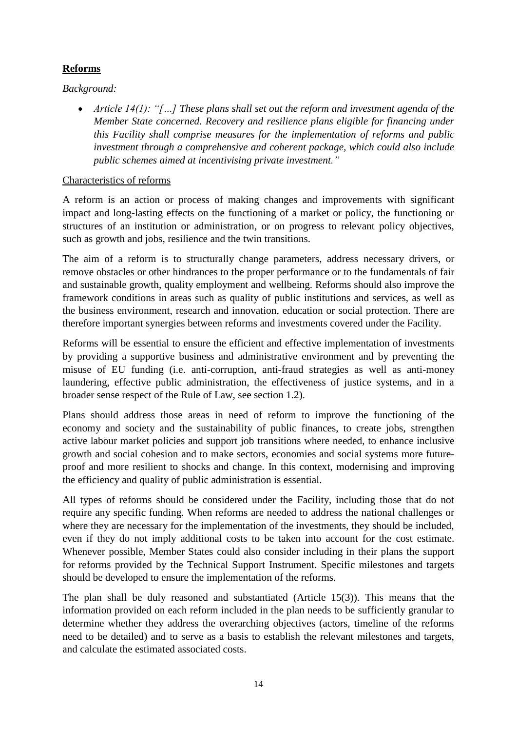**Reforms**

*Background:*

- *Article 14(1): "[…] These plans shall set out the reform and investment agenda of the Member State concerned. Recovery and resilience plans eligible for financing under this Facility shall comprise measures for the implementation of reforms and public investment through a comprehensive and coherent package, which could also include public schemes aimed at incentivising private investment."*

Characteristics of reforms

A reform is an action or process of making changes and improvements with significant impact and long-lasting effects on the functioning of a market or policy, the functioning or structures of an institution or administration, or on progress to relevant policy objectives, such as growth and jobs, resilience and the twin transitions.

The aim of a reform is to structurally change parameters, address necessary drivers, or remove obstacles or other hindrances to the proper performance or to the fundamentals of fair and sustainable growth, quality employment and wellbeing. Reforms should also improve the framework conditions in areas such as quality of public institutions and services, as well as the business environment, research and innovation, education or social protection. There are therefore important synergies between reforms and investments covered under the Facility.

Reforms will be essential to ensure the efficient and effective implementation of investments by providing a supportive business and administrative environment and by preventing the misuse of EU funding (i.e. anti-corruption, anti-fraud strategies as well as anti-money laundering, effective public administration, the effectiveness of justice systems, and in a broader sense respect of the Rule of Law, see section 1.2).

Plans should address those areas in need of reform to improve the functioning of the economy and society and the sustainability of public finances, to create jobs, strengthen active labour market policies and support job transitions where needed, to enhance inclusive growth and social cohesion and to make sectors, economies and social systems more future-proof and more resilient to shocks and change. In this context, modernising and improving the efficiency and quality of public administration is essential.

All types of reforms should be considered under the Facility, including those that do not require any specific funding. When reforms are needed to address the national challenges or where they are necessary for the implementation of the investments, they should be included, even if they do not imply additional costs to be taken into account for the cost estimate. Whenever possible, Member States could also consider including in their plans the support for reforms provided by the Technical Support Instrument. Specific milestones and targets should be developed to ensure the implementation of the reforms.

The plan shall be duly reasoned and substantiated (Article 15(3)). This means that the information provided on each reform included in the plan needs to be sufficiently granular to determine whether they address the overarching objectives (actors, timeline of the reforms need to be detailed) and to serve as a basis to establish the relevant milestones and targets, and calculate the estimated associated costs.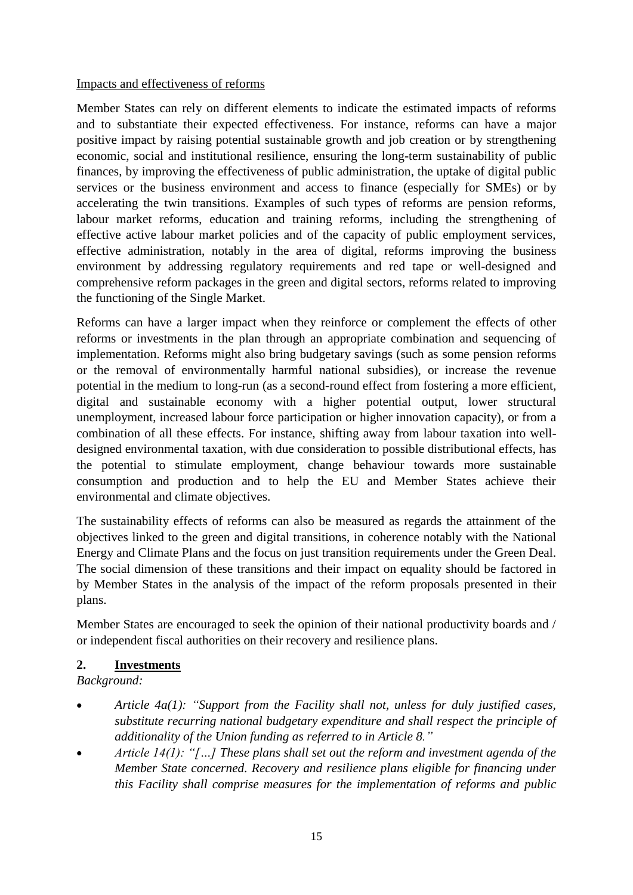Impacts and effectiveness of reforms

Member States can rely on different elements to indicate the estimated impacts of reforms and to substantiate their expected effectiveness. For instance, reforms can have a major positive impact by raising potential sustainable growth and job creation or by strengthening economic, social and institutional resilience, ensuring the long-term sustainability of public finances, by improving the effectiveness of public administration, the uptake of digital public services or the business environment and access to finance (especially for SMEs) or by accelerating the twin transitions. Examples of such types of reforms are pension reforms, labour market reforms, education and training reforms, including the strengthening of effective active labour market policies and of the capacity of public employment services, effective administration, notably in the area of digital, reforms improving the business environment by addressing regulatory requirements and red tape or well-designed and comprehensive reform packages in the green and digital sectors, reforms related to improving the functioning of the Single Market.

Reforms can have a larger impact when they reinforce or complement the effects of other reforms or investments in the plan through an appropriate combination and sequencing of implementation. Reforms might also bring budgetary savings (such as some pension reforms or the removal of environmentally harmful national subsidies), or increase the revenue potential in the medium to long-run (as a second-round effect from fostering a more efficient, digital and sustainable economy with a higher potential output, lower structural unemployment, increased labour force participation or higher innovation capacity), or from a combination of all these effects. For instance, shifting away from labour taxation into well-designed environmental taxation, with due consideration to possible distributional effects, has the potential to stimulate employment, change behaviour towards more sustainable consumption and production and to help the EU and Member States achieve their environmental and climate objectives.

The sustainability effects of reforms can also be measured as regards the attainment of the objectives linked to the green and digital transitions, in coherence notably with the National Energy and Climate Plans and the focus on just transition requirements under the Green Deal. The social dimension of these transitions and their impact on equality should be factored in by Member States in the analysis of the impact of the reform proposals presented in their plans.

Member States are encouraged to seek the opinion of their national productivity boards and / or independent fiscal authorities on their recovery and resilience plans.

## 2. Investments

*Background:*

- *Article 4a(1): "Support from the Facility shall not, unless for duly justified cases, substitute recurring national budgetary expenditure and shall respect the principle of additionality of the Union funding as referred to in Article 8."*
- *Article 14(1): "[…] These plans shall set out the reform and investment agenda of the Member State concerned. Recovery and resilience plans eligible for financing under this Facility shall comprise measures for the implementation of reforms and public*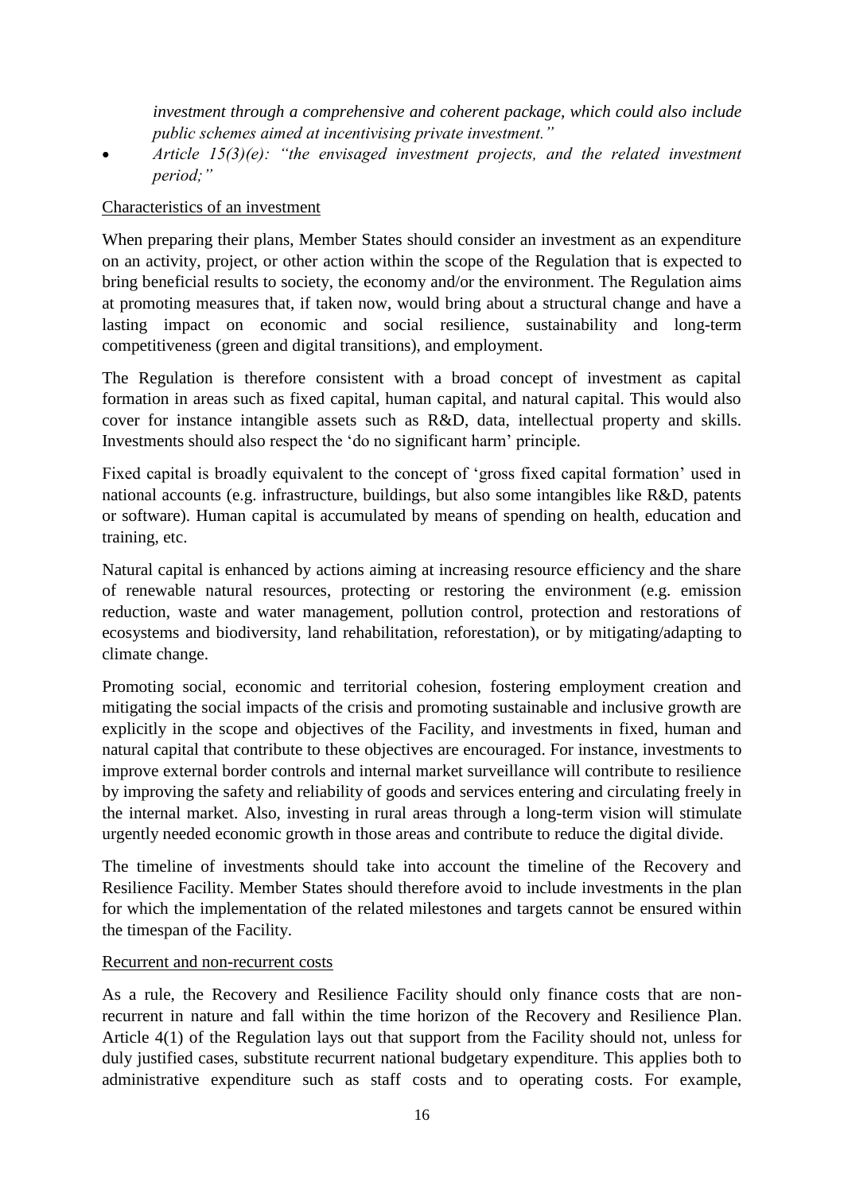*investment through a comprehensive and coherent package, which could also include public schemes aimed at incentivising private investment."*

- *Article 15(3)(e): "the envisaged investment projects, and the related investment period;"*

Characteristics of an investment

When preparing their plans, Member States should consider an investment as an expenditure on an activity, project, or other action within the scope of the Regulation that is expected to bring beneficial results to society, the economy and/or the environment. The Regulation aims at promoting measures that, if taken now, would bring about a structural change and have a lasting impact on economic and social resilience, sustainability and long-term competitiveness (green and digital transitions), and employment.

The Regulation is therefore consistent with a broad concept of investment as capital formation in areas such as fixed capital, human capital, and natural capital. This would also cover for instance intangible assets such as R&D, data, intellectual property and skills. Investments should also respect the 'do no significant harm' principle.

Fixed capital is broadly equivalent to the concept of 'gross fixed capital formation' used in national accounts (e.g. infrastructure, buildings, but also some intangibles like R&D, patents or software). Human capital is accumulated by means of spending on health, education and training, etc.

Natural capital is enhanced by actions aiming at increasing resource efficiency and the share of renewable natural resources, protecting or restoring the environment (e.g. emission reduction, waste and water management, pollution control, protection and restorations of ecosystems and biodiversity, land rehabilitation, reforestation), or by mitigating/adapting to climate change.

Promoting social, economic and territorial cohesion, fostering employment creation and mitigating the social impacts of the crisis and promoting sustainable and inclusive growth are explicitly in the scope and objectives of the Facility, and investments in fixed, human and natural capital that contribute to these objectives are encouraged. For instance, investments to improve external border controls and internal market surveillance will contribute to resilience by improving the safety and reliability of goods and services entering and circulating freely in the internal market. Also, investing in rural areas through a long-term vision will stimulate urgently needed economic growth in those areas and contribute to reduce the digital divide.

The timeline of investments should take into account the timeline of the Recovery and Resilience Facility. Member States should therefore avoid to include investments in the plan for which the implementation of the related milestones and targets cannot be ensured within the timespan of the Facility.

Recurrent and non-recurrent costs

As a rule, the Recovery and Resilience Facility should only finance costs that are non-recurrent in nature and fall within the time horizon of the Recovery and Resilience Plan. Article 4(1) of the Regulation lays out that support from the Facility should not, unless for duly justified cases, substitute recurrent national budgetary expenditure. This applies both to administrative expenditure such as staff costs and to operating costs. For example,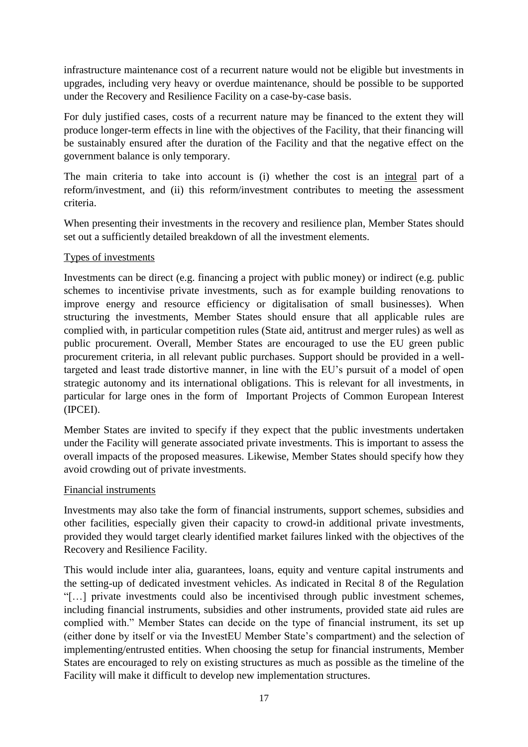infrastructure maintenance cost of a recurrent nature would not be eligible but investments in upgrades, including very heavy or overdue maintenance, should be possible to be supported under the Recovery and Resilience Facility on a case-by-case basis.

For duly justified cases, costs of a recurrent nature may be financed to the extent they will produce longer-term effects in line with the objectives of the Facility, that their financing will be sustainably ensured after the duration of the Facility and that the negative effect on the government balance is only temporary.

The main criteria to take into account is (i) whether the cost is an <u>integral</u> part of a reform/investment, and (ii) this reform/investment contributes to meeting the assessment criteria.

When presenting their investments in the recovery and resilience plan, Member States should set out a sufficiently detailed breakdown of all the investment elements.

<u>Types of investments</u>

Investments can be direct (e.g. financing a project with public money) or indirect (e.g. public schemes to incentivise private investments, such as for example building renovations to improve energy and resource efficiency or digitalisation of small businesses). When structuring the investments, Member States should ensure that all applicable rules are complied with, in particular competition rules (State aid, antitrust and merger rules) as well as public procurement. Overall, Member States are encouraged to use the EU green public procurement criteria, in all relevant public purchases. Support should be provided in a well-targeted and least trade distortive manner, in line with the EU's pursuit of a model of open strategic autonomy and its international obligations. This is relevant for all investments, in particular for large ones in the form of Important Projects of Common European Interest (IPCEI).

Member States are invited to specify if they expect that the public investments undertaken under the Facility will generate associated private investments. This is important to assess the overall impacts of the proposed measures. Likewise, Member States should specify how they avoid crowding out of private investments.

<u>Financial instruments</u>

Investments may also take the form of financial instruments, support schemes, subsidies and other facilities, especially given their capacity to crowd-in additional private investments, provided they would target clearly identified market failures linked with the objectives of the Recovery and Resilience Facility.

This would include inter alia, guarantees, loans, equity and venture capital instruments and the setting-up of dedicated investment vehicles. As indicated in Recital 8 of the Regulation "[…] private investments could also be incentivised through public investment schemes, including financial instruments, subsidies and other instruments, provided state aid rules are complied with." Member States can decide on the type of financial instrument, its set up (either done by itself or via the InvestEU Member State's compartment) and the selection of implementing/entrusted entities. When choosing the setup for financial instruments, Member States are encouraged to rely on existing structures as much as possible as the timeline of the Facility will make it difficult to develop new implementation structures.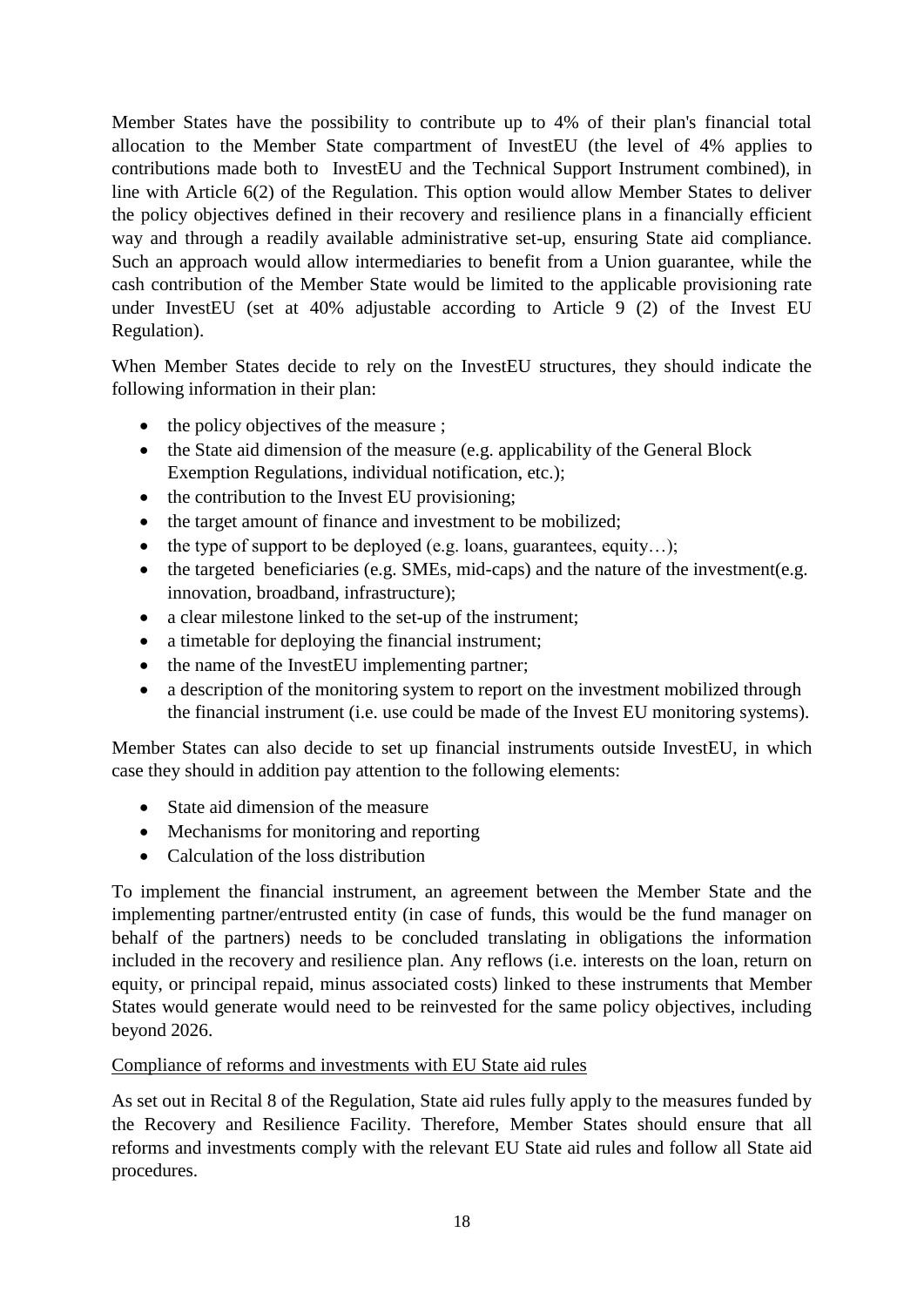Member States have the possibility to contribute up to 4% of their plan's financial total allocation to the Member State compartment of InvestEU (the level of 4% applies to contributions made both to InvestEU and the Technical Support Instrument combined), in line with Article 6(2) of the Regulation. This option would allow Member States to deliver the policy objectives defined in their recovery and resilience plans in a financially efficient way and through a readily available administrative set-up, ensuring State aid compliance. Such an approach would allow intermediaries to benefit from a Union guarantee, while the cash contribution of the Member State would be limited to the applicable provisioning rate under InvestEU (set at 40% adjustable according to Article 9 (2) of the Invest EU Regulation).

When Member States decide to rely on the InvestEU structures, they should indicate the following information in their plan:

- the policy objectives of the measure ;
- the State aid dimension of the measure (e.g. applicability of the General Block Exemption Regulations, individual notification, etc.);
- the contribution to the Invest EU provisioning;
- the target amount of finance and investment to be mobilized;
- the type of support to be deployed (e.g. loans, guarantees, equity…);
- the targeted beneficiaries (e.g. SMEs, mid-caps) and the nature of the investment(e.g. innovation, broadband, infrastructure);
- a clear milestone linked to the set-up of the instrument;
- a timetable for deploying the financial instrument;
- the name of the InvestEU implementing partner;
- a description of the monitoring system to report on the investment mobilized through the financial instrument (i.e. use could be made of the Invest EU monitoring systems).

Member States can also decide to set up financial instruments outside InvestEU, in which case they should in addition pay attention to the following elements:

- State aid dimension of the measure
- Mechanisms for monitoring and reporting
- Calculation of the loss distribution

To implement the financial instrument, an agreement between the Member State and the implementing partner/entrusted entity (in case of funds, this would be the fund manager on behalf of the partners) needs to be concluded translating in obligations the information included in the recovery and resilience plan. Any reflows (i.e. interests on the loan, return on equity, or principal repaid, minus associated costs) linked to these instruments that Member States would generate would need to be reinvested for the same policy objectives, including beyond 2026.

Compliance of reforms and investments with EU State aid rules

As set out in Recital 8 of the Regulation, State aid rules fully apply to the measures funded by the Recovery and Resilience Facility. Therefore, Member States should ensure that all reforms and investments comply with the relevant EU State aid rules and follow all State aid procedures.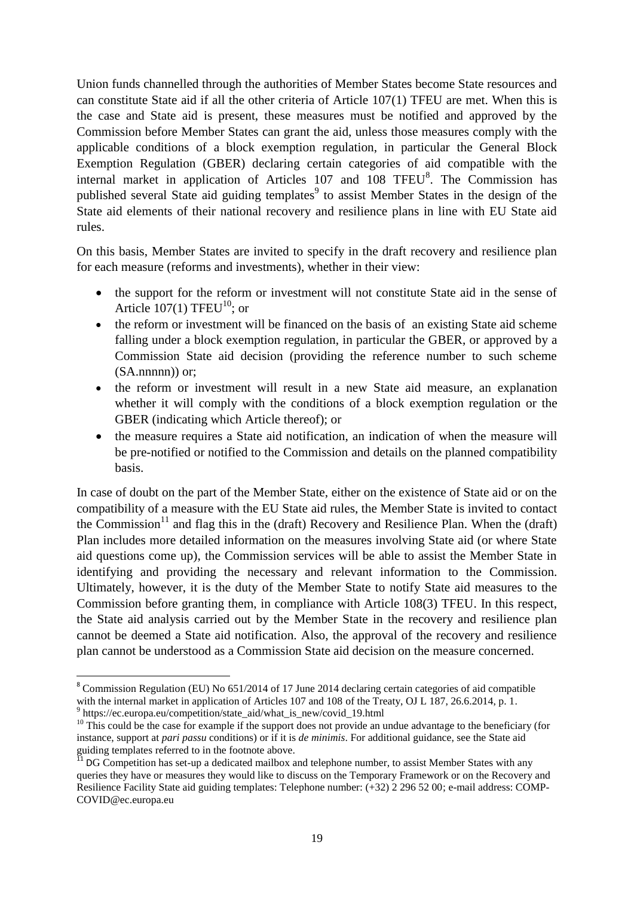Union funds channelled through the authorities of Member States become State resources and can constitute State aid if all the other criteria of Article 107(1) TFEU are met. When this is the case and State aid is present, these measures must be notified and approved by the Commission before Member States can grant the aid, unless those measures comply with the applicable conditions of a block exemption regulation, in particular the General Block Exemption Regulation (GBER) declaring certain categories of aid compatible with the internal market in application of Articles 107 and 108 TFEU[8]. The Commission has published several State aid guiding templates[9] to assist Member States in the design of the State aid elements of their national recovery and resilience plans in line with EU State aid rules.

On this basis, Member States are invited to specify in the draft recovery and resilience plan for each measure (reforms and investments), whether in their view:

- the support for the reform or investment will not constitute State aid in the sense of Article 107(1) TFEU[10]; or
- the reform or investment will be financed on the basis of an existing State aid scheme falling under a block exemption regulation, in particular the GBER, or approved by a Commission State aid decision (providing the reference number to such scheme (SA.nnnnn)) or;
- the reform or investment will result in a new State aid measure, an explanation whether it will comply with the conditions of a block exemption regulation or the GBER (indicating which Article thereof); or
- the measure requires a State aid notification, an indication of when the measure will be pre-notified or notified to the Commission and details on the planned compatibility basis.

In case of doubt on the part of the Member State, either on the existence of State aid or on the compatibility of a measure with the EU State aid rules, the Member State is invited to contact the Commission[11] and flag this in the (draft) Recovery and Resilience Plan. When the (draft) Plan includes more detailed information on the measures involving State aid (or where State aid questions come up), the Commission services will be able to assist the Member State in identifying and providing the necessary and relevant information to the Commission. Ultimately, however, it is the duty of the Member State to notify State aid measures to the Commission before granting them, in compliance with Article 108(3) TFEU. In this respect, the State aid analysis carried out by the Member State in the recovery and resilience plan cannot be deemed a State aid notification. Also, the approval of the recovery and resilience plan cannot be understood as a Commission State aid decision on the measure concerned.

---

[8] Commission Regulation (EU) No 651/2014 of 17 June 2014 declaring certain categories of aid compatible with the internal market in application of Articles 107 and 108 of the Treaty, OJ L 187, 26.6.2014, p. 1.

[9] https://ec.europa.eu/competition/state_aid/what_is_new/covid_19.html

[10] This could be the case for example if the support does not provide an undue advantage to the beneficiary (for instance, support at *pari passu* conditions) or if it is *de minimis*. For additional guidance, see the State aid guiding templates referred to in the footnote above.

[11] DG Competition has set-up a dedicated mailbox and telephone number, to assist Member States with any queries they have or measures they would like to discuss on the Temporary Framework or on the Recovery and Resilience Facility State aid guiding templates: Telephone number: (+32) 2 296 52 00; e-mail address: COMP-COVID@ec.europa.eu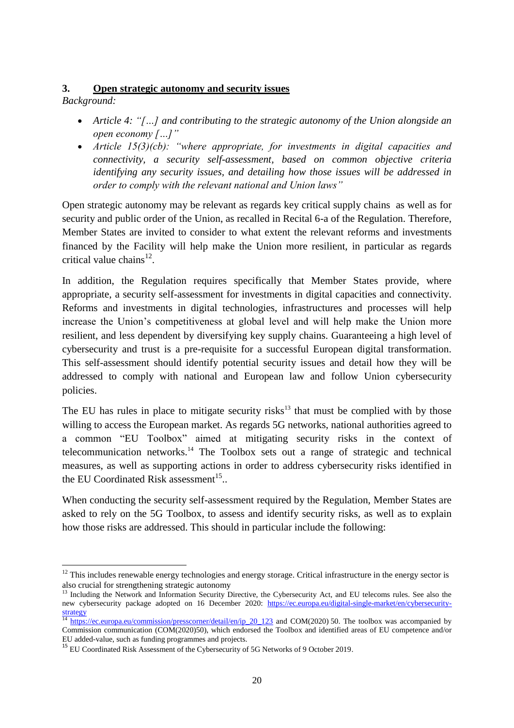## 3. Open strategic autonomy and security issues

*Background:*

- *Article 4: "[…] and contributing to the strategic autonomy of the Union alongside an open economy […]"*
- *Article 15(3)(cb): "where appropriate, for investments in digital capacities and connectivity, a security self-assessment, based on common objective criteria identifying any security issues, and detailing how those issues will be addressed in order to comply with the relevant national and Union laws"*

Open strategic autonomy may be relevant as regards key critical supply chains as well as for security and public order of the Union, as recalled in Recital 6-a of the Regulation. Therefore, Member States are invited to consider to what extent the relevant reforms and investments financed by the Facility will help make the Union more resilient, in particular as regards critical value chains[12].

In addition, the Regulation requires specifically that Member States provide, where appropriate, a security self-assessment for investments in digital capacities and connectivity. Reforms and investments in digital technologies, infrastructures and processes will help increase the Union's competitiveness at global level and will help make the Union more resilient, and less dependent by diversifying key supply chains. Guaranteeing a high level of cybersecurity and trust is a pre-requisite for a successful European digital transformation. This self-assessment should identify potential security issues and detail how they will be addressed to comply with national and European law and follow Union cybersecurity policies.

The EU has rules in place to mitigate security risks[13] that must be complied with by those willing to access the European market. As regards 5G networks, national authorities agreed to a common "EU Toolbox" aimed at mitigating security risks in the context of telecommunication networks.[14] The Toolbox sets out a range of strategic and technical measures, as well as supporting actions in order to address cybersecurity risks identified in the EU Coordinated Risk assessment[15]..

When conducting the security self-assessment required by the Regulation, Member States are asked to rely on the 5G Toolbox, to assess and identify security risks, as well as to explain how those risks are addressed. This should in particular include the following:

---

[12] This includes renewable energy technologies and energy storage. Critical infrastructure in the energy sector is also crucial for strengthening strategic autonomy

[13] Including the Network and Information Security Directive, the Cybersecurity Act, and EU telecoms rules. See also the new cybersecurity package adopted on 16 December 2020: https://ec.europa.eu/digital-single-market/en/cybersecurity-strategy

[14] https://ec.europa.eu/commission/presscorner/detail/en/ip_20_123 and COM(2020) 50. The toolbox was accompanied by Commission communication (COM(2020)50), which endorsed the Toolbox and identified areas of EU competence and/or EU added-value, such as funding programmes and projects.

[15] EU Coordinated Risk Assessment of the Cybersecurity of 5G Networks of 9 October 2019.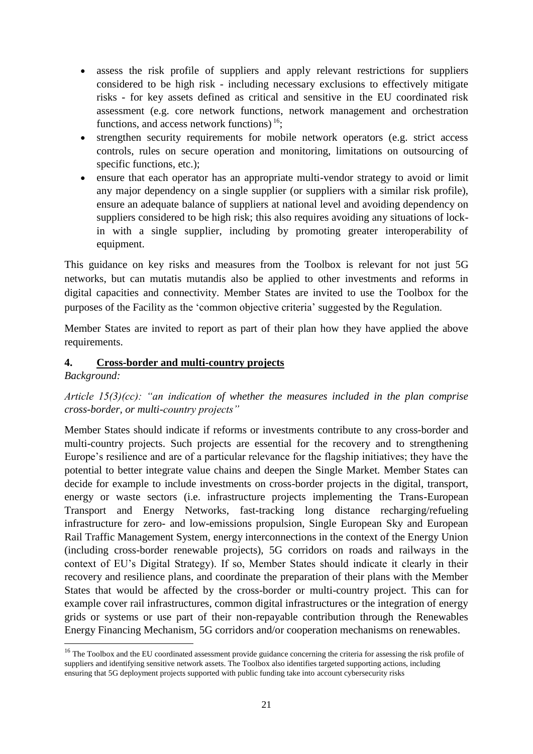- assess the risk profile of suppliers and apply relevant restrictions for suppliers considered to be high risk - including necessary exclusions to effectively mitigate risks - for key assets defined as critical and sensitive in the EU coordinated risk assessment (e.g. core network functions, network management and orchestration functions, and access network functions) [16];
- strengthen security requirements for mobile network operators (e.g. strict access controls, rules on secure operation and monitoring, limitations on outsourcing of specific functions, etc.);
- ensure that each operator has an appropriate multi-vendor strategy to avoid or limit any major dependency on a single supplier (or suppliers with a similar risk profile), ensure an adequate balance of suppliers at national level and avoiding dependency on suppliers considered to be high risk; this also requires avoiding any situations of lock-in with a single supplier, including by promoting greater interoperability of equipment.

This guidance on key risks and measures from the Toolbox is relevant for not just 5G networks, but can mutatis mutandis also be applied to other investments and reforms in digital capacities and connectivity. Member States are invited to use the Toolbox for the purposes of the Facility as the 'common objective criteria' suggested by the Regulation.

Member States are invited to report as part of their plan how they have applied the above requirements.

## 4. Cross-border and multi-country projects

*Background:*

*Article 15(3)(cc): "an indication of whether the measures included in the plan comprise cross-border, or multi-country projects"*

Member States should indicate if reforms or investments contribute to any cross-border and multi-country projects. Such projects are essential for the recovery and to strengthening Europe's resilience and are of a particular relevance for the flagship initiatives; they have the potential to better integrate value chains and deepen the Single Market. Member States can decide for example to include investments on cross-border projects in the digital, transport, energy or waste sectors (i.e. infrastructure projects implementing the Trans-European Transport and Energy Networks, fast-tracking long distance recharging/refueling infrastructure for zero- and low-emissions propulsion, Single European Sky and European Rail Traffic Management System, energy interconnections in the context of the Energy Union (including cross-border renewable projects), 5G corridors on roads and railways in the context of EU's Digital Strategy). If so, Member States should indicate it clearly in their recovery and resilience plans, and coordinate the preparation of their plans with the Member States that would be affected by the cross-border or multi-country project. This can for example cover rail infrastructures, common digital infrastructures or the integration of energy grids or systems or use part of their non-repayable contribution through the Renewables Energy Financing Mechanism, 5G corridors and/or cooperation mechanisms on renewables.

[16] The Toolbox and the EU coordinated assessment provide guidance concerning the criteria for assessing the risk profile of suppliers and identifying sensitive network assets. The Toolbox also identifies targeted supporting actions, including ensuring that 5G deployment projects supported with public funding take into account cybersecurity risks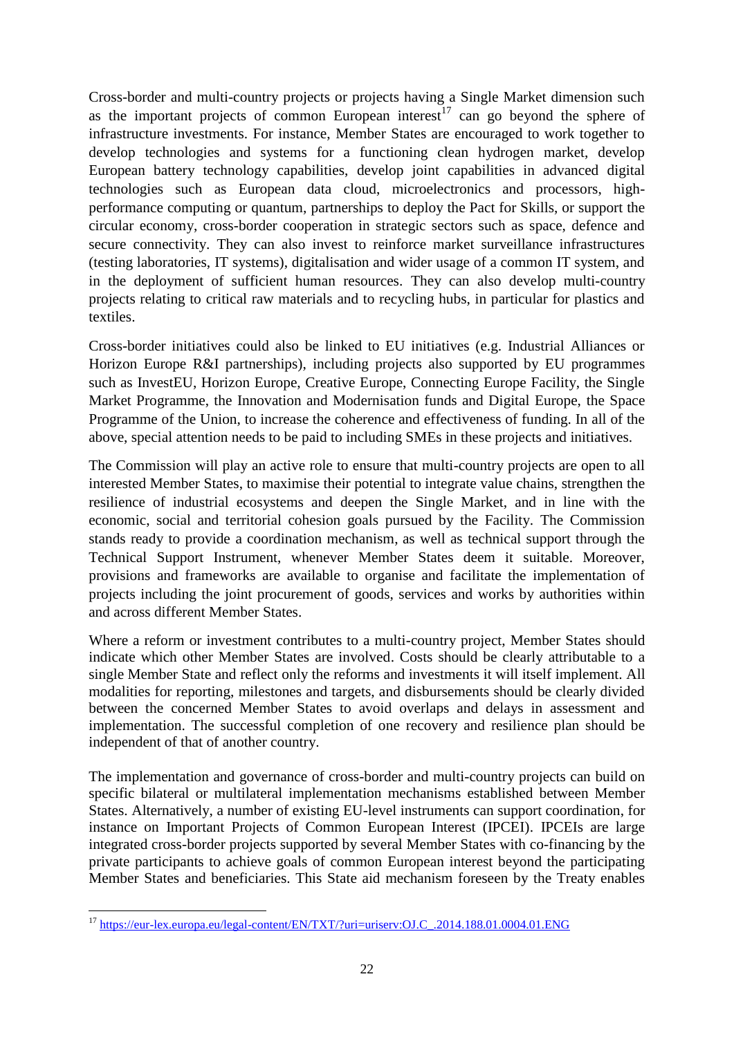Cross-border and multi-country projects or projects having a Single Market dimension such as the important projects of common European interest[17] can go beyond the sphere of infrastructure investments. For instance, Member States are encouraged to work together to develop technologies and systems for a functioning clean hydrogen market, develop European battery technology capabilities, develop joint capabilities in advanced digital technologies such as European data cloud, microelectronics and processors, high-performance computing or quantum, partnerships to deploy the Pact for Skills, or support the circular economy, cross-border cooperation in strategic sectors such as space, defence and secure connectivity. They can also invest to reinforce market surveillance infrastructures (testing laboratories, IT systems), digitalisation and wider usage of a common IT system, and in the deployment of sufficient human resources. They can also develop multi-country projects relating to critical raw materials and to recycling hubs, in particular for plastics and textiles.

Cross-border initiatives could also be linked to EU initiatives (e.g. Industrial Alliances or Horizon Europe R&I partnerships), including projects also supported by EU programmes such as InvestEU, Horizon Europe, Creative Europe, Connecting Europe Facility, the Single Market Programme, the Innovation and Modernisation funds and Digital Europe, the Space Programme of the Union, to increase the coherence and effectiveness of funding. In all of the above, special attention needs to be paid to including SMEs in these projects and initiatives.

The Commission will play an active role to ensure that multi-country projects are open to all interested Member States, to maximise their potential to integrate value chains, strengthen the resilience of industrial ecosystems and deepen the Single Market, and in line with the economic, social and territorial cohesion goals pursued by the Facility. The Commission stands ready to provide a coordination mechanism, as well as technical support through the Technical Support Instrument, whenever Member States deem it suitable. Moreover, provisions and frameworks are available to organise and facilitate the implementation of projects including the joint procurement of goods, services and works by authorities within and across different Member States.

Where a reform or investment contributes to a multi-country project, Member States should indicate which other Member States are involved. Costs should be clearly attributable to a single Member State and reflect only the reforms and investments it will itself implement. All modalities for reporting, milestones and targets, and disbursements should be clearly divided between the concerned Member States to avoid overlaps and delays in assessment and implementation. The successful completion of one recovery and resilience plan should be independent of that of another country.

The implementation and governance of cross-border and multi-country projects can build on specific bilateral or multilateral implementation mechanisms established between Member States. Alternatively, a number of existing EU-level instruments can support coordination, for instance on Important Projects of Common European Interest (IPCEI). IPCEIs are large integrated cross-border projects supported by several Member States with co-financing by the private participants to achieve goals of common European interest beyond the participating Member States and beneficiaries. This State aid mechanism foreseen by the Treaty enables

[17] https://eur-lex.europa.eu/legal-content/EN/TXT/?uri=uriserv:OJ.C_.2014.188.01.0004.01.ENG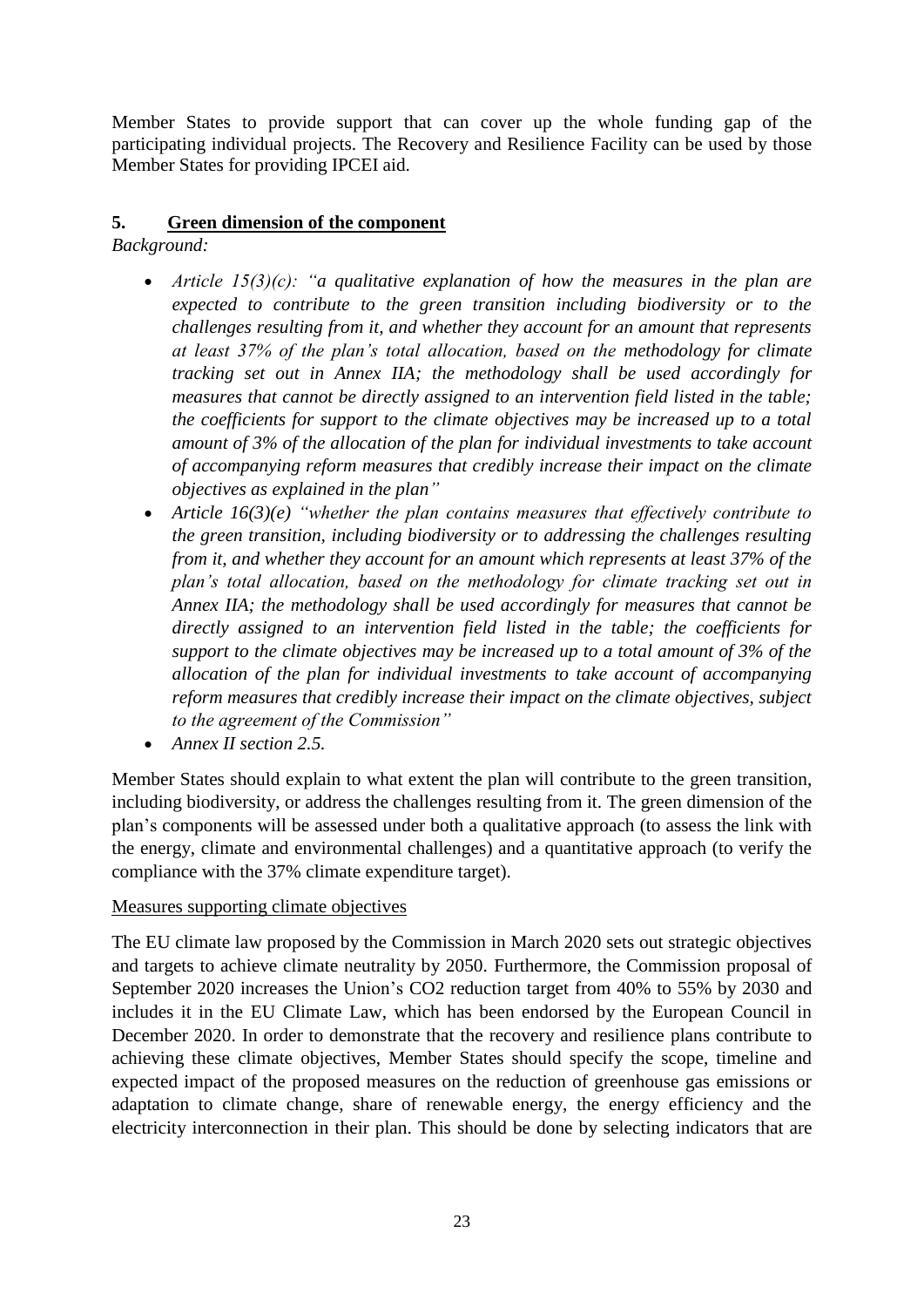Member States to provide support that can cover up the whole funding gap of the participating individual projects. The Recovery and Resilience Facility can be used by those Member States for providing IPCEI aid.

## 5. Green dimension of the component

*Background:*

- *Article 15(3)(c): "a qualitative explanation of how the measures in the plan are expected to contribute to the green transition including biodiversity or to the challenges resulting from it, and whether they account for an amount that represents at least 37% of the plan's total allocation, based on the methodology for climate tracking set out in Annex IIA; the methodology shall be used accordingly for measures that cannot be directly assigned to an intervention field listed in the table; the coefficients for support to the climate objectives may be increased up to a total amount of 3% of the allocation of the plan for individual investments to take account of accompanying reform measures that credibly increase their impact on the climate objectives as explained in the plan"*
- *Article 16(3)(e) "whether the plan contains measures that effectively contribute to the green transition, including biodiversity or to addressing the challenges resulting from it, and whether they account for an amount which represents at least 37% of the plan's total allocation, based on the methodology for climate tracking set out in Annex IIA; the methodology shall be used accordingly for measures that cannot be directly assigned to an intervention field listed in the table; the coefficients for support to the climate objectives may be increased up to a total amount of 3% of the allocation of the plan for individual investments to take account of accompanying reform measures that credibly increase their impact on the climate objectives, subject to the agreement of the Commission"*
- *Annex II section 2.5.*

Member States should explain to what extent the plan will contribute to the green transition, including biodiversity, or address the challenges resulting from it. The green dimension of the plan's components will be assessed under both a qualitative approach (to assess the link with the energy, climate and environmental challenges) and a quantitative approach (to verify the compliance with the 37% climate expenditure target).

Measures supporting climate objectives

The EU climate law proposed by the Commission in March 2020 sets out strategic objectives and targets to achieve climate neutrality by 2050. Furthermore, the Commission proposal of September 2020 increases the Union's $CO_2$ reduction target from 40% to 55% by 2030 and includes it in the EU Climate Law, which has been endorsed by the European Council in December 2020. In order to demonstrate that the recovery and resilience plans contribute to achieving these climate objectives, Member States should specify the scope, timeline and expected impact of the proposed measures on the reduction of greenhouse gas emissions or adaptation to climate change, share of renewable energy, the energy efficiency and the electricity interconnection in their plan. This should be done by selecting indicators that are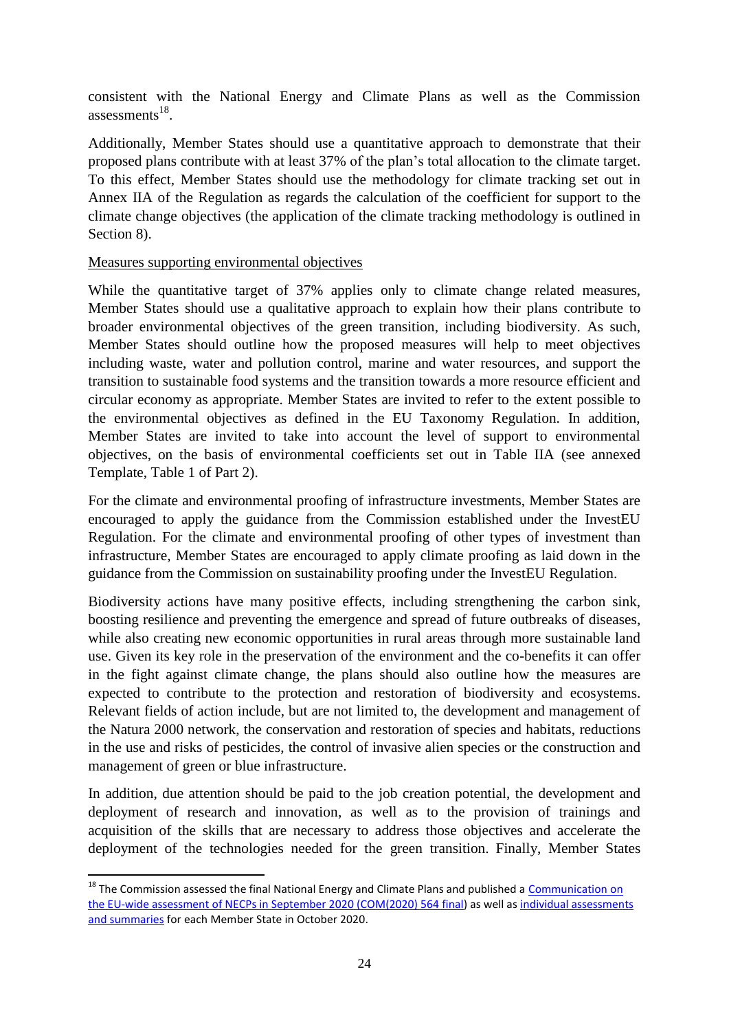consistent with the National Energy and Climate Plans as well as the Commission assessments[18].

Additionally, Member States should use a quantitative approach to demonstrate that their proposed plans contribute with at least 37% of the plan's total allocation to the climate target. To this effect, Member States should use the methodology for climate tracking set out in Annex IIA of the Regulation as regards the calculation of the coefficient for support to the climate change objectives (the application of the climate tracking methodology is outlined in Section 8).

Measures supporting environmental objectives

While the quantitative target of 37% applies only to climate change related measures, Member States should use a qualitative approach to explain how their plans contribute to broader environmental objectives of the green transition, including biodiversity. As such, Member States should outline how the proposed measures will help to meet objectives including waste, water and pollution control, marine and water resources, and support the transition to sustainable food systems and the transition towards a more resource efficient and circular economy as appropriate. Member States are invited to refer to the extent possible to the environmental objectives as defined in the EU Taxonomy Regulation. In addition, Member States are invited to take into account the level of support to environmental objectives, on the basis of environmental coefficients set out in Table IIA (see annexed Template, Table 1 of Part 2).

For the climate and environmental proofing of infrastructure investments, Member States are encouraged to apply the guidance from the Commission established under the InvestEU Regulation. For the climate and environmental proofing of other types of investment than infrastructure, Member States are encouraged to apply climate proofing as laid down in the guidance from the Commission on sustainability proofing under the InvestEU Regulation.

Biodiversity actions have many positive effects, including strengthening the carbon sink, boosting resilience and preventing the emergence and spread of future outbreaks of diseases, while also creating new economic opportunities in rural areas through more sustainable land use. Given its key role in the preservation of the environment and the co-benefits it can offer in the fight against climate change, the plans should also outline how the measures are expected to contribute to the protection and restoration of biodiversity and ecosystems. Relevant fields of action include, but are not limited to, the development and management of the Natura 2000 network, the conservation and restoration of species and habitats, reductions in the use and risks of pesticides, the control of invasive alien species or the construction and management of green or blue infrastructure.

In addition, due attention should be paid to the job creation potential, the development and deployment of research and innovation, as well as to the provision of trainings and acquisition of the skills that are necessary to address those objectives and accelerate the deployment of the technologies needed for the green transition. Finally, Member States

---

[18] The Commission assessed the final National Energy and Climate Plans and published a Communication on the EU-wide assessment of NECPs in September 2020 (COM(2020) 564 final) as well as individual assessments and summaries for each Member State in October 2020.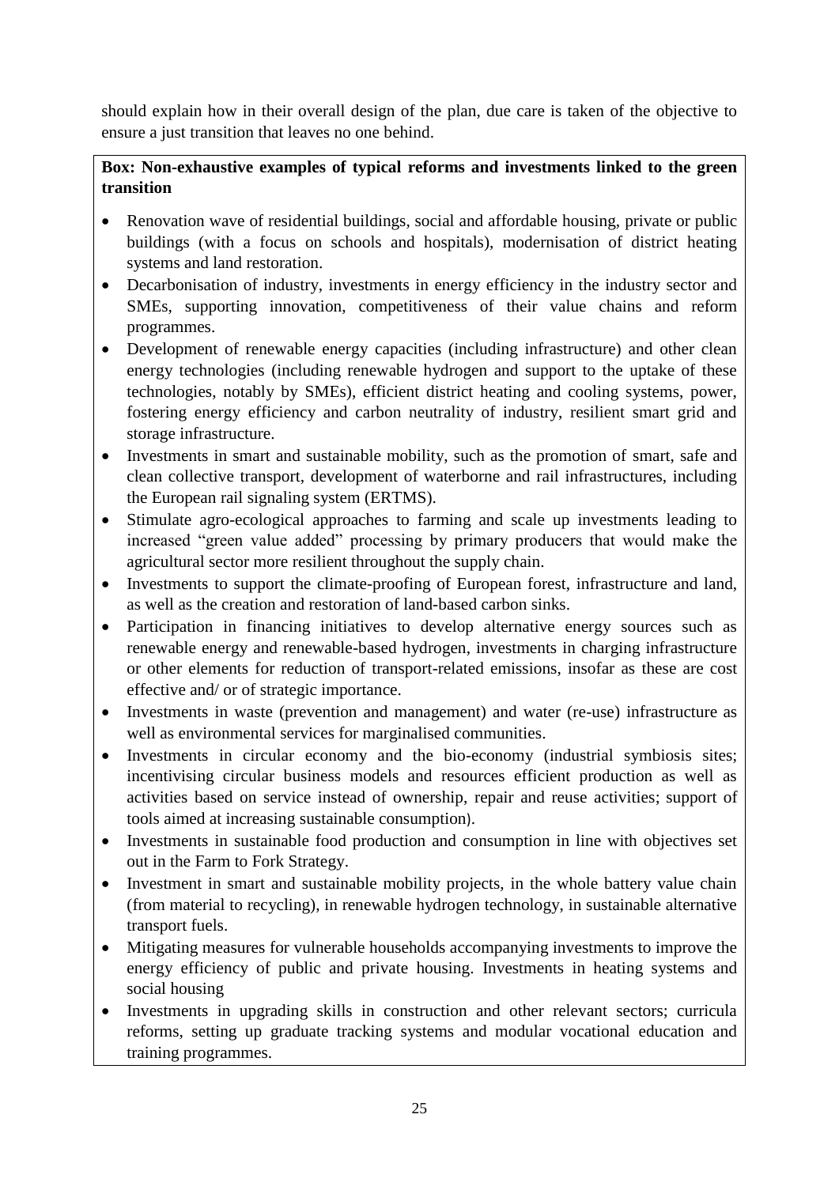should explain how in their overall design of the plan, due care is taken of the objective to ensure a just transition that leaves no one behind.

**Box: Non-exhaustive examples of typical reforms and investments linked to the green transition**

- Renovation wave of residential buildings, social and affordable housing, private or public buildings (with a focus on schools and hospitals), modernisation of district heating systems and land restoration.
- Decarbonisation of industry, investments in energy efficiency in the industry sector and SMEs, supporting innovation, competitiveness of their value chains and reform programmes.
- Development of renewable energy capacities (including infrastructure) and other clean energy technologies (including renewable hydrogen and support to the uptake of these technologies, notably by SMEs), efficient district heating and cooling systems, power, fostering energy efficiency and carbon neutrality of industry, resilient smart grid and storage infrastructure.
- Investments in smart and sustainable mobility, such as the promotion of smart, safe and clean collective transport, development of waterborne and rail infrastructures, including the European rail signaling system (ERTMS).
- Stimulate agro-ecological approaches to farming and scale up investments leading to increased "green value added" processing by primary producers that would make the agricultural sector more resilient throughout the supply chain.
- Investments to support the climate-proofing of European forest, infrastructure and land, as well as the creation and restoration of land-based carbon sinks.
- Participation in financing initiatives to develop alternative energy sources such as renewable energy and renewable-based hydrogen, investments in charging infrastructure or other elements for reduction of transport-related emissions, insofar as these are cost effective and/ or of strategic importance.
- Investments in waste (prevention and management) and water (re-use) infrastructure as well as environmental services for marginalised communities.
- Investments in circular economy and the bio-economy (industrial symbiosis sites; incentivising circular business models and resources efficient production as well as activities based on service instead of ownership, repair and reuse activities; support of tools aimed at increasing sustainable consumption).
- Investments in sustainable food production and consumption in line with objectives set out in the Farm to Fork Strategy.
- Investment in smart and sustainable mobility projects, in the whole battery value chain (from material to recycling), in renewable hydrogen technology, in sustainable alternative transport fuels.
- Mitigating measures for vulnerable households accompanying investments to improve the energy efficiency of public and private housing. Investments in heating systems and social housing
- Investments in upgrading skills in construction and other relevant sectors; curricula reforms, setting up graduate tracking systems and modular vocational education and training programmes.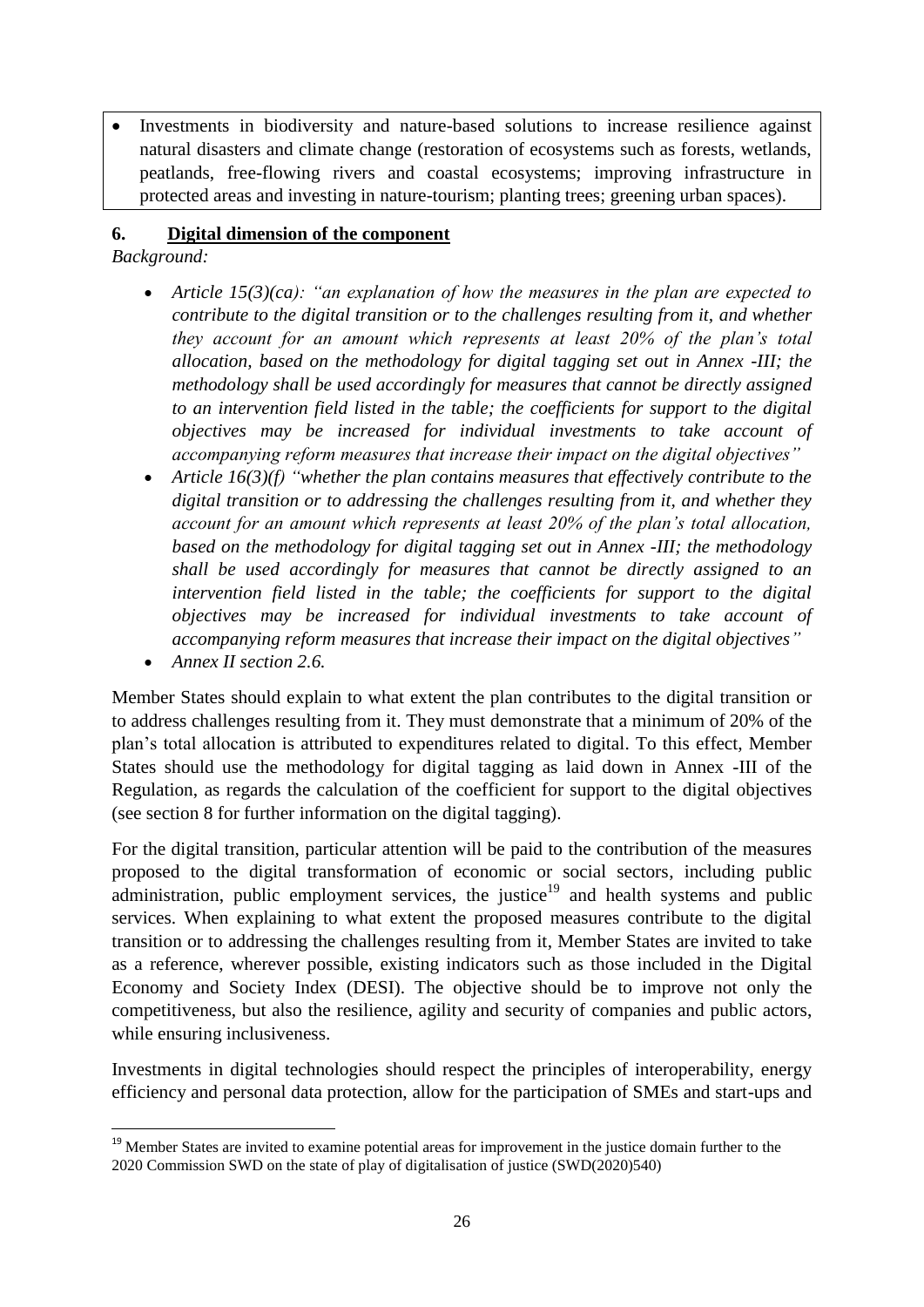- Investments in biodiversity and nature-based solutions to increase resilience against natural disasters and climate change (restoration of ecosystems such as forests, wetlands, peatlands, free-flowing rivers and coastal ecosystems; improving infrastructure in protected areas and investing in nature-tourism; planting trees; greening urban spaces).

## 6. Digital dimension of the component

*Background:*

- *Article 15(3)(ca): "an explanation of how the measures in the plan are expected to contribute to the digital transition or to the challenges resulting from it, and whether they account for an amount which represents at least 20% of the plan's total allocation, based on the methodology for digital tagging set out in Annex -III; the methodology shall be used accordingly for measures that cannot be directly assigned to an intervention field listed in the table; the coefficients for support to the digital objectives may be increased for individual investments to take account of accompanying reform measures that increase their impact on the digital objectives"*
- *Article 16(3)(f) "whether the plan contains measures that effectively contribute to the digital transition or to addressing the challenges resulting from it, and whether they account for an amount which represents at least 20% of the plan's total allocation, based on the methodology for digital tagging set out in Annex -III; the methodology shall be used accordingly for measures that cannot be directly assigned to an intervention field listed in the table; the coefficients for support to the digital objectives may be increased for individual investments to take account of accompanying reform measures that increase their impact on the digital objectives"*
- *Annex II section 2.6.*

Member States should explain to what extent the plan contributes to the digital transition or to address challenges resulting from it. They must demonstrate that a minimum of 20% of the plan's total allocation is attributed to expenditures related to digital. To this effect, Member States should use the methodology for digital tagging as laid down in Annex -III of the Regulation, as regards the calculation of the coefficient for support to the digital objectives (see section 8 for further information on the digital tagging).

For the digital transition, particular attention will be paid to the contribution of the measures proposed to the digital transformation of economic or social sectors, including public administration, public employment services, the justice[19] and health systems and public services. When explaining to what extent the proposed measures contribute to the digital transition or to addressing the challenges resulting from it, Member States are invited to take as a reference, wherever possible, existing indicators such as those included in the Digital Economy and Society Index (DESI). The objective should be to improve not only the competitiveness, but also the resilience, agility and security of companies and public actors, while ensuring inclusiveness.

Investments in digital technologies should respect the principles of interoperability, energy efficiency and personal data protection, allow for the participation of SMEs and start-ups and

---

[19] Member States are invited to examine potential areas for improvement in the justice domain further to the 2020 Commission SWD on the state of play of digitalisation of justice (SWD(2020)540)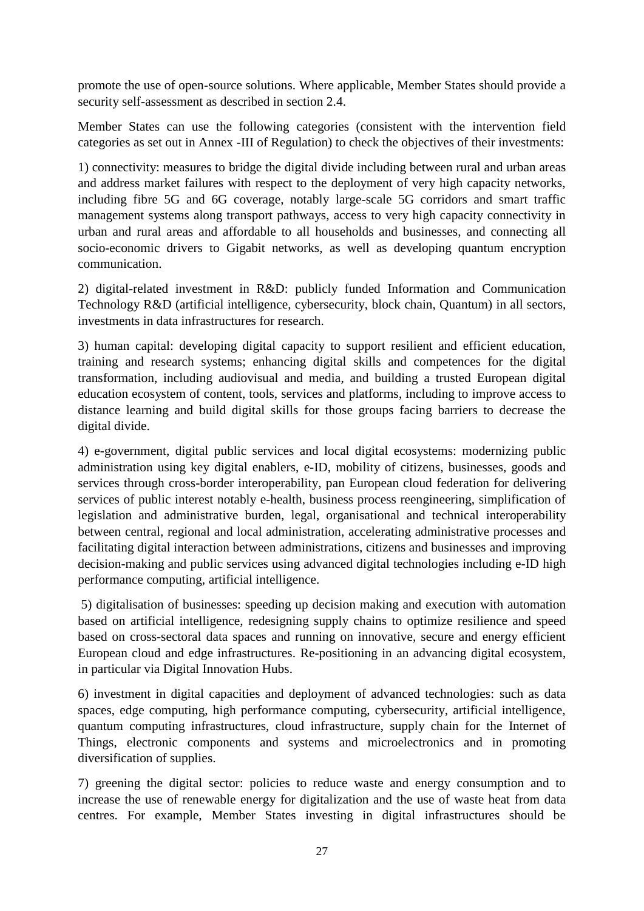promote the use of open-source solutions. Where applicable, Member States should provide a security self-assessment as described in section 2.4.

Member States can use the following categories (consistent with the intervention field categories as set out in Annex -III of Regulation) to check the objectives of their investments:

1) connectivity: measures to bridge the digital divide including between rural and urban areas and address market failures with respect to the deployment of very high capacity networks, including fibre 5G and 6G coverage, notably large-scale 5G corridors and smart traffic management systems along transport pathways, access to very high capacity connectivity in urban and rural areas and affordable to all households and businesses, and connecting all socio-economic drivers to Gigabit networks, as well as developing quantum encryption communication.

2) digital-related investment in R&D: publicly funded Information and Communication Technology R&D (artificial intelligence, cybersecurity, block chain, Quantum) in all sectors, investments in data infrastructures for research.

3) human capital: developing digital capacity to support resilient and efficient education, training and research systems; enhancing digital skills and competences for the digital transformation, including audiovisual and media, and building a trusted European digital education ecosystem of content, tools, services and platforms, including to improve access to distance learning and build digital skills for those groups facing barriers to decrease the digital divide.

4) e-government, digital public services and local digital ecosystems: modernizing public administration using key digital enablers, e-ID, mobility of citizens, businesses, goods and services through cross-border interoperability, pan European cloud federation for delivering services of public interest notably e-health, business process reengineering, simplification of legislation and administrative burden, legal, organisational and technical interoperability between central, regional and local administration, accelerating administrative processes and facilitating digital interaction between administrations, citizens and businesses and improving decision-making and public services using advanced digital technologies including e-ID high performance computing, artificial intelligence.

5) digitalisation of businesses: speeding up decision making and execution with automation based on artificial intelligence, redesigning supply chains to optimize resilience and speed based on cross-sectoral data spaces and running on innovative, secure and energy efficient European cloud and edge infrastructures. Re-positioning in an advancing digital ecosystem, in particular via Digital Innovation Hubs.

6) investment in digital capacities and deployment of advanced technologies: such as data spaces, edge computing, high performance computing, cybersecurity, artificial intelligence, quantum computing infrastructures, cloud infrastructure, supply chain for the Internet of Things, electronic components and systems and microelectronics and in promoting diversification of supplies.

7) greening the digital sector: policies to reduce waste and energy consumption and to increase the use of renewable energy for digitalization and the use of waste heat from data centres. For example, Member States investing in digital infrastructures should be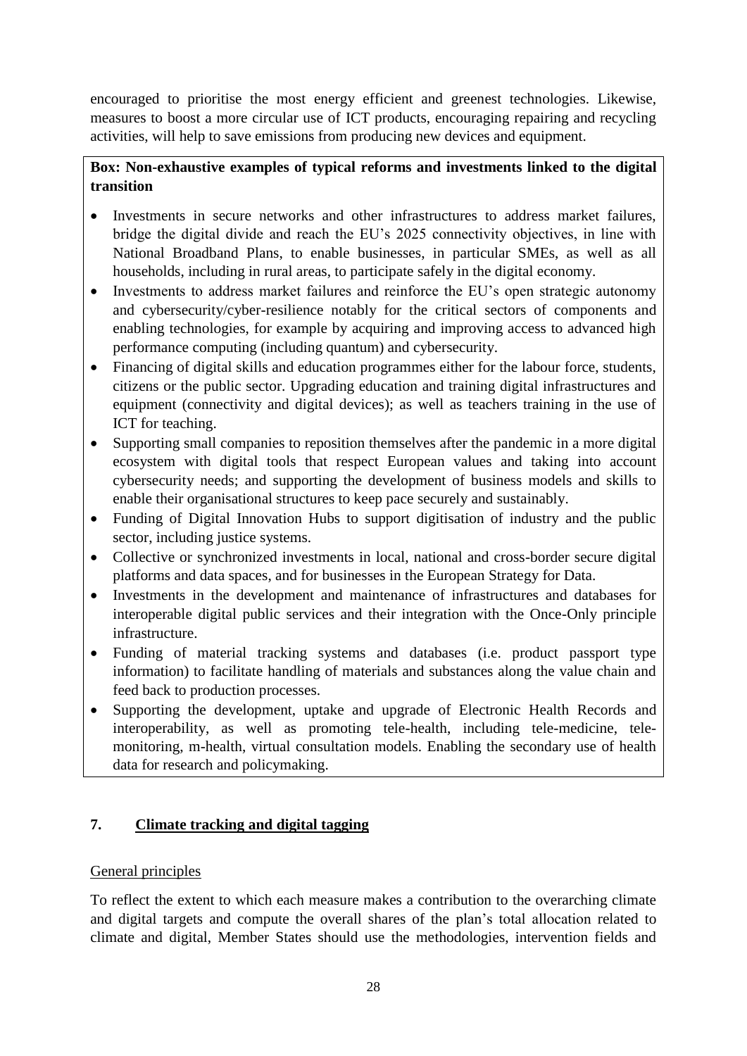encouraged to prioritise the most energy efficient and greenest technologies. Likewise, measures to boost a more circular use of ICT products, encouraging repairing and recycling activities, will help to save emissions from producing new devices and equipment.

**Box: Non-exhaustive examples of typical reforms and investments linked to the digital transition**

- Investments in secure networks and other infrastructures to address market failures, bridge the digital divide and reach the EU's 2025 connectivity objectives, in line with National Broadband Plans, to enable businesses, in particular SMEs, as well as all households, including in rural areas, to participate safely in the digital economy.
- Investments to address market failures and reinforce the EU's open strategic autonomy and cybersecurity/cyber-resilience notably for the critical sectors of components and enabling technologies, for example by acquiring and improving access to advanced high performance computing (including quantum) and cybersecurity.
- Financing of digital skills and education programmes either for the labour force, students, citizens or the public sector. Upgrading education and training digital infrastructures and equipment (connectivity and digital devices); as well as teachers training in the use of ICT for teaching.
- Supporting small companies to reposition themselves after the pandemic in a more digital ecosystem with digital tools that respect European values and taking into account cybersecurity needs; and supporting the development of business models and skills to enable their organisational structures to keep pace securely and sustainably.
- Funding of Digital Innovation Hubs to support digitisation of industry and the public sector, including justice systems.
- Collective or synchronized investments in local, national and cross-border secure digital platforms and data spaces, and for businesses in the European Strategy for Data.
- Investments in the development and maintenance of infrastructures and databases for interoperable digital public services and their integration with the Once-Only principle infrastructure.
- Funding of material tracking systems and databases (i.e. product passport type information) to facilitate handling of materials and substances along the value chain and feed back to production processes.
- Supporting the development, uptake and upgrade of Electronic Health Records and interoperability, as well as promoting tele-health, including tele-medicine, tele-monitoring, m-health, virtual consultation models. Enabling the secondary use of health data for research and policymaking.

## 7. Climate tracking and digital tagging

General principles

To reflect the extent to which each measure makes a contribution to the overarching climate and digital targets and compute the overall shares of the plan's total allocation related to climate and digital, Member States should use the methodologies, intervention fields and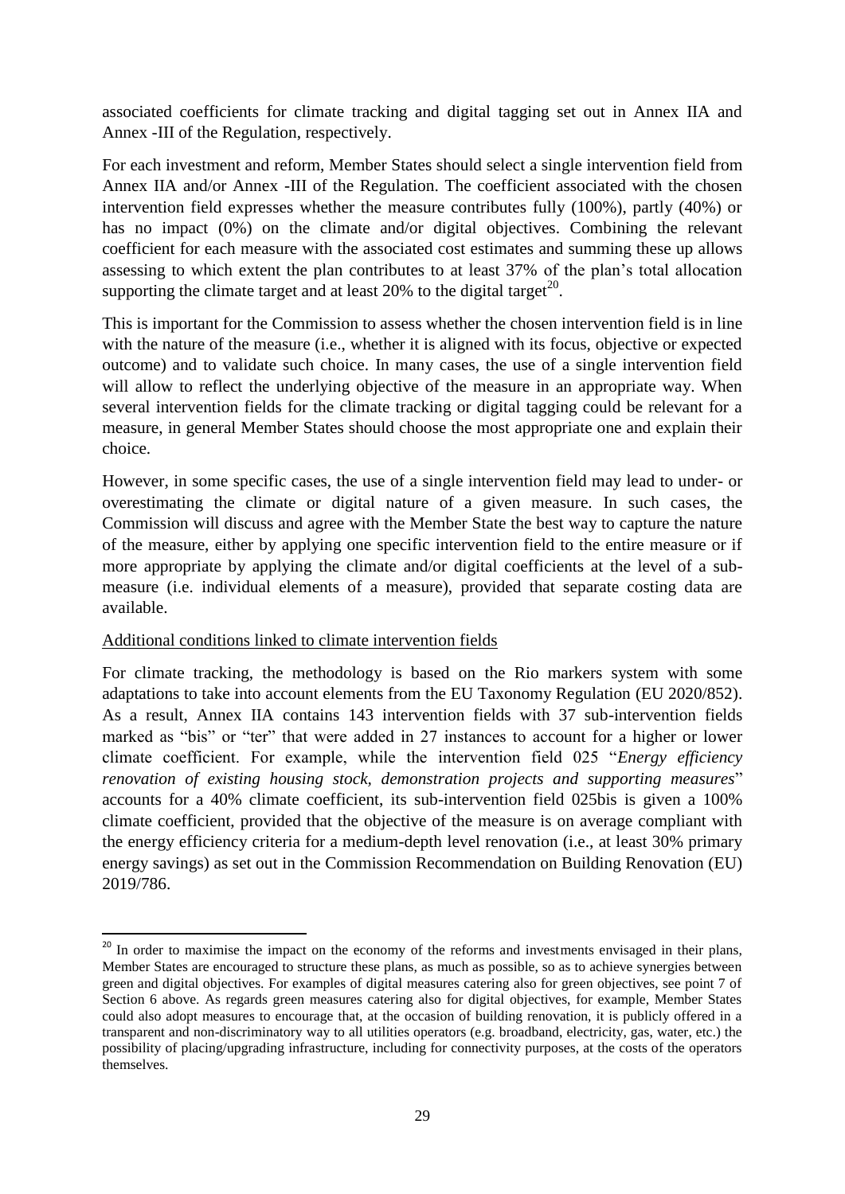associated coefficients for climate tracking and digital tagging set out in Annex IIA and Annex -III of the Regulation, respectively.

For each investment and reform, Member States should select a single intervention field from Annex IIA and/or Annex -III of the Regulation. The coefficient associated with the chosen intervention field expresses whether the measure contributes fully (100%), partly (40%) or has no impact (0%) on the climate and/or digital objectives. Combining the relevant coefficient for each measure with the associated cost estimates and summing these up allows assessing to which extent the plan contributes to at least 37% of the plan's total allocation supporting the climate target and at least 20% to the digital target[20].

This is important for the Commission to assess whether the chosen intervention field is in line with the nature of the measure (i.e., whether it is aligned with its focus, objective or expected outcome) and to validate such choice. In many cases, the use of a single intervention field will allow to reflect the underlying objective of the measure in an appropriate way. When several intervention fields for the climate tracking or digital tagging could be relevant for a measure, in general Member States should choose the most appropriate one and explain their choice.

However, in some specific cases, the use of a single intervention field may lead to under- or overestimating the climate or digital nature of a given measure. In such cases, the Commission will discuss and agree with the Member State the best way to capture the nature of the measure, either by applying one specific intervention field to the entire measure or if more appropriate by applying the climate and/or digital coefficients at the level of a sub-measure (i.e. individual elements of a measure), provided that separate costing data are available.

<u>Additional conditions linked to climate intervention fields</u>

For climate tracking, the methodology is based on the Rio markers system with some adaptations to take into account elements from the EU Taxonomy Regulation (EU 2020/852). As a result, Annex IIA contains 143 intervention fields with 37 sub-intervention fields marked as "bis" or "ter" that were added in 27 instances to account for a higher or lower climate coefficient. For example, while the intervention field 025 "*Energy efficiency renovation of existing housing stock, demonstration projects and supporting measures*" accounts for a 40% climate coefficient, its sub-intervention field 025bis is given a 100% climate coefficient, provided that the objective of the measure is on average compliant with the energy efficiency criteria for a medium-depth level renovation (i.e., at least 30% primary energy savings) as set out in the Commission Recommendation on Building Renovation (EU) 2019/786.

---

[20] In order to maximise the impact on the economy of the reforms and investments envisaged in their plans, Member States are encouraged to structure these plans, as much as possible, so as to achieve synergies between green and digital objectives. For examples of digital measures catering also for green objectives, see point 7 of Section 6 above. As regards green measures catering also for digital objectives, for example, Member States could also adopt measures to encourage that, at the occasion of building renovation, it is publicly offered in a transparent and non-discriminatory way to all utilities operators (e.g. broadband, electricity, gas, water, etc.) the possibility of placing/upgrading infrastructure, including for connectivity purposes, at the costs of the operators themselves.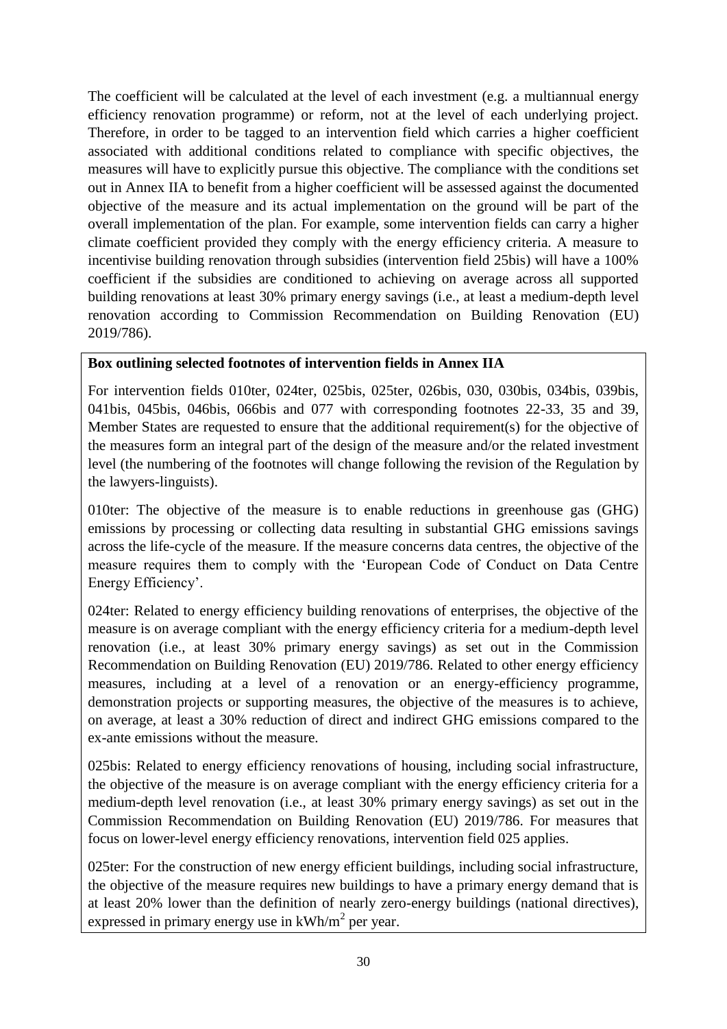The coefficient will be calculated at the level of each investment (e.g. a multiannual energy efficiency renovation programme) or reform, not at the level of each underlying project. Therefore, in order to be tagged to an intervention field which carries a higher coefficient associated with additional conditions related to compliance with specific objectives, the measures will have to explicitly pursue this objective. The compliance with the conditions set out in Annex IIA to benefit from a higher coefficient will be assessed against the documented objective of the measure and its actual implementation on the ground will be part of the overall implementation of the plan. For example, some intervention fields can carry a higher climate coefficient provided they comply with the energy efficiency criteria. A measure to incentivise building renovation through subsidies (intervention field 25bis) will have a 100% coefficient if the subsidies are conditioned to achieving on average across all supported building renovations at least 30% primary energy savings (i.e., at least a medium-depth level renovation according to Commission Recommendation on Building Renovation (EU) 2019/786).

**Box outlining selected footnotes of intervention fields in Annex IIA**

For intervention fields 010ter, 024ter, 025bis, 025ter, 026bis, 030, 030bis, 034bis, 039bis, 041bis, 045bis, 046bis, 066bis and 077 with corresponding footnotes 22-33, 35 and 39, Member States are requested to ensure that the additional requirement(s) for the objective of the measures form an integral part of the design of the measure and/or the related investment level (the numbering of the footnotes will change following the revision of the Regulation by the lawyers-linguists).

010ter: The objective of the measure is to enable reductions in greenhouse gas (GHG) emissions by processing or collecting data resulting in substantial GHG emissions savings across the life-cycle of the measure. If the measure concerns data centres, the objective of the measure requires them to comply with the 'European Code of Conduct on Data Centre Energy Efficiency'.

024ter: Related to energy efficiency building renovations of enterprises, the objective of the measure is on average compliant with the energy efficiency criteria for a medium-depth level renovation (i.e., at least 30% primary energy savings) as set out in the Commission Recommendation on Building Renovation (EU) 2019/786. Related to other energy efficiency measures, including at a level of a renovation or an energy-efficiency programme, demonstration projects or supporting measures, the objective of the measures is to achieve, on average, at least a 30% reduction of direct and indirect GHG emissions compared to the ex-ante emissions without the measure.

025bis: Related to energy efficiency renovations of housing, including social infrastructure, the objective of the measure is on average compliant with the energy efficiency criteria for a medium-depth level renovation (i.e., at least 30% primary energy savings) as set out in the Commission Recommendation on Building Renovation (EU) 2019/786. For measures that focus on lower-level energy efficiency renovations, intervention field 025 applies.

025ter: For the construction of new energy efficient buildings, including social infrastructure, the objective of the measure requires new buildings to have a primary energy demand that is at least 20% lower than the definition of nearly zero-energy buildings (national directives), expressed in primary energy use in $kWh/m^2$ per year.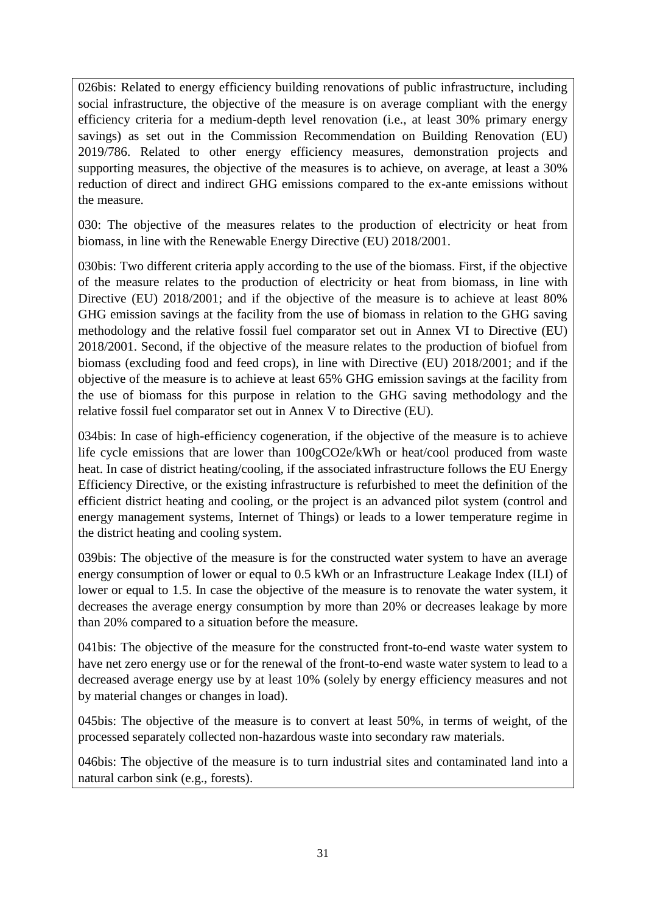026bis: Related to energy efficiency building renovations of public infrastructure, including social infrastructure, the objective of the measure is on average compliant with the energy efficiency criteria for a medium-depth level renovation (i.e., at least 30% primary energy savings) as set out in the Commission Recommendation on Building Renovation (EU) 2019/786. Related to other energy efficiency measures, demonstration projects and supporting measures, the objective of the measures is to achieve, on average, at least a 30% reduction of direct and indirect GHG emissions compared to the ex-ante emissions without the measure.

030: The objective of the measures relates to the production of electricity or heat from biomass, in line with the Renewable Energy Directive (EU) 2018/2001.

030bis: Two different criteria apply according to the use of the biomass. First, if the objective of the measure relates to the production of electricity or heat from biomass, in line with Directive (EU) 2018/2001; and if the objective of the measure is to achieve at least 80% GHG emission savings at the facility from the use of biomass in relation to the GHG saving methodology and the relative fossil fuel comparator set out in Annex VI to Directive (EU) 2018/2001. Second, if the objective of the measure relates to the production of biofuel from biomass (excluding food and feed crops), in line with Directive (EU) 2018/2001; and if the objective of the measure is to achieve at least 65% GHG emission savings at the facility from the use of biomass for this purpose in relation to the GHG saving methodology and the relative fossil fuel comparator set out in Annex V to Directive (EU).

034bis: In case of high-efficiency cogeneration, if the objective of the measure is to achieve life cycle emissions that are lower than 100gCO2e/kWh or heat/cool produced from waste heat. In case of district heating/cooling, if the associated infrastructure follows the EU Energy Efficiency Directive, or the existing infrastructure is refurbished to meet the definition of the efficient district heating and cooling, or the project is an advanced pilot system (control and energy management systems, Internet of Things) or leads to a lower temperature regime in the district heating and cooling system.

039bis: The objective of the measure is for the constructed water system to have an average energy consumption of lower or equal to 0.5 kWh or an Infrastructure Leakage Index (ILI) of lower or equal to 1.5. In case the objective of the measure is to renovate the water system, it decreases the average energy consumption by more than 20% or decreases leakage by more than 20% compared to a situation before the measure.

041bis: The objective of the measure for the constructed front-to-end waste water system to have net zero energy use or for the renewal of the front-to-end waste water system to lead to a decreased average energy use by at least 10% (solely by energy efficiency measures and not by material changes or changes in load).

045bis: The objective of the measure is to convert at least 50%, in terms of weight, of the processed separately collected non-hazardous waste into secondary raw materials.

046bis: The objective of the measure is to turn industrial sites and contaminated land into a natural carbon sink (e.g., forests).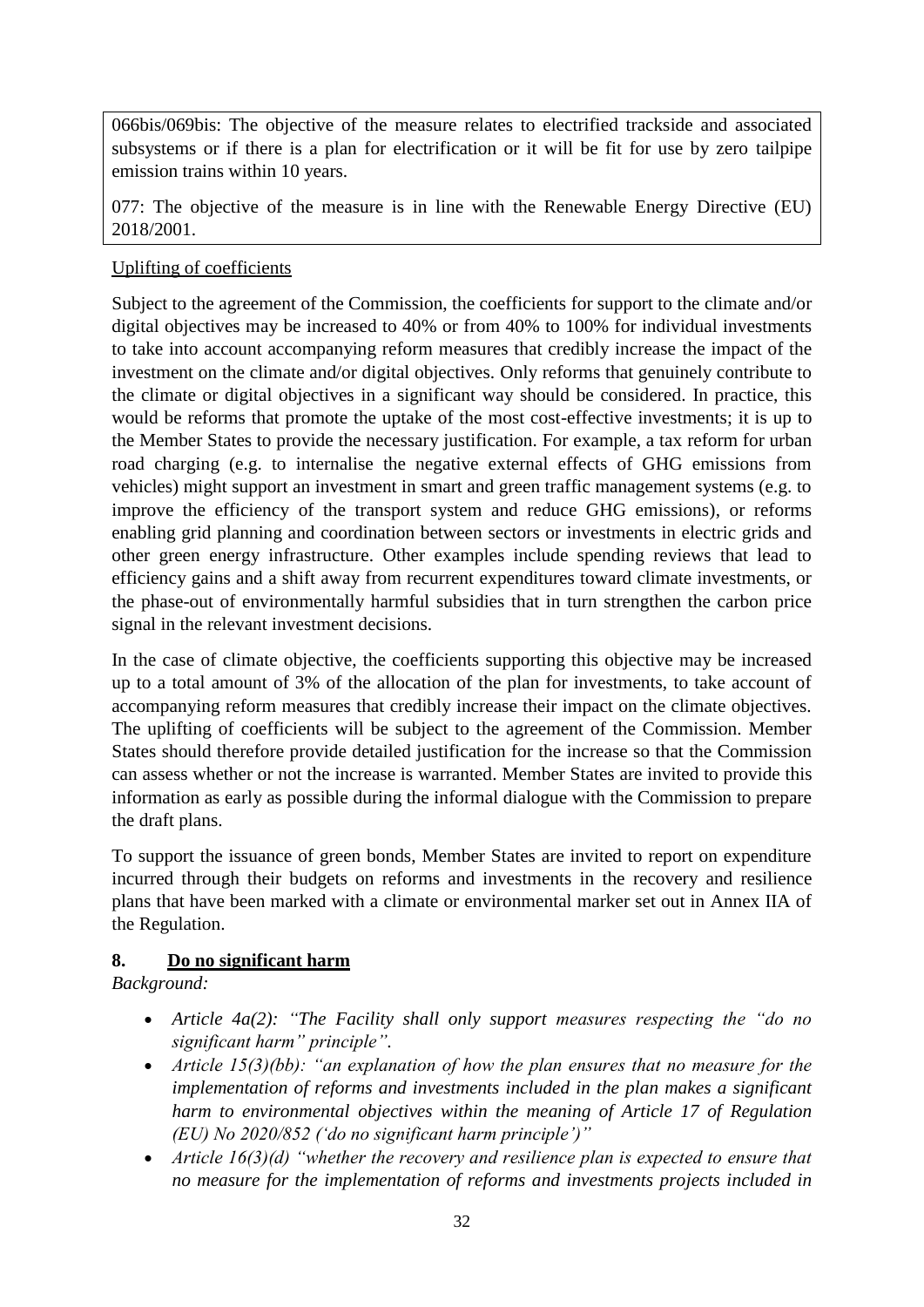066bis/069bis: The objective of the measure relates to electrified trackside and associated subsystems or if there is a plan for electrification or it will be fit for use by zero tailpipe emission trains within 10 years.

077: The objective of the measure is in line with the Renewable Energy Directive (EU) 2018/2001.

Uplifting of coefficients

Subject to the agreement of the Commission, the coefficients for support to the climate and/or digital objectives may be increased to 40% or from 40% to 100% for individual investments to take into account accompanying reform measures that credibly increase the impact of the investment on the climate and/or digital objectives. Only reforms that genuinely contribute to the climate or digital objectives in a significant way should be considered. In practice, this would be reforms that promote the uptake of the most cost-effective investments; it is up to the Member States to provide the necessary justification. For example, a tax reform for urban road charging (e.g. to internalise the negative external effects of GHG emissions from vehicles) might support an investment in smart and green traffic management systems (e.g. to improve the efficiency of the transport system and reduce GHG emissions), or reforms enabling grid planning and coordination between sectors or investments in electric grids and other green energy infrastructure. Other examples include spending reviews that lead to efficiency gains and a shift away from recurrent expenditures toward climate investments, or the phase-out of environmentally harmful subsidies that in turn strengthen the carbon price signal in the relevant investment decisions.

In the case of climate objective, the coefficients supporting this objective may be increased up to a total amount of 3% of the allocation of the plan for investments, to take account of accompanying reform measures that credibly increase their impact on the climate objectives. The uplifting of coefficients will be subject to the agreement of the Commission. Member States should therefore provide detailed justification for the increase so that the Commission can assess whether or not the increase is warranted. Member States are invited to provide this information as early as possible during the informal dialogue with the Commission to prepare the draft plans.

To support the issuance of green bonds, Member States are invited to report on expenditure incurred through their budgets on reforms and investments in the recovery and resilience plans that have been marked with a climate or environmental marker set out in Annex IIA of the Regulation.

## 8. Do no significant harm

*Background:*

- *Article 4a(2): "The Facility shall only support measures respecting the "do no significant harm" principle".*
- *Article 15(3)(bb): "an explanation of how the plan ensures that no measure for the implementation of reforms and investments included in the plan makes a significant harm to environmental objectives within the meaning of Article 17 of Regulation (EU) No 2020/852 ('do no significant harm principle')"*
- *Article 16(3)(d) "whether the recovery and resilience plan is expected to ensure that no measure for the implementation of reforms and investments projects included in*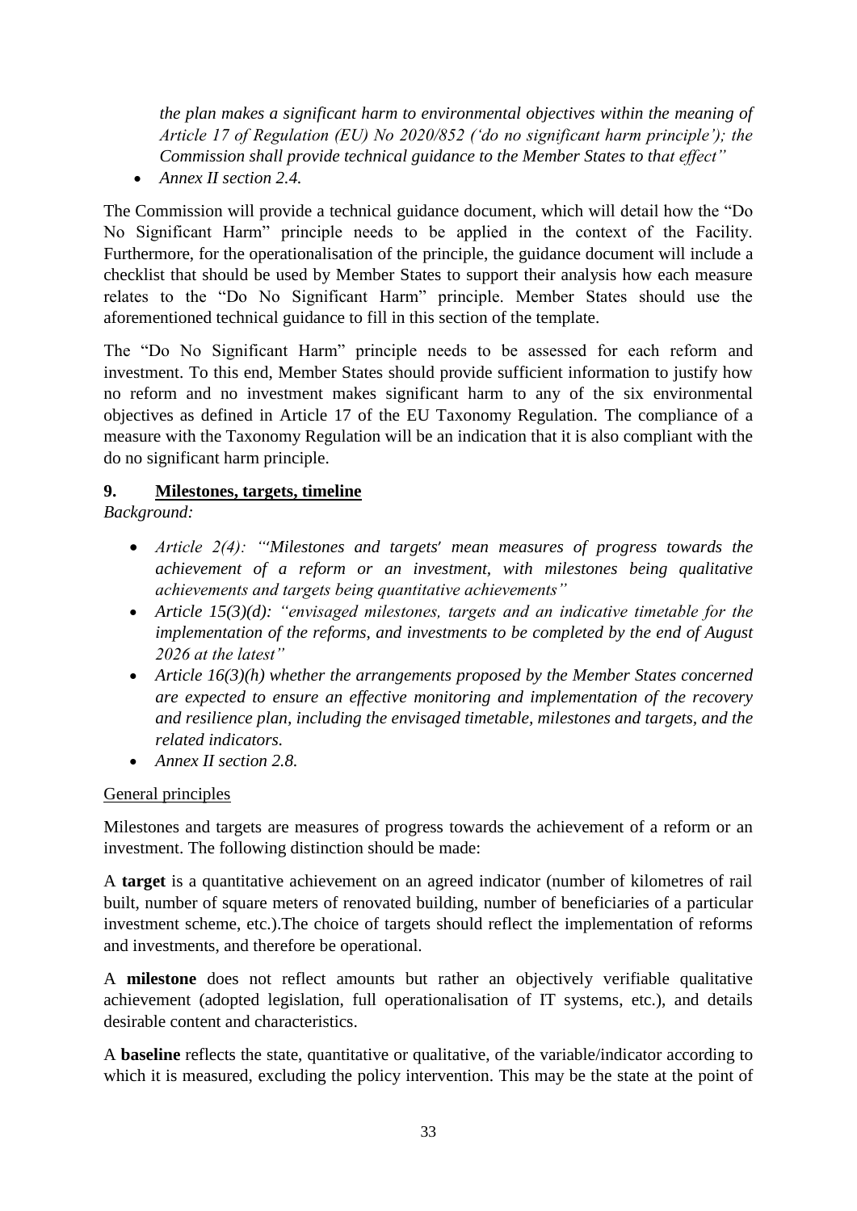*the plan makes a significant harm to environmental objectives within the meaning of Article 17 of Regulation (EU) No 2020/852 ('do no significant harm principle'); the Commission shall provide technical guidance to the Member States to that effect"*

- *Annex II section 2.4.*

The Commission will provide a technical guidance document, which will detail how the "Do No Significant Harm" principle needs to be applied in the context of the Facility. Furthermore, for the operationalisation of the principle, the guidance document will include a checklist that should be used by Member States to support their analysis how each measure relates to the "Do No Significant Harm" principle. Member States should use the aforementioned technical guidance to fill in this section of the template.

The "Do No Significant Harm" principle needs to be assessed for each reform and investment. To this end, Member States should provide sufficient information to justify how no reform and no investment makes significant harm to any of the six environmental objectives as defined in Article 17 of the EU Taxonomy Regulation. The compliance of a measure with the Taxonomy Regulation will be an indication that it is also compliant with the do no significant harm principle.

## 9. Milestones, targets, timeline

*Background:*

- *Article 2(4): "'Milestones and targets' mean measures of progress towards the achievement of a reform or an investment, with milestones being qualitative achievements and targets being quantitative achievements"*
- *Article 15(3)(d): "envisaged milestones, targets and an indicative timetable for the implementation of the reforms, and investments to be completed by the end of August 2026 at the latest"*
- *Article 16(3)(h) whether the arrangements proposed by the Member States concerned are expected to ensure an effective monitoring and implementation of the recovery and resilience plan, including the envisaged timetable, milestones and targets, and the related indicators.*
- *Annex II section 2.8.*

General principles

Milestones and targets are measures of progress towards the achievement of a reform or an investment. The following distinction should be made:

A **target** is a quantitative achievement on an agreed indicator (number of kilometres of rail built, number of square meters of renovated building, number of beneficiaries of a particular investment scheme, etc.).The choice of targets should reflect the implementation of reforms and investments, and therefore be operational.

A **milestone** does not reflect amounts but rather an objectively verifiable qualitative achievement (adopted legislation, full operationalisation of IT systems, etc.), and details desirable content and characteristics.

A **baseline** reflects the state, quantitative or qualitative, of the variable/indicator according to which it is measured, excluding the policy intervention. This may be the state at the point of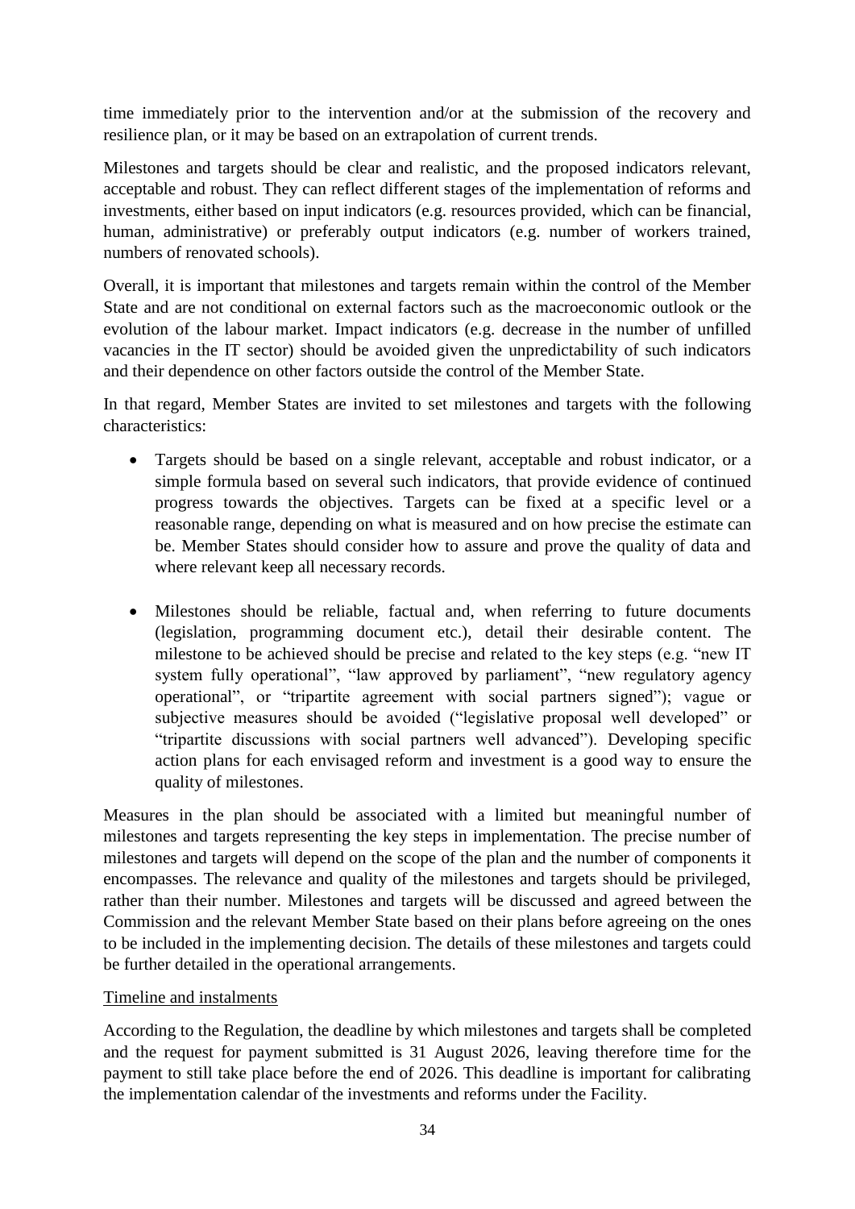time immediately prior to the intervention and/or at the submission of the recovery and resilience plan, or it may be based on an extrapolation of current trends.

Milestones and targets should be clear and realistic, and the proposed indicators relevant, acceptable and robust. They can reflect different stages of the implementation of reforms and investments, either based on input indicators (e.g. resources provided, which can be financial, human, administrative) or preferably output indicators (e.g. number of workers trained, numbers of renovated schools).

Overall, it is important that milestones and targets remain within the control of the Member State and are not conditional on external factors such as the macroeconomic outlook or the evolution of the labour market. Impact indicators (e.g. decrease in the number of unfilled vacancies in the IT sector) should be avoided given the unpredictability of such indicators and their dependence on other factors outside the control of the Member State.

In that regard, Member States are invited to set milestones and targets with the following characteristics:

- Targets should be based on a single relevant, acceptable and robust indicator, or a simple formula based on several such indicators, that provide evidence of continued progress towards the objectives. Targets can be fixed at a specific level or a reasonable range, depending on what is measured and on how precise the estimate can be. Member States should consider how to assure and prove the quality of data and where relevant keep all necessary records.

- Milestones should be reliable, factual and, when referring to future documents (legislation, programming document etc.), detail their desirable content. The milestone to be achieved should be precise and related to the key steps (e.g. "new IT system fully operational", "law approved by parliament", "new regulatory agency operational", or "tripartite agreement with social partners signed"); vague or subjective measures should be avoided ("legislative proposal well developed" or "tripartite discussions with social partners well advanced"). Developing specific action plans for each envisaged reform and investment is a good way to ensure the quality of milestones.

Measures in the plan should be associated with a limited but meaningful number of milestones and targets representing the key steps in implementation. The precise number of milestones and targets will depend on the scope of the plan and the number of components it encompasses. The relevance and quality of the milestones and targets should be privileged, rather than their number. Milestones and targets will be discussed and agreed between the Commission and the relevant Member State based on their plans before agreeing on the ones to be included in the implementing decision. The details of these milestones and targets could be further detailed in the operational arrangements.

Timeline and instalments

According to the Regulation, the deadline by which milestones and targets shall be completed and the request for payment submitted is 31 August 2026, leaving therefore time for the payment to still take place before the end of 2026. This deadline is important for calibrating the implementation calendar of the investments and reforms under the Facility.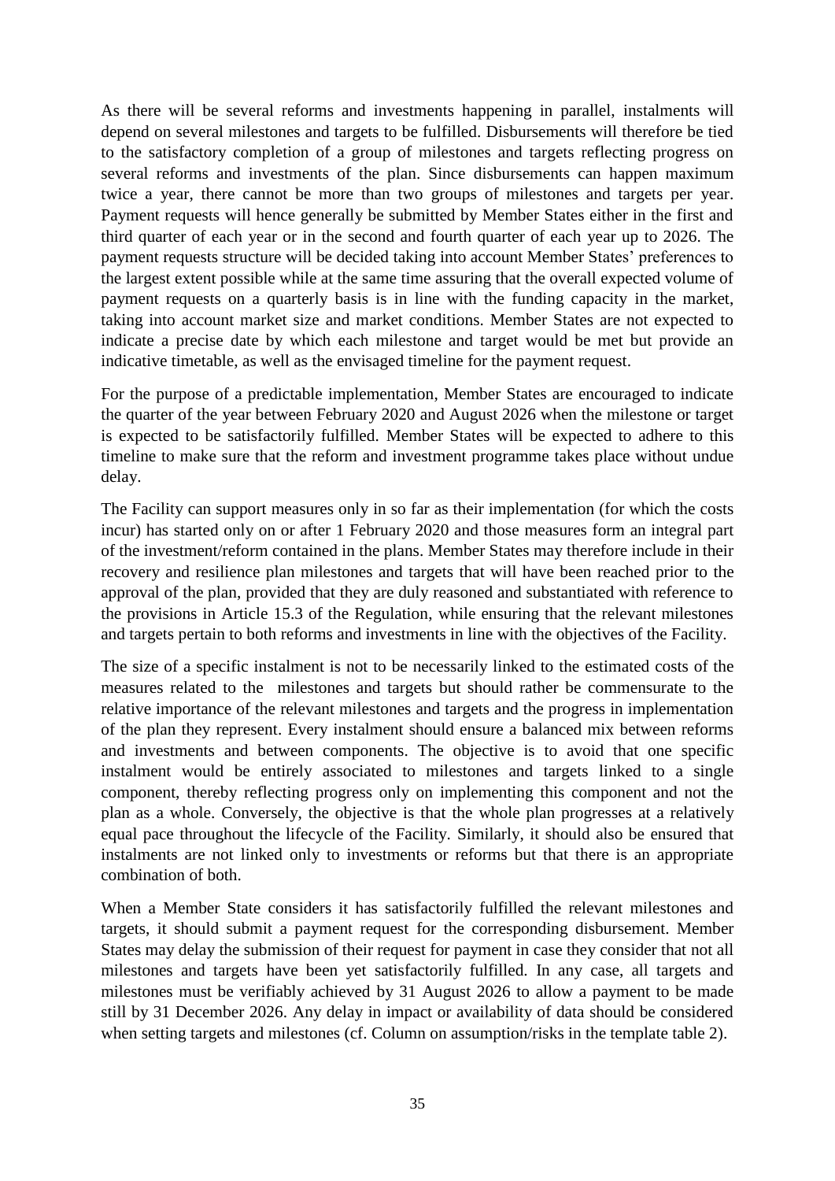As there will be several reforms and investments happening in parallel, instalments will depend on several milestones and targets to be fulfilled. Disbursements will therefore be tied to the satisfactory completion of a group of milestones and targets reflecting progress on several reforms and investments of the plan. Since disbursements can happen maximum twice a year, there cannot be more than two groups of milestones and targets per year. Payment requests will hence generally be submitted by Member States either in the first and third quarter of each year or in the second and fourth quarter of each year up to 2026. The payment requests structure will be decided taking into account Member States' preferences to the largest extent possible while at the same time assuring that the overall expected volume of payment requests on a quarterly basis is in line with the funding capacity in the market, taking into account market size and market conditions. Member States are not expected to indicate a precise date by which each milestone and target would be met but provide an indicative timetable, as well as the envisaged timeline for the payment request.

For the purpose of a predictable implementation, Member States are encouraged to indicate the quarter of the year between February 2020 and August 2026 when the milestone or target is expected to be satisfactorily fulfilled. Member States will be expected to adhere to this timeline to make sure that the reform and investment programme takes place without undue delay.

The Facility can support measures only in so far as their implementation (for which the costs incur) has started only on or after 1 February 2020 and those measures form an integral part of the investment/reform contained in the plans. Member States may therefore include in their recovery and resilience plan milestones and targets that will have been reached prior to the approval of the plan, provided that they are duly reasoned and substantiated with reference to the provisions in Article 15.3 of the Regulation, while ensuring that the relevant milestones and targets pertain to both reforms and investments in line with the objectives of the Facility.

The size of a specific instalment is not to be necessarily linked to the estimated costs of the measures related to the milestones and targets but should rather be commensurate to the relative importance of the relevant milestones and targets and the progress in implementation of the plan they represent. Every instalment should ensure a balanced mix between reforms and investments and between components. The objective is to avoid that one specific instalment would be entirely associated to milestones and targets linked to a single component, thereby reflecting progress only on implementing this component and not the plan as a whole. Conversely, the objective is that the whole plan progresses at a relatively equal pace throughout the lifecycle of the Facility. Similarly, it should also be ensured that instalments are not linked only to investments or reforms but that there is an appropriate combination of both.

When a Member State considers it has satisfactorily fulfilled the relevant milestones and targets, it should submit a payment request for the corresponding disbursement. Member States may delay the submission of their request for payment in case they consider that not all milestones and targets have been yet satisfactorily fulfilled. In any case, all targets and milestones must be verifiably achieved by 31 August 2026 to allow a payment to be made still by 31 December 2026. Any delay in impact or availability of data should be considered when setting targets and milestones (cf. Column on assumption/risks in the template table 2).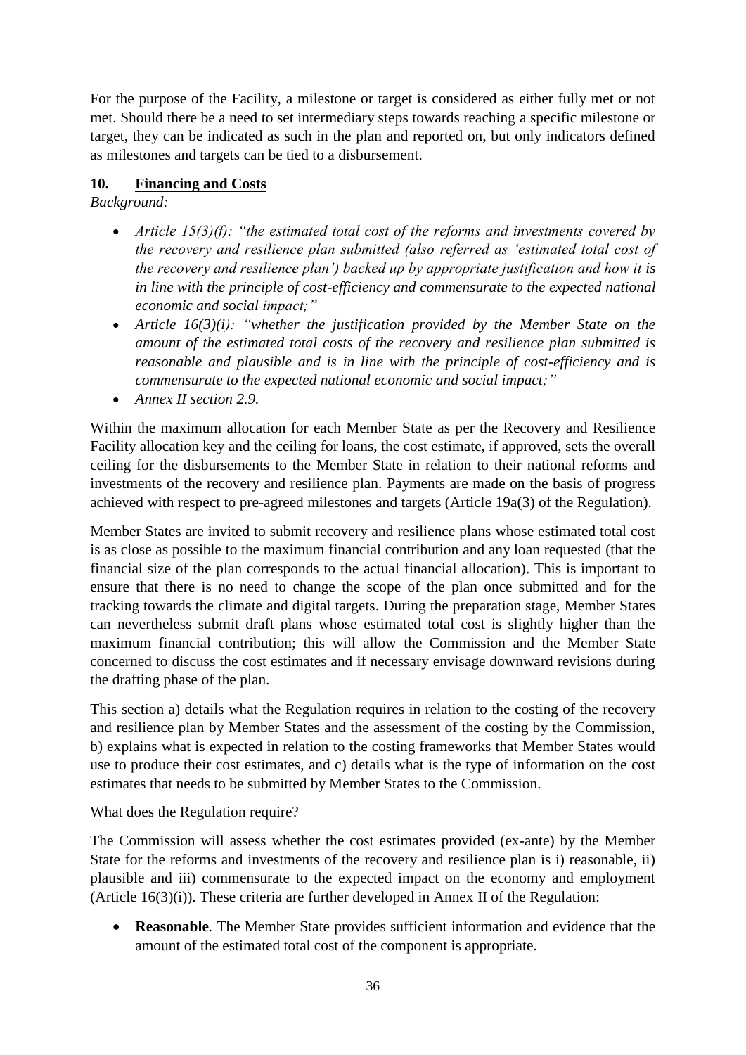For the purpose of the Facility, a milestone or target is considered as either fully met or not met. Should there be a need to set intermediary steps towards reaching a specific milestone or target, they can be indicated as such in the plan and reported on, but only indicators defined as milestones and targets can be tied to a disbursement.

## 10. Financing and Costs

*Background:*

- *Article 15(3)(f): "the estimated total cost of the reforms and investments covered by the recovery and resilience plan submitted (also referred as 'estimated total cost of the recovery and resilience plan') backed up by appropriate justification and how it is in line with the principle of cost-efficiency and commensurate to the expected national economic and social impact;"*
- *Article 16(3)(i): "whether the justification provided by the Member State on the amount of the estimated total costs of the recovery and resilience plan submitted is reasonable and plausible and is in line with the principle of cost-efficiency and is commensurate to the expected national economic and social impact;"*
- *Annex II section 2.9.*

Within the maximum allocation for each Member State as per the Recovery and Resilience Facility allocation key and the ceiling for loans, the cost estimate, if approved, sets the overall ceiling for the disbursements to the Member State in relation to their national reforms and investments of the recovery and resilience plan. Payments are made on the basis of progress achieved with respect to pre-agreed milestones and targets (Article 19a(3) of the Regulation).

Member States are invited to submit recovery and resilience plans whose estimated total cost is as close as possible to the maximum financial contribution and any loan requested (that the financial size of the plan corresponds to the actual financial allocation). This is important to ensure that there is no need to change the scope of the plan once submitted and for the tracking towards the climate and digital targets. During the preparation stage, Member States can nevertheless submit draft plans whose estimated total cost is slightly higher than the maximum financial contribution; this will allow the Commission and the Member State concerned to discuss the cost estimates and if necessary envisage downward revisions during the drafting phase of the plan.

This section a) details what the Regulation requires in relation to the costing of the recovery and resilience plan by Member States and the assessment of the costing by the Commission, b) explains what is expected in relation to the costing frameworks that Member States would use to produce their cost estimates, and c) details what is the type of information on the cost estimates that needs to be submitted by Member States to the Commission.

### What does the Regulation require?

The Commission will assess whether the cost estimates provided (ex-ante) by the Member State for the reforms and investments of the recovery and resilience plan is i) reasonable, ii) plausible and iii) commensurate to the expected impact on the economy and employment (Article 16(3)(i)). These criteria are further developed in Annex II of the Regulation:

- **Reasonable**. The Member State provides sufficient information and evidence that the amount of the estimated total cost of the component is appropriate.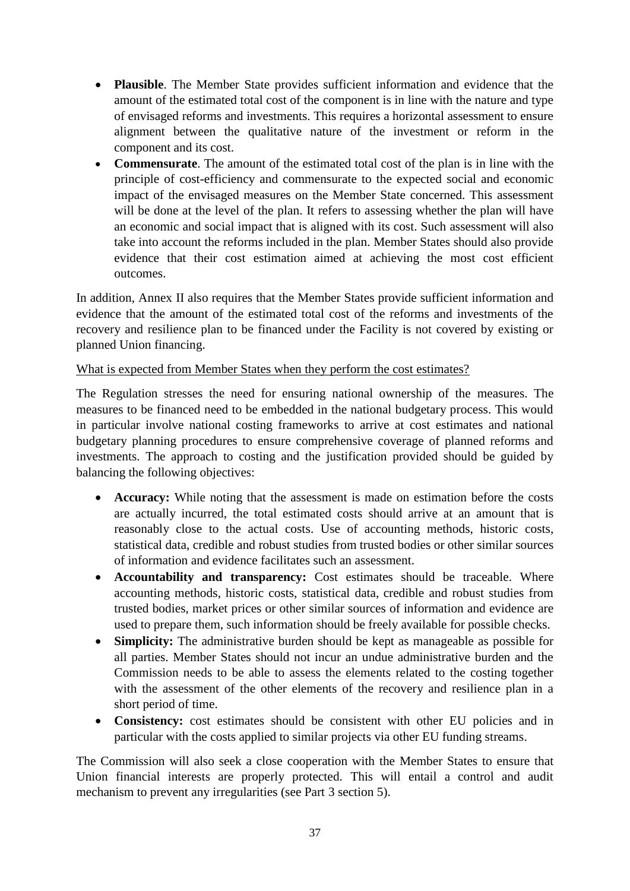- **Plausible**. The Member State provides sufficient information and evidence that the amount of the estimated total cost of the component is in line with the nature and type of envisaged reforms and investments. This requires a horizontal assessment to ensure alignment between the qualitative nature of the investment or reform in the component and its cost.
- **Commensurate**. The amount of the estimated total cost of the plan is in line with the principle of cost-efficiency and commensurate to the expected social and economic impact of the envisaged measures on the Member State concerned. This assessment will be done at the level of the plan. It refers to assessing whether the plan will have an economic and social impact that is aligned with its cost. Such assessment will also take into account the reforms included in the plan. Member States should also provide evidence that their cost estimation aimed at achieving the most cost efficient outcomes.

In addition, Annex II also requires that the Member States provide sufficient information and evidence that the amount of the estimated total cost of the reforms and investments of the recovery and resilience plan to be financed under the Facility is not covered by existing or planned Union financing.

<u>What is expected from Member States when they perform the cost estimates?</u>

The Regulation stresses the need for ensuring national ownership of the measures. The measures to be financed need to be embedded in the national budgetary process. This would in particular involve national costing frameworks to arrive at cost estimates and national budgetary planning procedures to ensure comprehensive coverage of planned reforms and investments. The approach to costing and the justification provided should be guided by balancing the following objectives:

- **Accuracy:** While noting that the assessment is made on estimation before the costs are actually incurred, the total estimated costs should arrive at an amount that is reasonably close to the actual costs. Use of accounting methods, historic costs, statistical data, credible and robust studies from trusted bodies or other similar sources of information and evidence facilitates such an assessment.
- **Accountability and transparency:** Cost estimates should be traceable. Where accounting methods, historic costs, statistical data, credible and robust studies from trusted bodies, market prices or other similar sources of information and evidence are used to prepare them, such information should be freely available for possible checks.
- **Simplicity:** The administrative burden should be kept as manageable as possible for all parties. Member States should not incur an undue administrative burden and the Commission needs to be able to assess the elements related to the costing together with the assessment of the other elements of the recovery and resilience plan in a short period of time.
- **Consistency:** cost estimates should be consistent with other EU policies and in particular with the costs applied to similar projects via other EU funding streams.

The Commission will also seek a close cooperation with the Member States to ensure that Union financial interests are properly protected. This will entail a control and audit mechanism to prevent any irregularities (see Part 3 section 5).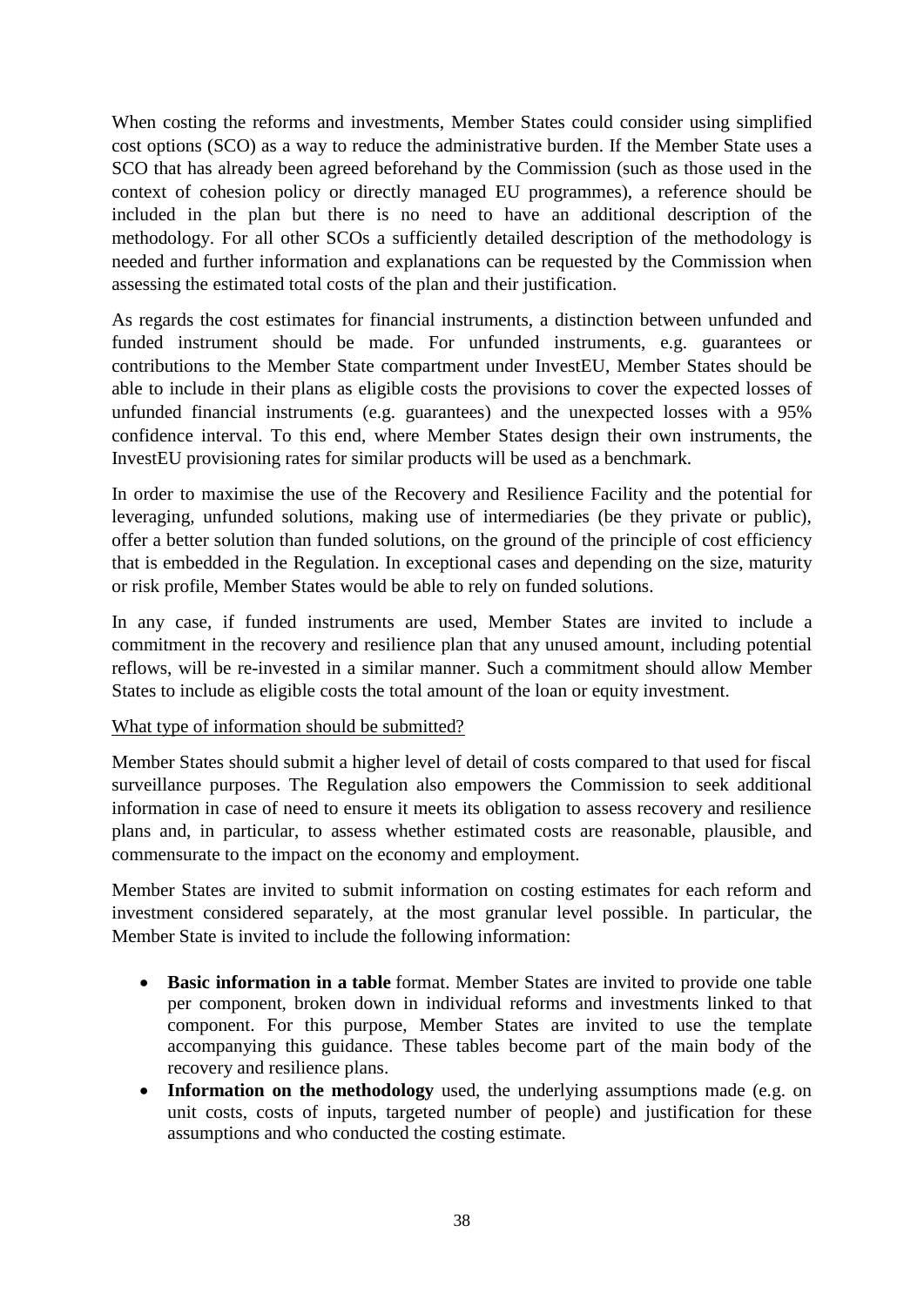When costing the reforms and investments, Member States could consider using simplified cost options (SCO) as a way to reduce the administrative burden. If the Member State uses a SCO that has already been agreed beforehand by the Commission (such as those used in the context of cohesion policy or directly managed EU programmes), a reference should be included in the plan but there is no need to have an additional description of the methodology. For all other SCOs a sufficiently detailed description of the methodology is needed and further information and explanations can be requested by the Commission when assessing the estimated total costs of the plan and their justification.

As regards the cost estimates for financial instruments, a distinction between unfunded and funded instrument should be made. For unfunded instruments, e.g. guarantees or contributions to the Member State compartment under InvestEU, Member States should be able to include in their plans as eligible costs the provisions to cover the expected losses of unfunded financial instruments (e.g. guarantees) and the unexpected losses with a 95% confidence interval. To this end, where Member States design their own instruments, the InvestEU provisioning rates for similar products will be used as a benchmark.

In order to maximise the use of the Recovery and Resilience Facility and the potential for leveraging, unfunded solutions, making use of intermediaries (be they private or public), offer a better solution than funded solutions, on the ground of the principle of cost efficiency that is embedded in the Regulation. In exceptional cases and depending on the size, maturity or risk profile, Member States would be able to rely on funded solutions.

In any case, if funded instruments are used, Member States are invited to include a commitment in the recovery and resilience plan that any unused amount, including potential reflows, will be re-invested in a similar manner. Such a commitment should allow Member States to include as eligible costs the total amount of the loan or equity investment.

What type of information should be submitted?

Member States should submit a higher level of detail of costs compared to that used for fiscal surveillance purposes. The Regulation also empowers the Commission to seek additional information in case of need to ensure it meets its obligation to assess recovery and resilience plans and, in particular, to assess whether estimated costs are reasonable, plausible, and commensurate to the impact on the economy and employment.

Member States are invited to submit information on costing estimates for each reform and investment considered separately, at the most granular level possible. In particular, the Member State is invited to include the following information:

- **Basic information in a table** format. Member States are invited to provide one table per component, broken down in individual reforms and investments linked to that component. For this purpose, Member States are invited to use the template accompanying this guidance. These tables become part of the main body of the recovery and resilience plans.
- **Information on the methodology** used, the underlying assumptions made (e.g. on unit costs, costs of inputs, targeted number of people) and justification for these assumptions and who conducted the costing estimate.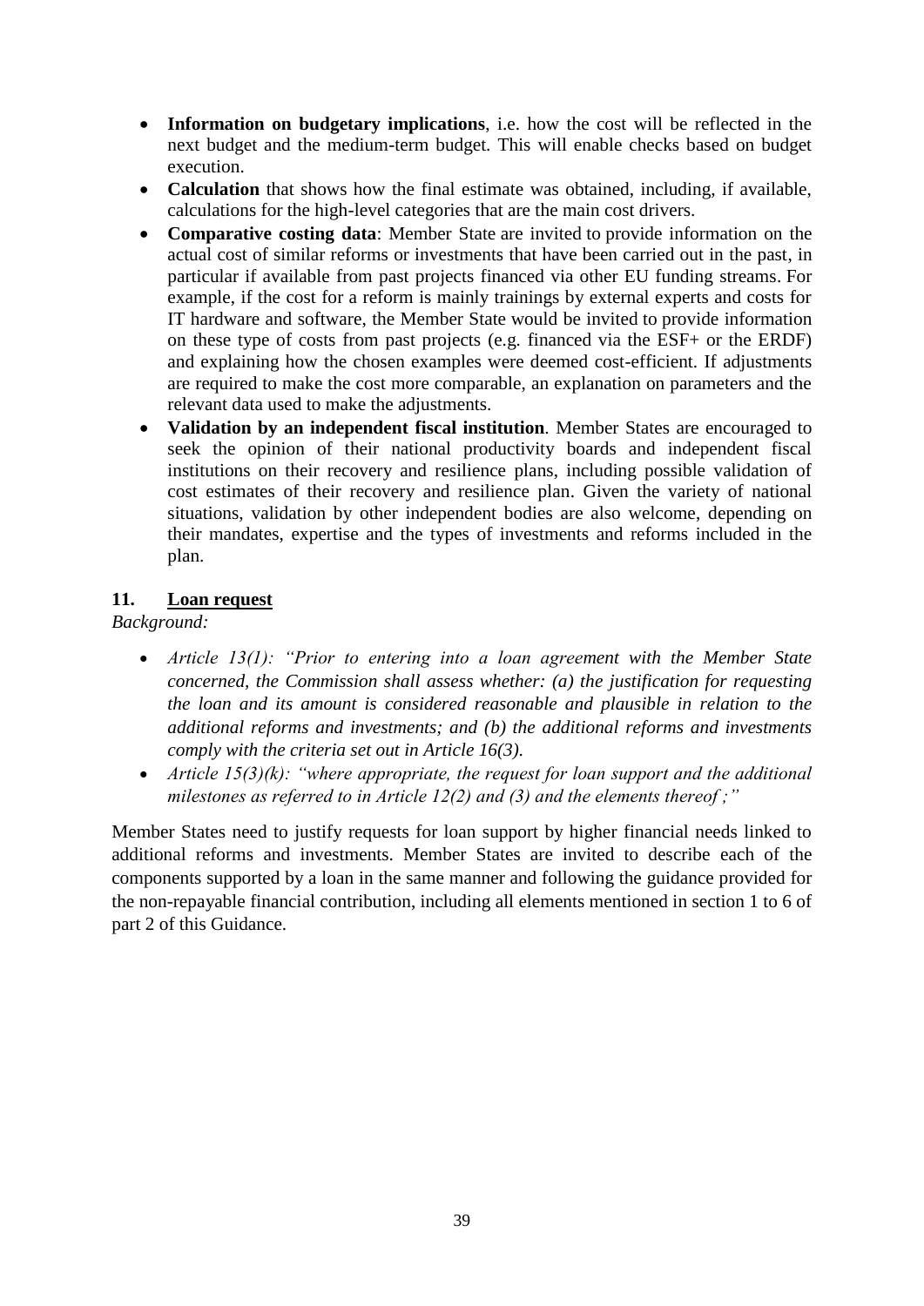- **Information on budgetary implications**, i.e. how the cost will be reflected in the next budget and the medium-term budget. This will enable checks based on budget execution.
- **Calculation** that shows how the final estimate was obtained, including, if available, calculations for the high-level categories that are the main cost drivers.
- **Comparative costing data**: Member State are invited to provide information on the actual cost of similar reforms or investments that have been carried out in the past, in particular if available from past projects financed via other EU funding streams. For example, if the cost for a reform is mainly trainings by external experts and costs for IT hardware and software, the Member State would be invited to provide information on these type of costs from past projects (e.g. financed via the ESF+ or the ERDF) and explaining how the chosen examples were deemed cost-efficient. If adjustments are required to make the cost more comparable, an explanation on parameters and the relevant data used to make the adjustments.
- **Validation by an independent fiscal institution**. Member States are encouraged to seek the opinion of their national productivity boards and independent fiscal institutions on their recovery and resilience plans, including possible validation of cost estimates of their recovery and resilience plan. Given the variety of national situations, validation by other independent bodies are also welcome, depending on their mandates, expertise and the types of investments and reforms included in the plan.

## 11. Loan request

*Background:*

- *Article 13(1): "Prior to entering into a loan agreement with the Member State concerned, the Commission shall assess whether: (a) the justification for requesting the loan and its amount is considered reasonable and plausible in relation to the additional reforms and investments; and (b) the additional reforms and investments comply with the criteria set out in Article 16(3).*
- *Article 15(3)(k): "where appropriate, the request for loan support and the additional milestones as referred to in Article 12(2) and (3) and the elements thereof ;"*

Member States need to justify requests for loan support by higher financial needs linked to additional reforms and investments. Member States are invited to describe each of the components supported by a loan in the same manner and following the guidance provided for the non-repayable financial contribution, including all elements mentioned in section 1 to 6 of part 2 of this Guidance.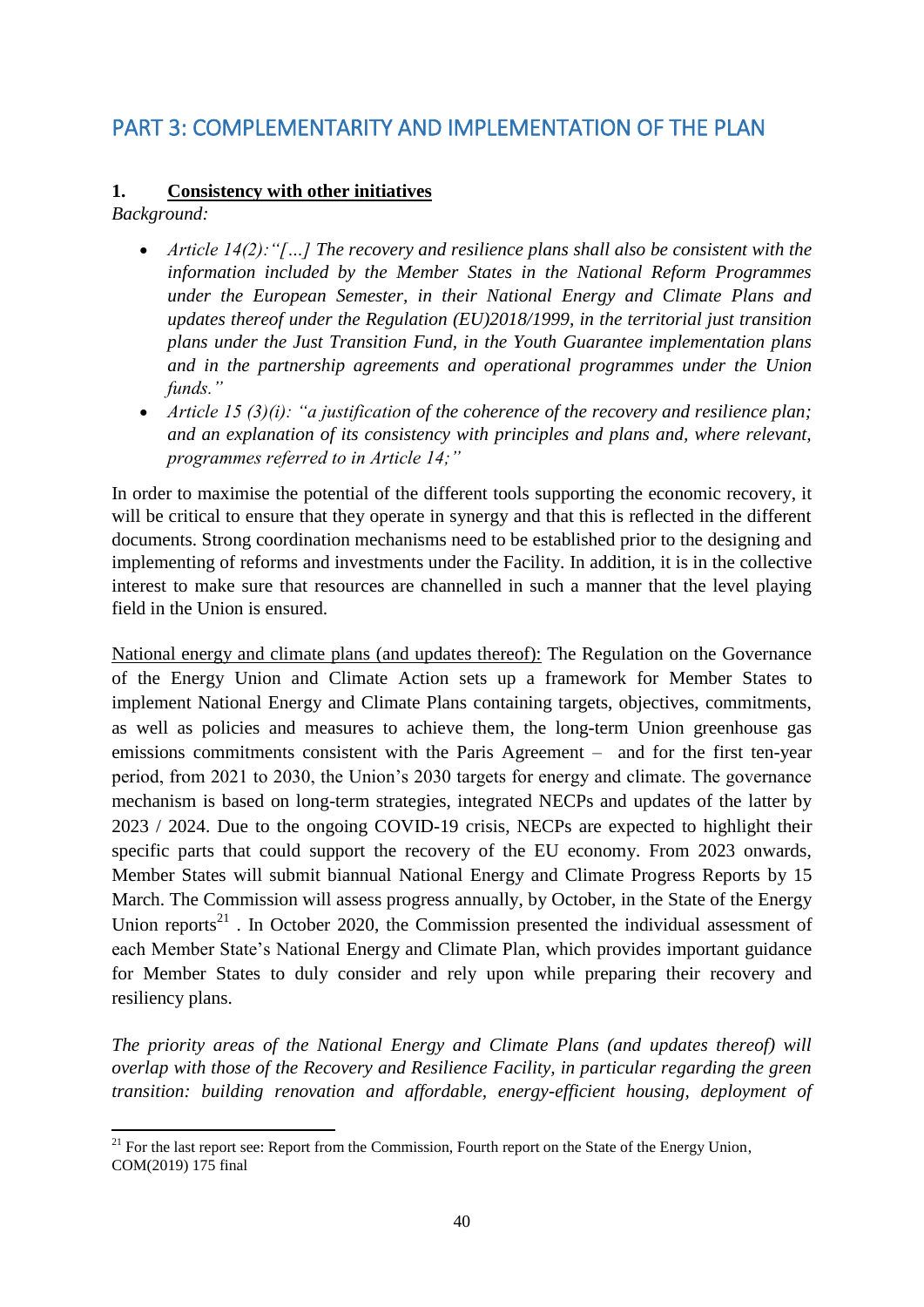# PART 3: COMPLEMENTARITY AND IMPLEMENTATION OF THE PLAN

## 1. Consistency with other initiatives

*Background:*

- *Article 14(2):"[…] The recovery and resilience plans shall also be consistent with the information included by the Member States in the National Reform Programmes under the European Semester, in their National Energy and Climate Plans and updates thereof under the Regulation (EU)2018/1999, in the territorial just transition plans under the Just Transition Fund, in the Youth Guarantee implementation plans and in the partnership agreements and operational programmes under the Union funds."*
- *Article 15 (3)(i): "a justification of the coherence of the recovery and resilience plan; and an explanation of its consistency with principles and plans and, where relevant, programmes referred to in Article 14;"*

In order to maximise the potential of the different tools supporting the economic recovery, it will be critical to ensure that they operate in synergy and that this is reflected in the different documents. Strong coordination mechanisms need to be established prior to the designing and implementing of reforms and investments under the Facility. In addition, it is in the collective interest to make sure that resources are channelled in such a manner that the level playing field in the Union is ensured.

National energy and climate plans (and updates thereof): The Regulation on the Governance of the Energy Union and Climate Action sets up a framework for Member States to implement National Energy and Climate Plans containing targets, objectives, commitments, as well as policies and measures to achieve them, the long-term Union greenhouse gas emissions commitments consistent with the Paris Agreement – and for the first ten-year period, from 2021 to 2030, the Union's 2030 targets for energy and climate. The governance mechanism is based on long-term strategies, integrated NECPs and updates of the latter by 2023 / 2024. Due to the ongoing COVID-19 crisis, NECPs are expected to highlight their specific parts that could support the recovery of the EU economy. From 2023 onwards, Member States will submit biannual National Energy and Climate Progress Reports by 15 March. The Commission will assess progress annually, by October, in the State of the Energy Union reports[21] . In October 2020, the Commission presented the individual assessment of each Member State's National Energy and Climate Plan, which provides important guidance for Member States to duly consider and rely upon while preparing their recovery and resiliency plans.

*The priority areas of the National Energy and Climate Plans (and updates thereof) will overlap with those of the Recovery and Resilience Facility, in particular regarding the green transition: building renovation and affordable, energy-efficient housing, deployment of*

[21] For the last report see: Report from the Commission, Fourth report on the State of the Energy Union, COM(2019) 175 final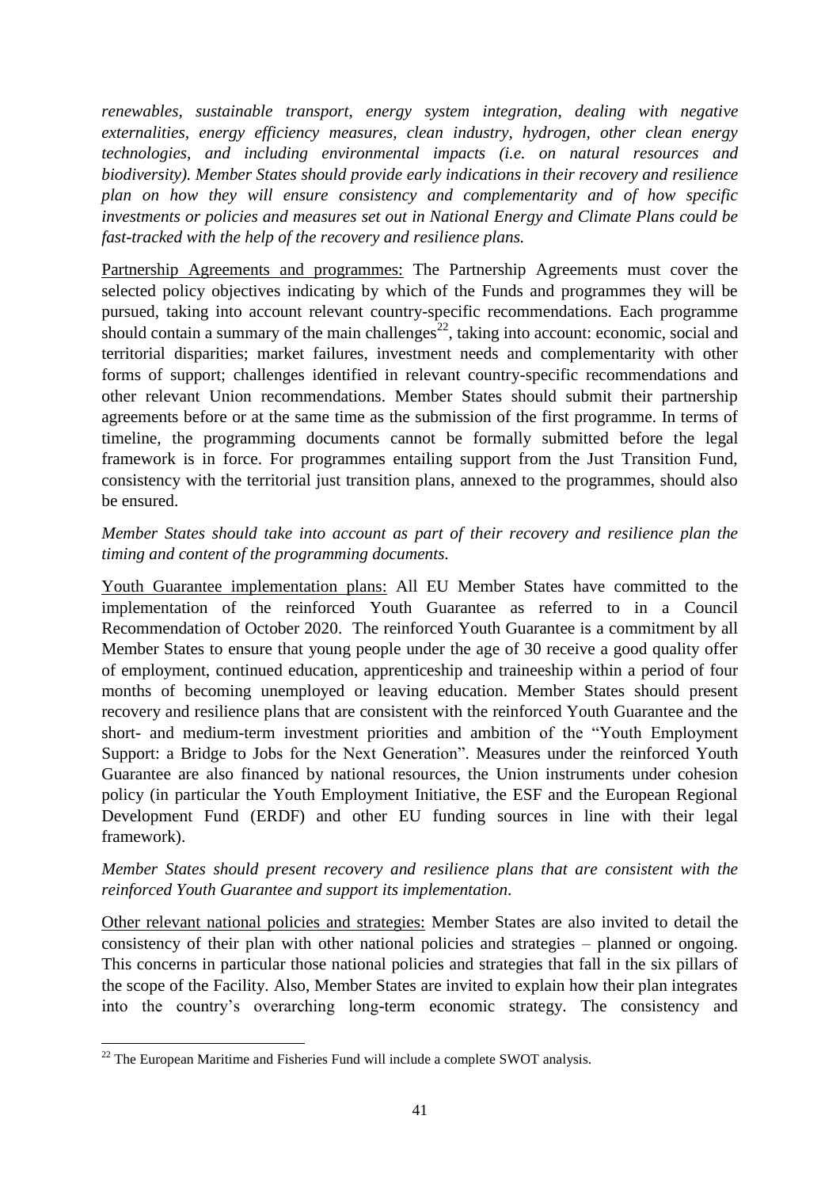*renewables, sustainable transport, energy system integration, dealing with negative externalities, energy efficiency measures, clean industry, hydrogen, other clean energy technologies, and including environmental impacts (i.e. on natural resources and biodiversity). Member States should provide early indications in their recovery and resilience plan on how they will ensure consistency and complementarity and of how specific investments or policies and measures set out in National Energy and Climate Plans could be fast-tracked with the help of the recovery and resilience plans.*

Partnership Agreements and programmes: The Partnership Agreements must cover the selected policy objectives indicating by which of the Funds and programmes they will be pursued, taking into account relevant country-specific recommendations. Each programme should contain a summary of the main challenges[22], taking into account: economic, social and territorial disparities; market failures, investment needs and complementarity with other forms of support; challenges identified in relevant country-specific recommendations and other relevant Union recommendations. Member States should submit their partnership agreements before or at the same time as the submission of the first programme. In terms of timeline, the programming documents cannot be formally submitted before the legal framework is in force. For programmes entailing support from the Just Transition Fund, consistency with the territorial just transition plans, annexed to the programmes, should also be ensured.

*Member States should take into account as part of their recovery and resilience plan the timing and content of the programming documents.*

Youth Guarantee implementation plans: All EU Member States have committed to the implementation of the reinforced Youth Guarantee as referred to in a Council Recommendation of October 2020. The reinforced Youth Guarantee is a commitment by all Member States to ensure that young people under the age of 30 receive a good quality offer of employment, continued education, apprenticeship and traineeship within a period of four months of becoming unemployed or leaving education. Member States should present recovery and resilience plans that are consistent with the reinforced Youth Guarantee and the short- and medium-term investment priorities and ambition of the "Youth Employment Support: a Bridge to Jobs for the Next Generation". Measures under the reinforced Youth Guarantee are also financed by national resources, the Union instruments under cohesion policy (in particular the Youth Employment Initiative, the ESF and the European Regional Development Fund (ERDF) and other EU funding sources in line with their legal framework).

*Member States should present recovery and resilience plans that are consistent with the reinforced Youth Guarantee and support its implementation.*

Other relevant national policies and strategies: Member States are also invited to detail the consistency of their plan with other national policies and strategies – planned or ongoing. This concerns in particular those national policies and strategies that fall in the six pillars of the scope of the Facility. Also, Member States are invited to explain how their plan integrates into the country's overarching long-term economic strategy. The consistency and

[22] The European Maritime and Fisheries Fund will include a complete SWOT analysis.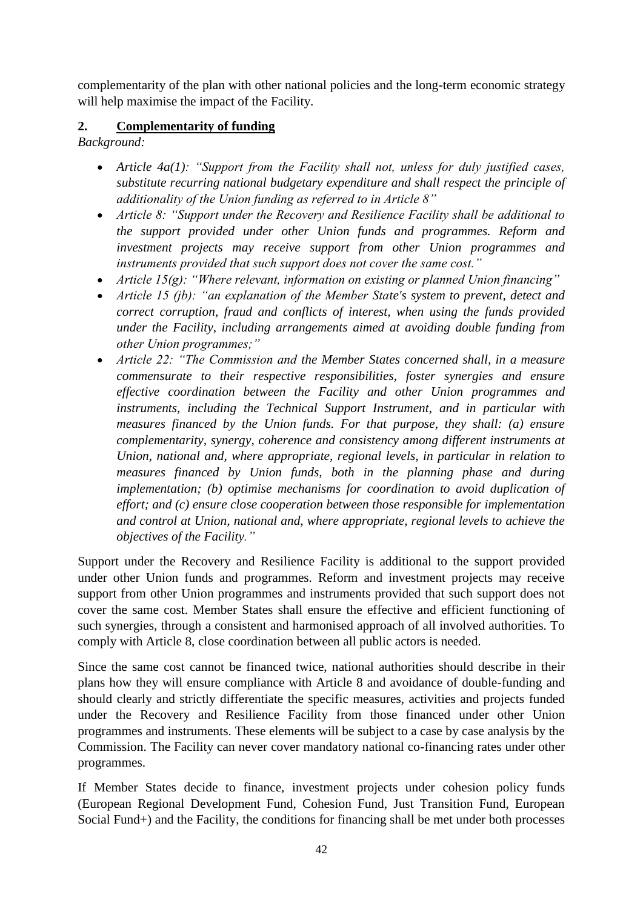complementarity of the plan with other national policies and the long-term economic strategy will help maximise the impact of the Facility.

## 2. Complementarity of funding

*Background:*

- *Article 4a(1): "Support from the Facility shall not, unless for duly justified cases, substitute recurring national budgetary expenditure and shall respect the principle of additionality of the Union funding as referred to in Article 8"*
- *Article 8: "Support under the Recovery and Resilience Facility shall be additional to the support provided under other Union funds and programmes. Reform and investment projects may receive support from other Union programmes and instruments provided that such support does not cover the same cost."*
- *Article 15(g): "Where relevant, information on existing or planned Union financing"*
- *Article 15 (jb): "an explanation of the Member State's system to prevent, detect and correct corruption, fraud and conflicts of interest, when using the funds provided under the Facility, including arrangements aimed at avoiding double funding from other Union programmes;"*
- *Article 22: "The Commission and the Member States concerned shall, in a measure commensurate to their respective responsibilities, foster synergies and ensure effective coordination between the Facility and other Union programmes and instruments, including the Technical Support Instrument, and in particular with measures financed by the Union funds. For that purpose, they shall: (a) ensure complementarity, synergy, coherence and consistency among different instruments at Union, national and, where appropriate, regional levels, in particular in relation to measures financed by Union funds, both in the planning phase and during implementation; (b) optimise mechanisms for coordination to avoid duplication of effort; and (c) ensure close cooperation between those responsible for implementation and control at Union, national and, where appropriate, regional levels to achieve the objectives of the Facility."*

Support under the Recovery and Resilience Facility is additional to the support provided under other Union funds and programmes. Reform and investment projects may receive support from other Union programmes and instruments provided that such support does not cover the same cost. Member States shall ensure the effective and efficient functioning of such synergies, through a consistent and harmonised approach of all involved authorities. To comply with Article 8, close coordination between all public actors is needed.

Since the same cost cannot be financed twice, national authorities should describe in their plans how they will ensure compliance with Article 8 and avoidance of double-funding and should clearly and strictly differentiate the specific measures, activities and projects funded under the Recovery and Resilience Facility from those financed under other Union programmes and instruments. These elements will be subject to a case by case analysis by the Commission. The Facility can never cover mandatory national co-financing rates under other programmes.

If Member States decide to finance, investment projects under cohesion policy funds (European Regional Development Fund, Cohesion Fund, Just Transition Fund, European Social Fund+) and the Facility, the conditions for financing shall be met under both processes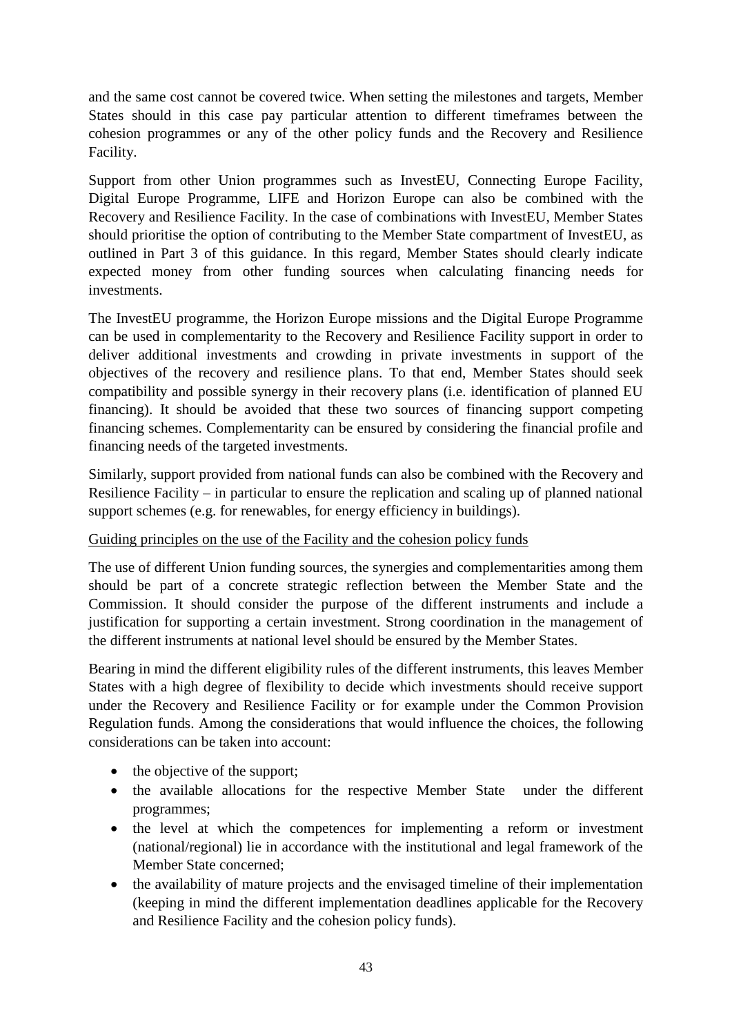and the same cost cannot be covered twice. When setting the milestones and targets, Member States should in this case pay particular attention to different timeframes between the cohesion programmes or any of the other policy funds and the Recovery and Resilience Facility.

Support from other Union programmes such as InvestEU, Connecting Europe Facility, Digital Europe Programme, LIFE and Horizon Europe can also be combined with the Recovery and Resilience Facility. In the case of combinations with InvestEU, Member States should prioritise the option of contributing to the Member State compartment of InvestEU, as outlined in Part 3 of this guidance. In this regard, Member States should clearly indicate expected money from other funding sources when calculating financing needs for investments.

The InvestEU programme, the Horizon Europe missions and the Digital Europe Programme can be used in complementarity to the Recovery and Resilience Facility support in order to deliver additional investments and crowding in private investments in support of the objectives of the recovery and resilience plans. To that end, Member States should seek compatibility and possible synergy in their recovery plans (i.e. identification of planned EU financing). It should be avoided that these two sources of financing support competing financing schemes. Complementarity can be ensured by considering the financial profile and financing needs of the targeted investments.

Similarly, support provided from national funds can also be combined with the Recovery and Resilience Facility – in particular to ensure the replication and scaling up of planned national support schemes (e.g. for renewables, for energy efficiency in buildings).

Guiding principles on the use of the Facility and the cohesion policy funds

The use of different Union funding sources, the synergies and complementarities among them should be part of a concrete strategic reflection between the Member State and the Commission. It should consider the purpose of the different instruments and include a justification for supporting a certain investment. Strong coordination in the management of the different instruments at national level should be ensured by the Member States.

Bearing in mind the different eligibility rules of the different instruments, this leaves Member States with a high degree of flexibility to decide which investments should receive support under the Recovery and Resilience Facility or for example under the Common Provision Regulation funds. Among the considerations that would influence the choices, the following considerations can be taken into account:

- the objective of the support;
- the available allocations for the respective Member State under the different programmes;
- the level at which the competences for implementing a reform or investment (national/regional) lie in accordance with the institutional and legal framework of the Member State concerned;
- the availability of mature projects and the envisaged timeline of their implementation (keeping in mind the different implementation deadlines applicable for the Recovery and Resilience Facility and the cohesion policy funds).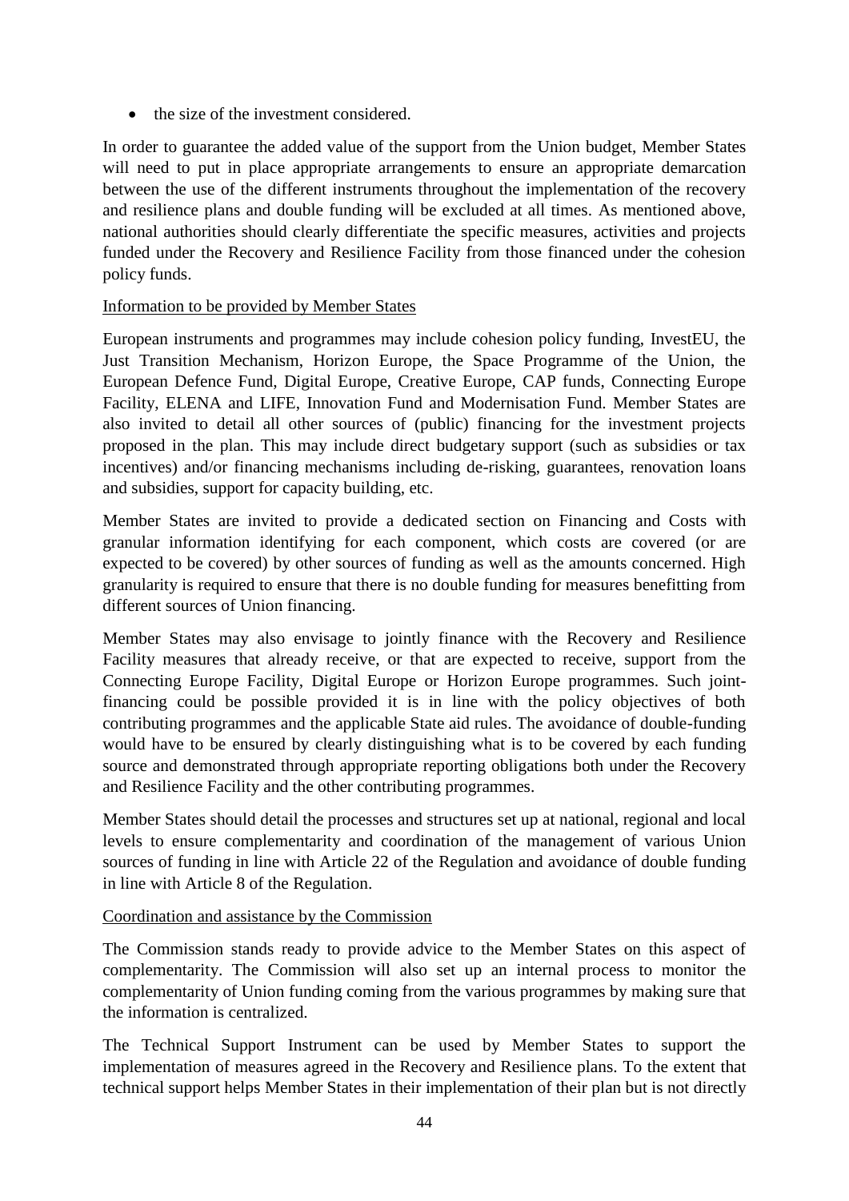- the size of the investment considered.

In order to guarantee the added value of the support from the Union budget, Member States will need to put in place appropriate arrangements to ensure an appropriate demarcation between the use of the different instruments throughout the implementation of the recovery and resilience plans and double funding will be excluded at all times. As mentioned above, national authorities should clearly differentiate the specific measures, activities and projects funded under the Recovery and Resilience Facility from those financed under the cohesion policy funds.

<u>Information to be provided by Member States</u>

European instruments and programmes may include cohesion policy funding, InvestEU, the Just Transition Mechanism, Horizon Europe, the Space Programme of the Union, the European Defence Fund, Digital Europe, Creative Europe, CAP funds, Connecting Europe Facility, ELENA and LIFE, Innovation Fund and Modernisation Fund. Member States are also invited to detail all other sources of (public) financing for the investment projects proposed in the plan. This may include direct budgetary support (such as subsidies or tax incentives) and/or financing mechanisms including de-risking, guarantees, renovation loans and subsidies, support for capacity building, etc.

Member States are invited to provide a dedicated section on Financing and Costs with granular information identifying for each component, which costs are covered (or are expected to be covered) by other sources of funding as well as the amounts concerned. High granularity is required to ensure that there is no double funding for measures benefitting from different sources of Union financing.

Member States may also envisage to jointly finance with the Recovery and Resilience Facility measures that already receive, or that are expected to receive, support from the Connecting Europe Facility, Digital Europe or Horizon Europe programmes. Such joint-financing could be possible provided it is in line with the policy objectives of both contributing programmes and the applicable State aid rules. The avoidance of double-funding would have to be ensured by clearly distinguishing what is to be covered by each funding source and demonstrated through appropriate reporting obligations both under the Recovery and Resilience Facility and the other contributing programmes.

Member States should detail the processes and structures set up at national, regional and local levels to ensure complementarity and coordination of the management of various Union sources of funding in line with Article 22 of the Regulation and avoidance of double funding in line with Article 8 of the Regulation.

<u>Coordination and assistance by the Commission</u>

The Commission stands ready to provide advice to the Member States on this aspect of complementarity. The Commission will also set up an internal process to monitor the complementarity of Union funding coming from the various programmes by making sure that the information is centralized.

The Technical Support Instrument can be used by Member States to support the implementation of measures agreed in the Recovery and Resilience plans. To the extent that technical support helps Member States in their implementation of their plan but is not directly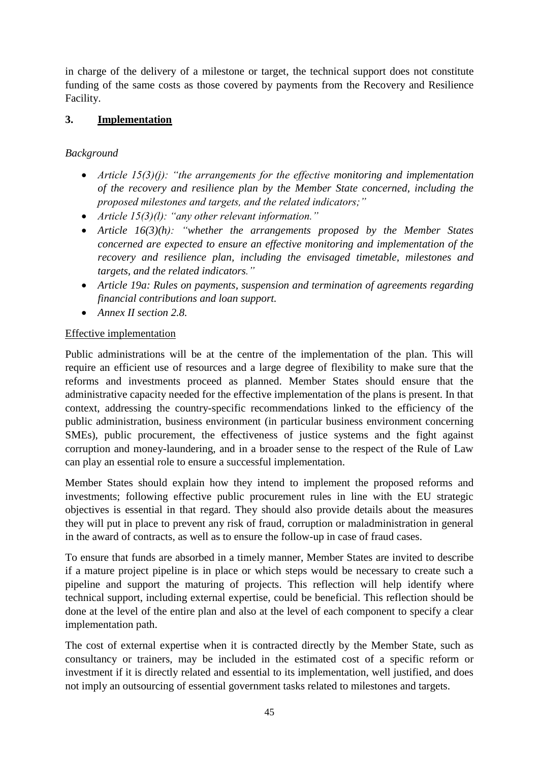in charge of the delivery of a milestone or target, the technical support does not constitute funding of the same costs as those covered by payments from the Recovery and Resilience Facility.

## 3. Implementation

*Background*

- *Article 15(3)(j): "the arrangements for the effective monitoring and implementation of the recovery and resilience plan by the Member State concerned, including the proposed milestones and targets, and the related indicators;"*
- *Article 15(3)(l): "any other relevant information."*
- *Article 16(3)(h): "whether the arrangements proposed by the Member States concerned are expected to ensure an effective monitoring and implementation of the recovery and resilience plan, including the envisaged timetable, milestones and targets, and the related indicators."*
- *Article 19a: Rules on payments, suspension and termination of agreements regarding financial contributions and loan support.*
- *Annex II section 2.8.*

Effective implementation

Public administrations will be at the centre of the implementation of the plan. This will require an efficient use of resources and a large degree of flexibility to make sure that the reforms and investments proceed as planned. Member States should ensure that the administrative capacity needed for the effective implementation of the plans is present. In that context, addressing the country-specific recommendations linked to the efficiency of the public administration, business environment (in particular business environment concerning SMEs), public procurement, the effectiveness of justice systems and the fight against corruption and money-laundering, and in a broader sense to the respect of the Rule of Law can play an essential role to ensure a successful implementation.

Member States should explain how they intend to implement the proposed reforms and investments; following effective public procurement rules in line with the EU strategic objectives is essential in that regard. They should also provide details about the measures they will put in place to prevent any risk of fraud, corruption or maladministration in general in the award of contracts, as well as to ensure the follow-up in case of fraud cases.

To ensure that funds are absorbed in a timely manner, Member States are invited to describe if a mature project pipeline is in place or which steps would be necessary to create such a pipeline and support the maturing of projects. This reflection will help identify where technical support, including external expertise, could be beneficial. This reflection should be done at the level of the entire plan and also at the level of each component to specify a clear implementation path.

The cost of external expertise when it is contracted directly by the Member State, such as consultancy or trainers, may be included in the estimated cost of a specific reform or investment if it is directly related and essential to its implementation, well justified, and does not imply an outsourcing of essential government tasks related to milestones and targets.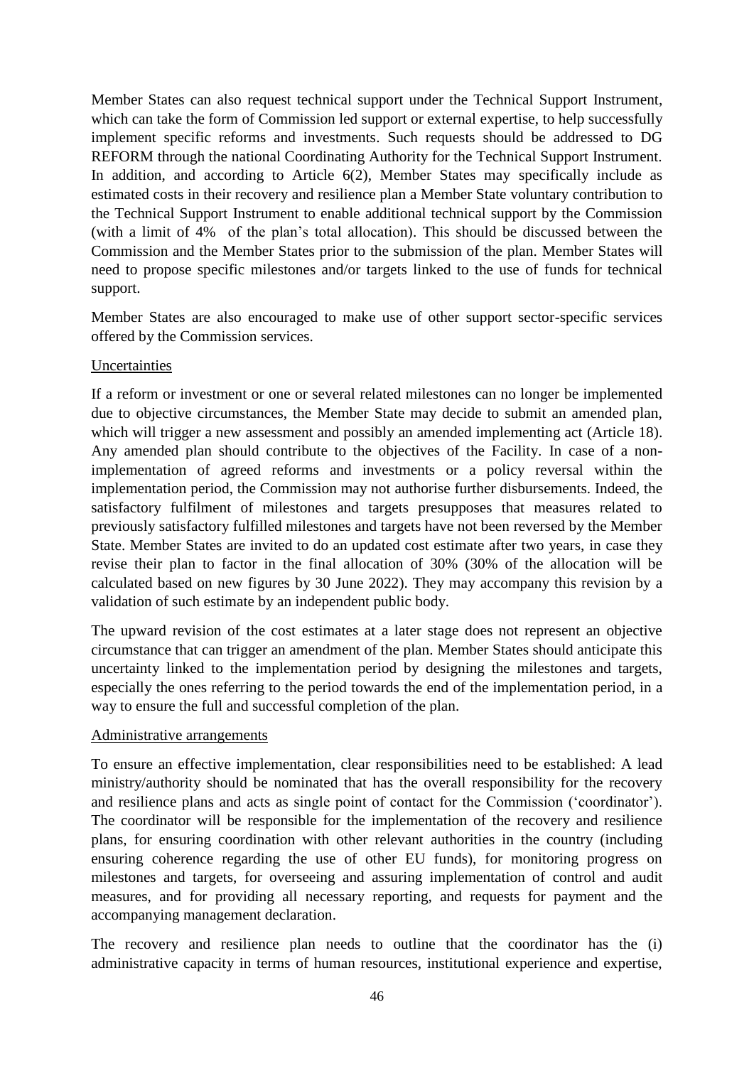Member States can also request technical support under the Technical Support Instrument, which can take the form of Commission led support or external expertise, to help successfully implement specific reforms and investments. Such requests should be addressed to DG REFORM through the national Coordinating Authority for the Technical Support Instrument. In addition, and according to Article 6(2), Member States may specifically include as estimated costs in their recovery and resilience plan a Member State voluntary contribution to the Technical Support Instrument to enable additional technical support by the Commission (with a limit of 4% of the plan's total allocation). This should be discussed between the Commission and the Member States prior to the submission of the plan. Member States will need to propose specific milestones and/or targets linked to the use of funds for technical support.

Member States are also encouraged to make use of other support sector-specific services offered by the Commission services.

Uncertainties

If a reform or investment or one or several related milestones can no longer be implemented due to objective circumstances, the Member State may decide to submit an amended plan, which will trigger a new assessment and possibly an amended implementing act (Article 18). Any amended plan should contribute to the objectives of the Facility. In case of a non-implementation of agreed reforms and investments or a policy reversal within the implementation period, the Commission may not authorise further disbursements. Indeed, the satisfactory fulfilment of milestones and targets presupposes that measures related to previously satisfactory fulfilled milestones and targets have not been reversed by the Member State. Member States are invited to do an updated cost estimate after two years, in case they revise their plan to factor in the final allocation of 30% (30% of the allocation will be calculated based on new figures by 30 June 2022). They may accompany this revision by a validation of such estimate by an independent public body.

The upward revision of the cost estimates at a later stage does not represent an objective circumstance that can trigger an amendment of the plan. Member States should anticipate this uncertainty linked to the implementation period by designing the milestones and targets, especially the ones referring to the period towards the end of the implementation period, in a way to ensure the full and successful completion of the plan.

Administrative arrangements

To ensure an effective implementation, clear responsibilities need to be established: A lead ministry/authority should be nominated that has the overall responsibility for the recovery and resilience plans and acts as single point of contact for the Commission ('coordinator'). The coordinator will be responsible for the implementation of the recovery and resilience plans, for ensuring coordination with other relevant authorities in the country (including ensuring coherence regarding the use of other EU funds), for monitoring progress on milestones and targets, for overseeing and assuring implementation of control and audit measures, and for providing all necessary reporting, and requests for payment and the accompanying management declaration.

The recovery and resilience plan needs to outline that the coordinator has the (i) administrative capacity in terms of human resources, institutional experience and expertise,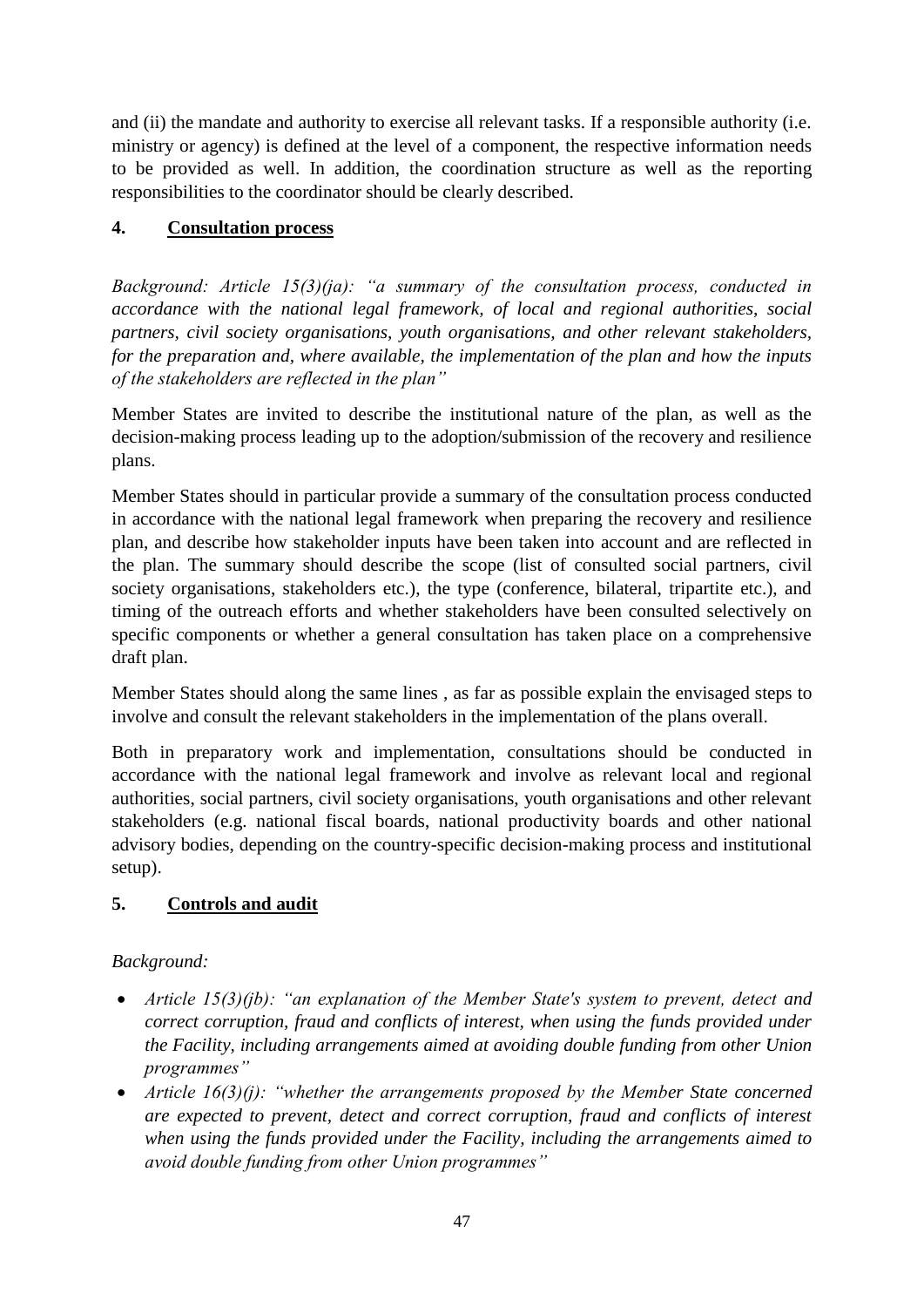and (ii) the mandate and authority to exercise all relevant tasks. If a responsible authority (i.e. ministry or agency) is defined at the level of a component, the respective information needs to be provided as well. In addition, the coordination structure as well as the reporting responsibilities to the coordinator should be clearly described.

## 4. Consultation process

*Background: Article 15(3)(ja): "a summary of the consultation process, conducted in accordance with the national legal framework, of local and regional authorities, social partners, civil society organisations, youth organisations, and other relevant stakeholders, for the preparation and, where available, the implementation of the plan and how the inputs of the stakeholders are reflected in the plan"*

Member States are invited to describe the institutional nature of the plan, as well as the decision-making process leading up to the adoption/submission of the recovery and resilience plans.

Member States should in particular provide a summary of the consultation process conducted in accordance with the national legal framework when preparing the recovery and resilience plan, and describe how stakeholder inputs have been taken into account and are reflected in the plan. The summary should describe the scope (list of consulted social partners, civil society organisations, stakeholders etc.), the type (conference, bilateral, tripartite etc.), and timing of the outreach efforts and whether stakeholders have been consulted selectively on specific components or whether a general consultation has taken place on a comprehensive draft plan.

Member States should along the same lines , as far as possible explain the envisaged steps to involve and consult the relevant stakeholders in the implementation of the plans overall.

Both in preparatory work and implementation, consultations should be conducted in accordance with the national legal framework and involve as relevant local and regional authorities, social partners, civil society organisations, youth organisations and other relevant stakeholders (e.g. national fiscal boards, national productivity boards and other national advisory bodies, depending on the country-specific decision-making process and institutional setup).

## 5. Controls and audit

*Background:*

- *Article 15(3)(jb): "an explanation of the Member State's system to prevent, detect and correct corruption, fraud and conflicts of interest, when using the funds provided under the Facility, including arrangements aimed at avoiding double funding from other Union programmes"*
- *Article 16(3)(j): "whether the arrangements proposed by the Member State concerned are expected to prevent, detect and correct corruption, fraud and conflicts of interest when using the funds provided under the Facility, including the arrangements aimed to avoid double funding from other Union programmes"*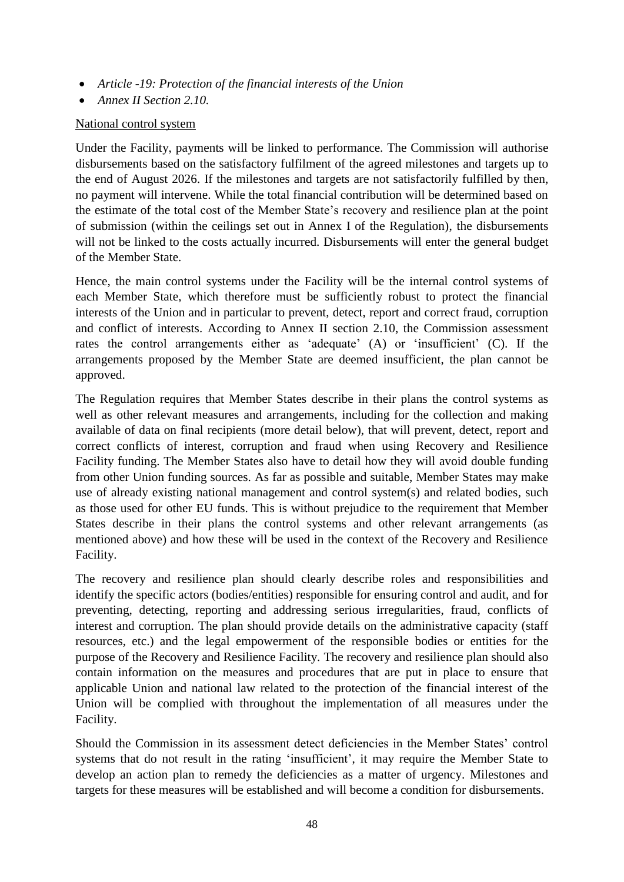- *Article -19: Protection of the financial interests of the Union*
- *Annex II Section 2.10.*

National control system

Under the Facility, payments will be linked to performance. The Commission will authorise disbursements based on the satisfactory fulfilment of the agreed milestones and targets up to the end of August 2026. If the milestones and targets are not satisfactorily fulfilled by then, no payment will intervene. While the total financial contribution will be determined based on the estimate of the total cost of the Member State's recovery and resilience plan at the point of submission (within the ceilings set out in Annex I of the Regulation), the disbursements will not be linked to the costs actually incurred. Disbursements will enter the general budget of the Member State.

Hence, the main control systems under the Facility will be the internal control systems of each Member State, which therefore must be sufficiently robust to protect the financial interests of the Union and in particular to prevent, detect, report and correct fraud, corruption and conflict of interests. According to Annex II section 2.10, the Commission assessment rates the control arrangements either as 'adequate' (A) or 'insufficient' (C). If the arrangements proposed by the Member State are deemed insufficient, the plan cannot be approved.

The Regulation requires that Member States describe in their plans the control systems as well as other relevant measures and arrangements, including for the collection and making available of data on final recipients (more detail below), that will prevent, detect, report and correct conflicts of interest, corruption and fraud when using Recovery and Resilience Facility funding. The Member States also have to detail how they will avoid double funding from other Union funding sources. As far as possible and suitable, Member States may make use of already existing national management and control system(s) and related bodies, such as those used for other EU funds. This is without prejudice to the requirement that Member States describe in their plans the control systems and other relevant arrangements (as mentioned above) and how these will be used in the context of the Recovery and Resilience Facility.

The recovery and resilience plan should clearly describe roles and responsibilities and identify the specific actors (bodies/entities) responsible for ensuring control and audit, and for preventing, detecting, reporting and addressing serious irregularities, fraud, conflicts of interest and corruption. The plan should provide details on the administrative capacity (staff resources, etc.) and the legal empowerment of the responsible bodies or entities for the purpose of the Recovery and Resilience Facility. The recovery and resilience plan should also contain information on the measures and procedures that are put in place to ensure that applicable Union and national law related to the protection of the financial interest of the Union will be complied with throughout the implementation of all measures under the Facility.

Should the Commission in its assessment detect deficiencies in the Member States' control systems that do not result in the rating 'insufficient', it may require the Member State to develop an action plan to remedy the deficiencies as a matter of urgency. Milestones and targets for these measures will be established and will become a condition for disbursements.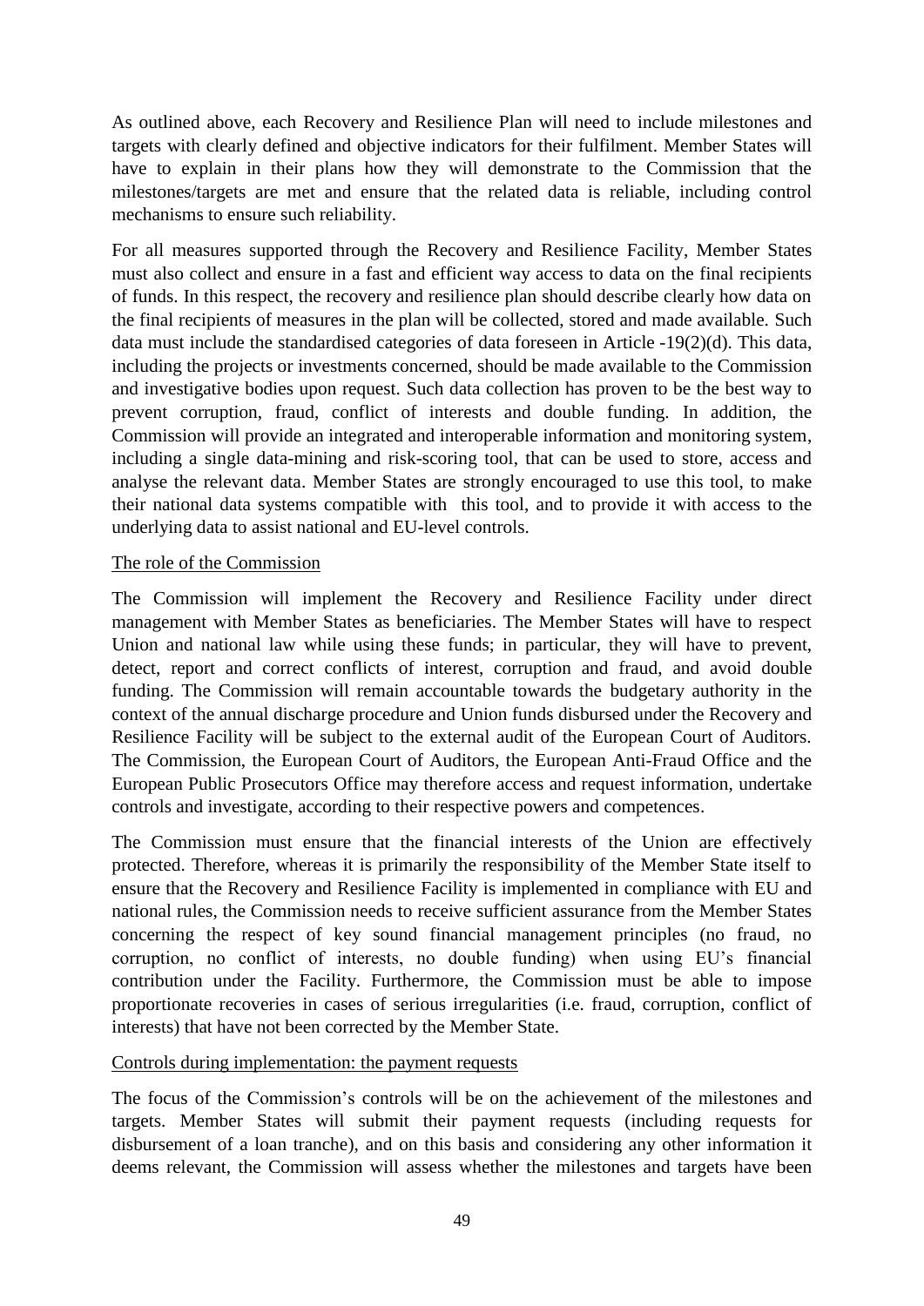As outlined above, each Recovery and Resilience Plan will need to include milestones and targets with clearly defined and objective indicators for their fulfilment. Member States will have to explain in their plans how they will demonstrate to the Commission that the milestones/targets are met and ensure that the related data is reliable, including control mechanisms to ensure such reliability.

For all measures supported through the Recovery and Resilience Facility, Member States must also collect and ensure in a fast and efficient way access to data on the final recipients of funds. In this respect, the recovery and resilience plan should describe clearly how data on the final recipients of measures in the plan will be collected, stored and made available. Such data must include the standardised categories of data foreseen in Article -19(2)(d). This data, including the projects or investments concerned, should be made available to the Commission and investigative bodies upon request. Such data collection has proven to be the best way to prevent corruption, fraud, conflict of interests and double funding. In addition, the Commission will provide an integrated and interoperable information and monitoring system, including a single data-mining and risk-scoring tool, that can be used to store, access and analyse the relevant data. Member States are strongly encouraged to use this tool, to make their national data systems compatible with this tool, and to provide it with access to the underlying data to assist national and EU-level controls.

The role of the Commission

The Commission will implement the Recovery and Resilience Facility under direct management with Member States as beneficiaries. The Member States will have to respect Union and national law while using these funds; in particular, they will have to prevent, detect, report and correct conflicts of interest, corruption and fraud, and avoid double funding. The Commission will remain accountable towards the budgetary authority in the context of the annual discharge procedure and Union funds disbursed under the Recovery and Resilience Facility will be subject to the external audit of the European Court of Auditors. The Commission, the European Court of Auditors, the European Anti-Fraud Office and the European Public Prosecutors Office may therefore access and request information, undertake controls and investigate, according to their respective powers and competences.

The Commission must ensure that the financial interests of the Union are effectively protected. Therefore, whereas it is primarily the responsibility of the Member State itself to ensure that the Recovery and Resilience Facility is implemented in compliance with EU and national rules, the Commission needs to receive sufficient assurance from the Member States concerning the respect of key sound financial management principles (no fraud, no corruption, no conflict of interests, no double funding) when using EU's financial contribution under the Facility. Furthermore, the Commission must be able to impose proportionate recoveries in cases of serious irregularities (i.e. fraud, corruption, conflict of interests) that have not been corrected by the Member State.

Controls during implementation: the payment requests

The focus of the Commission's controls will be on the achievement of the milestones and targets. Member States will submit their payment requests (including requests for disbursement of a loan tranche), and on this basis and considering any other information it deems relevant, the Commission will assess whether the milestones and targets have been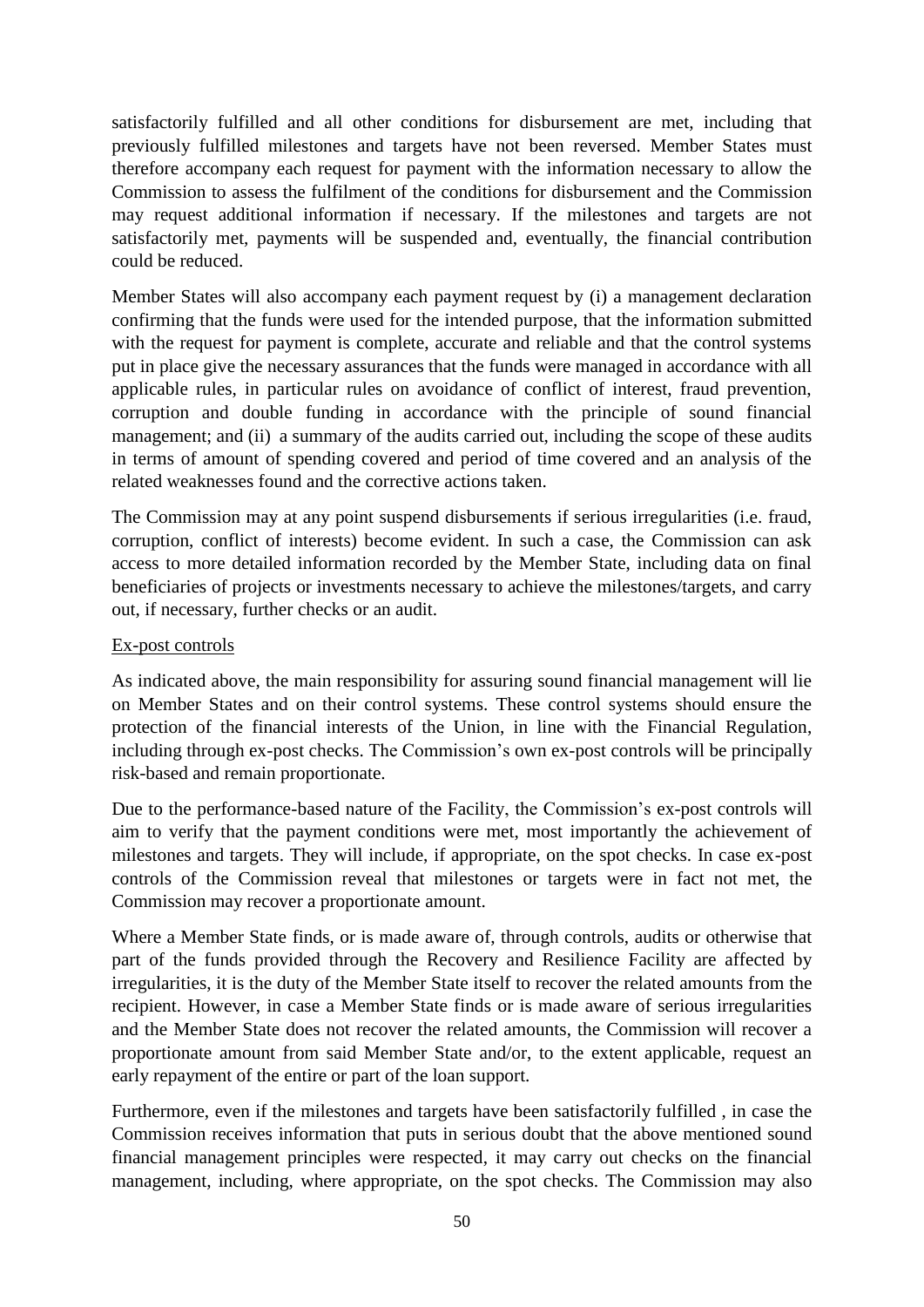satisfactorily fulfilled and all other conditions for disbursement are met, including that previously fulfilled milestones and targets have not been reversed. Member States must therefore accompany each request for payment with the information necessary to allow the Commission to assess the fulfilment of the conditions for disbursement and the Commission may request additional information if necessary. If the milestones and targets are not satisfactorily met, payments will be suspended and, eventually, the financial contribution could be reduced.

Member States will also accompany each payment request by (i) a management declaration confirming that the funds were used for the intended purpose, that the information submitted with the request for payment is complete, accurate and reliable and that the control systems put in place give the necessary assurances that the funds were managed in accordance with all applicable rules, in particular rules on avoidance of conflict of interest, fraud prevention, corruption and double funding in accordance with the principle of sound financial management; and (ii) a summary of the audits carried out, including the scope of these audits in terms of amount of spending covered and period of time covered and an analysis of the related weaknesses found and the corrective actions taken.

The Commission may at any point suspend disbursements if serious irregularities (i.e. fraud, corruption, conflict of interests) become evident. In such a case, the Commission can ask access to more detailed information recorded by the Member State, including data on final beneficiaries of projects or investments necessary to achieve the milestones/targets, and carry out, if necessary, further checks or an audit.

Ex-post controls

As indicated above, the main responsibility for assuring sound financial management will lie on Member States and on their control systems. These control systems should ensure the protection of the financial interests of the Union, in line with the Financial Regulation, including through ex-post checks. The Commission's own ex-post controls will be principally risk-based and remain proportionate.

Due to the performance-based nature of the Facility, the Commission's ex-post controls will aim to verify that the payment conditions were met, most importantly the achievement of milestones and targets. They will include, if appropriate, on the spot checks. In case ex-post controls of the Commission reveal that milestones or targets were in fact not met, the Commission may recover a proportionate amount.

Where a Member State finds, or is made aware of, through controls, audits or otherwise that part of the funds provided through the Recovery and Resilience Facility are affected by irregularities, it is the duty of the Member State itself to recover the related amounts from the recipient. However, in case a Member State finds or is made aware of serious irregularities and the Member State does not recover the related amounts, the Commission will recover a proportionate amount from said Member State and/or, to the extent applicable, request an early repayment of the entire or part of the loan support.

Furthermore, even if the milestones and targets have been satisfactorily fulfilled , in case the Commission receives information that puts in serious doubt that the above mentioned sound financial management principles were respected, it may carry out checks on the financial management, including, where appropriate, on the spot checks. The Commission may also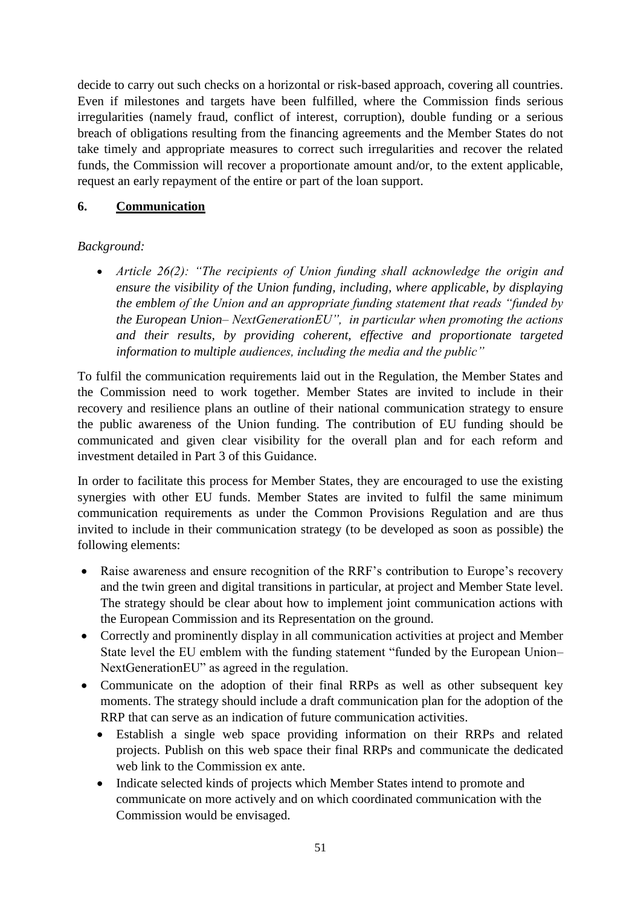decide to carry out such checks on a horizontal or risk-based approach, covering all countries. Even if milestones and targets have been fulfilled, where the Commission finds serious irregularities (namely fraud, conflict of interest, corruption), double funding or a serious breach of obligations resulting from the financing agreements and the Member States do not take timely and appropriate measures to correct such irregularities and recover the related funds, the Commission will recover a proportionate amount and/or, to the extent applicable, request an early repayment of the entire or part of the loan support.

## 6. Communication

*Background:*

- *Article 26(2): "The recipients of Union funding shall acknowledge the origin and ensure the visibility of the Union funding, including, where applicable, by displaying the emblem of the Union and an appropriate funding statement that reads "funded by the European Union– NextGenerationEU", in particular when promoting the actions and their results, by providing coherent, effective and proportionate targeted information to multiple audiences, including the media and the public"*

To fulfil the communication requirements laid out in the Regulation, the Member States and the Commission need to work together. Member States are invited to include in their recovery and resilience plans an outline of their national communication strategy to ensure the public awareness of the Union funding. The contribution of EU funding should be communicated and given clear visibility for the overall plan and for each reform and investment detailed in Part 3 of this Guidance.

In order to facilitate this process for Member States, they are encouraged to use the existing synergies with other EU funds. Member States are invited to fulfil the same minimum communication requirements as under the Common Provisions Regulation and are thus invited to include in their communication strategy (to be developed as soon as possible) the following elements:

- Raise awareness and ensure recognition of the RRF's contribution to Europe's recovery and the twin green and digital transitions in particular, at project and Member State level. The strategy should be clear about how to implement joint communication actions with the European Commission and its Representation on the ground.
- Correctly and prominently display in all communication activities at project and Member State level the EU emblem with the funding statement "funded by the European Union– NextGenerationEU" as agreed in the regulation.
- Communicate on the adoption of their final RRPs as well as other subsequent key moments. The strategy should include a draft communication plan for the adoption of the RRP that can serve as an indication of future communication activities.
    - Establish a single web space providing information on their RRPs and related projects. Publish on this web space their final RRPs and communicate the dedicated web link to the Commission ex ante.
    - Indicate selected kinds of projects which Member States intend to promote and communicate on more actively and on which coordinated communication with the Commission would be envisaged.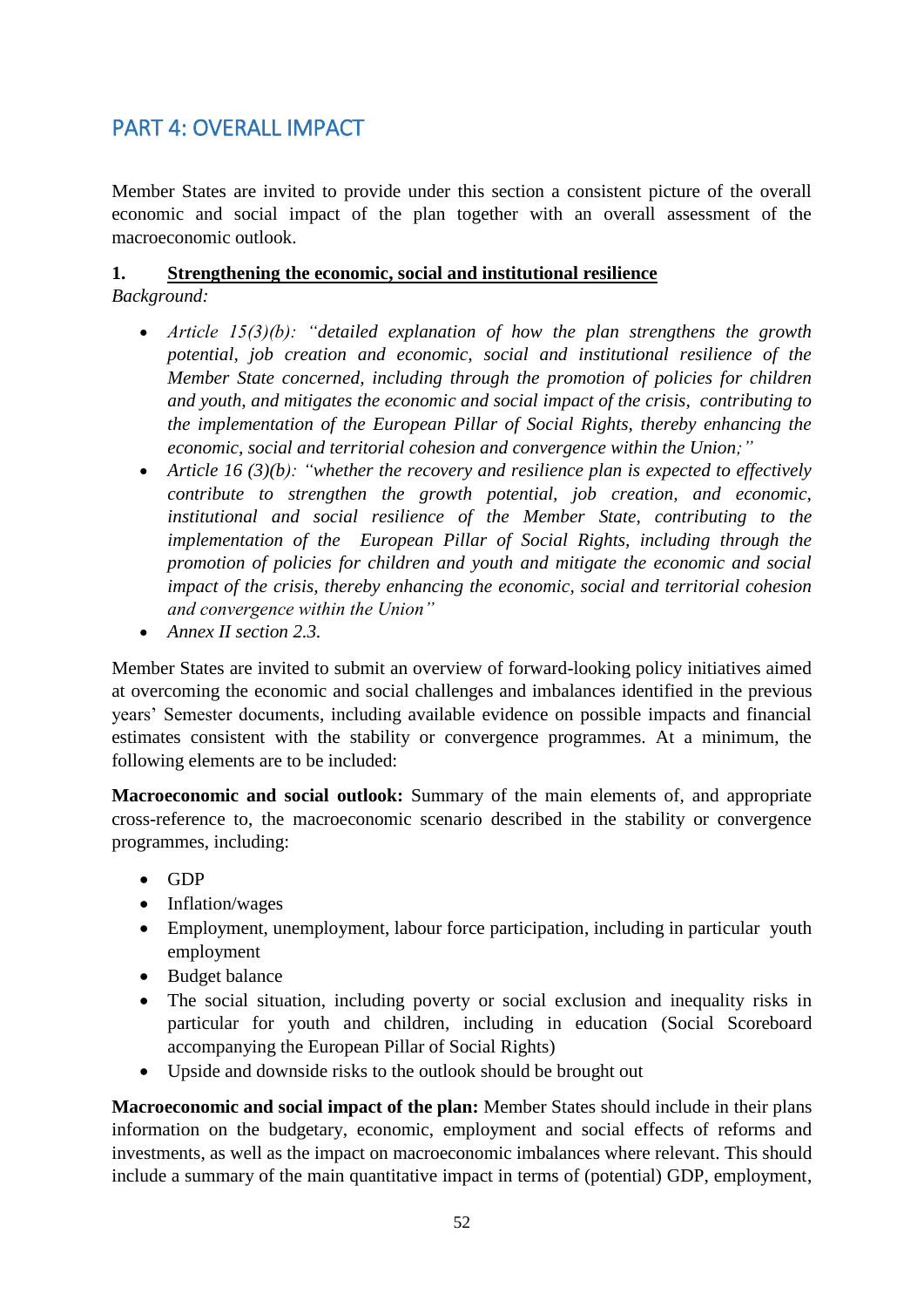# PART 4: OVERALL IMPACT

Member States are invited to provide under this section a consistent picture of the overall economic and social impact of the plan together with an overall assessment of the macroeconomic outlook.

## 1. Strengthening the economic, social and institutional resilience

*Background:*

- *Article 15(3)(b): "detailed explanation of how the plan strengthens the growth potential, job creation and economic, social and institutional resilience of the Member State concerned, including through the promotion of policies for children and youth, and mitigates the economic and social impact of the crisis, contributing to the implementation of the European Pillar of Social Rights, thereby enhancing the economic, social and territorial cohesion and convergence within the Union;"*
- *Article 16 (3)(b): "whether the recovery and resilience plan is expected to effectively contribute to strengthen the growth potential, job creation, and economic, institutional and social resilience of the Member State, contributing to the implementation of the European Pillar of Social Rights, including through the promotion of policies for children and youth and mitigate the economic and social impact of the crisis, thereby enhancing the economic, social and territorial cohesion and convergence within the Union"*
- *Annex II section 2.3.*

Member States are invited to submit an overview of forward-looking policy initiatives aimed at overcoming the economic and social challenges and imbalances identified in the previous years' Semester documents, including available evidence on possible impacts and financial estimates consistent with the stability or convergence programmes. At a minimum, the following elements are to be included:

**Macroeconomic and social outlook:** Summary of the main elements of, and appropriate cross-reference to, the macroeconomic scenario described in the stability or convergence programmes, including:

- GDP
- Inflation/wages
- Employment, unemployment, labour force participation, including in particular youth employment
- Budget balance
- The social situation, including poverty or social exclusion and inequality risks in particular for youth and children, including in education (Social Scoreboard accompanying the European Pillar of Social Rights)
- Upside and downside risks to the outlook should be brought out

**Macroeconomic and social impact of the plan:** Member States should include in their plans information on the budgetary, economic, employment and social effects of reforms and investments, as well as the impact on macroeconomic imbalances where relevant. This should include a summary of the main quantitative impact in terms of (potential) GDP, employment,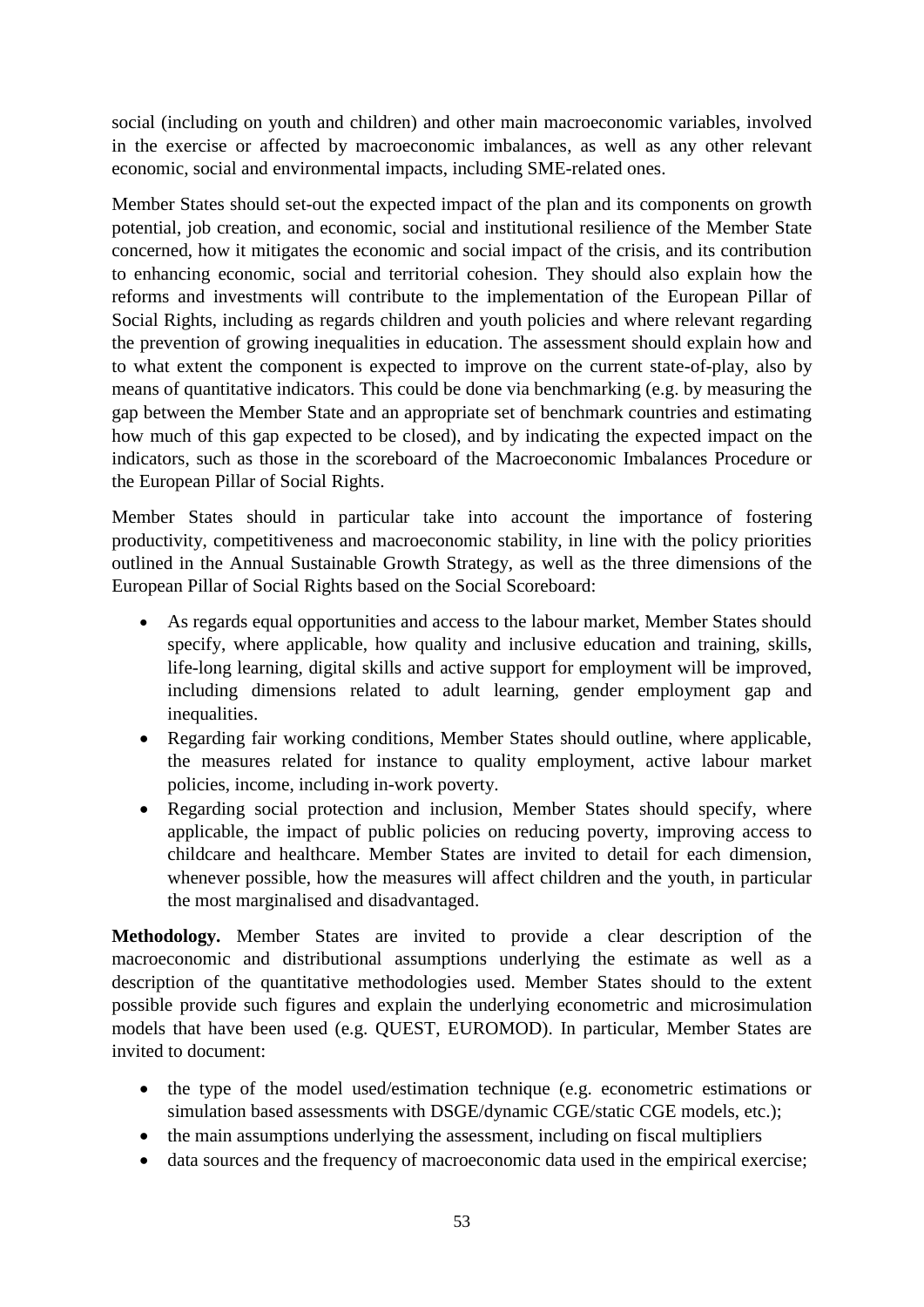social (including on youth and children) and other main macroeconomic variables, involved in the exercise or affected by macroeconomic imbalances, as well as any other relevant economic, social and environmental impacts, including SME-related ones.

Member States should set-out the expected impact of the plan and its components on growth potential, job creation, and economic, social and institutional resilience of the Member State concerned, how it mitigates the economic and social impact of the crisis, and its contribution to enhancing economic, social and territorial cohesion. They should also explain how the reforms and investments will contribute to the implementation of the European Pillar of Social Rights, including as regards children and youth policies and where relevant regarding the prevention of growing inequalities in education. The assessment should explain how and to what extent the component is expected to improve on the current state-of-play, also by means of quantitative indicators. This could be done via benchmarking (e.g. by measuring the gap between the Member State and an appropriate set of benchmark countries and estimating how much of this gap expected to be closed), and by indicating the expected impact on the indicators, such as those in the scoreboard of the Macroeconomic Imbalances Procedure or the European Pillar of Social Rights.

Member States should in particular take into account the importance of fostering productivity, competitiveness and macroeconomic stability, in line with the policy priorities outlined in the Annual Sustainable Growth Strategy, as well as the three dimensions of the European Pillar of Social Rights based on the Social Scoreboard:

- As regards equal opportunities and access to the labour market, Member States should specify, where applicable, how quality and inclusive education and training, skills, life-long learning, digital skills and active support for employment will be improved, including dimensions related to adult learning, gender employment gap and inequalities.
- Regarding fair working conditions, Member States should outline, where applicable, the measures related for instance to quality employment, active labour market policies, income, including in-work poverty.
- Regarding social protection and inclusion, Member States should specify, where applicable, the impact of public policies on reducing poverty, improving access to childcare and healthcare. Member States are invited to detail for each dimension, whenever possible, how the measures will affect children and the youth, in particular the most marginalised and disadvantaged.

**Methodology.** Member States are invited to provide a clear description of the macroeconomic and distributional assumptions underlying the estimate as well as a description of the quantitative methodologies used. Member States should to the extent possible provide such figures and explain the underlying econometric and microsimulation models that have been used (e.g. QUEST, EUROMOD). In particular, Member States are invited to document:

- the type of the model used/estimation technique (e.g. econometric estimations or simulation based assessments with DSGE/dynamic CGE/static CGE models, etc.);
- the main assumptions underlying the assessment, including on fiscal multipliers
- data sources and the frequency of macroeconomic data used in the empirical exercise;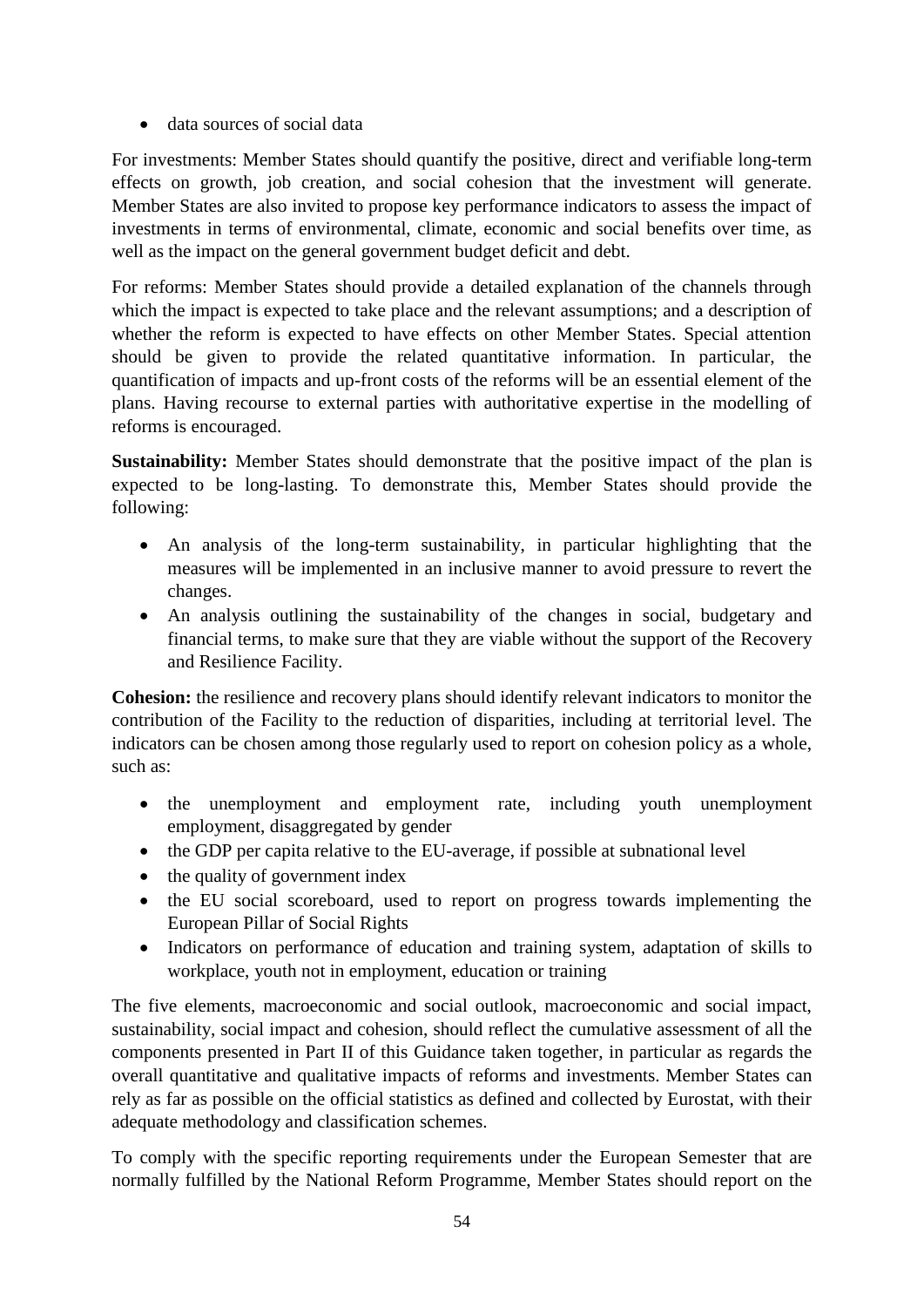- data sources of social data

For investments: Member States should quantify the positive, direct and verifiable long-term effects on growth, job creation, and social cohesion that the investment will generate. Member States are also invited to propose key performance indicators to assess the impact of investments in terms of environmental, climate, economic and social benefits over time, as well as the impact on the general government budget deficit and debt.

For reforms: Member States should provide a detailed explanation of the channels through which the impact is expected to take place and the relevant assumptions; and a description of whether the reform is expected to have effects on other Member States. Special attention should be given to provide the related quantitative information. In particular, the quantification of impacts and up-front costs of the reforms will be an essential element of the plans. Having recourse to external parties with authoritative expertise in the modelling of reforms is encouraged.

**Sustainability:** Member States should demonstrate that the positive impact of the plan is expected to be long-lasting. To demonstrate this, Member States should provide the following:

- An analysis of the long-term sustainability, in particular highlighting that the measures will be implemented in an inclusive manner to avoid pressure to revert the changes.
- An analysis outlining the sustainability of the changes in social, budgetary and financial terms, to make sure that they are viable without the support of the Recovery and Resilience Facility.

**Cohesion:** the resilience and recovery plans should identify relevant indicators to monitor the contribution of the Facility to the reduction of disparities, including at territorial level. The indicators can be chosen among those regularly used to report on cohesion policy as a whole, such as:

- the unemployment and employment rate, including youth unemployment employment, disaggregated by gender
- the GDP per capita relative to the EU-average, if possible at subnational level
- the quality of government index
- the EU social scoreboard, used to report on progress towards implementing the European Pillar of Social Rights
- Indicators on performance of education and training system, adaptation of skills to workplace, youth not in employment, education or training

The five elements, macroeconomic and social outlook, macroeconomic and social impact, sustainability, social impact and cohesion, should reflect the cumulative assessment of all the components presented in Part II of this Guidance taken together, in particular as regards the overall quantitative and qualitative impacts of reforms and investments. Member States can rely as far as possible on the official statistics as defined and collected by Eurostat, with their adequate methodology and classification schemes.

To comply with the specific reporting requirements under the European Semester that are normally fulfilled by the National Reform Programme, Member States should report on the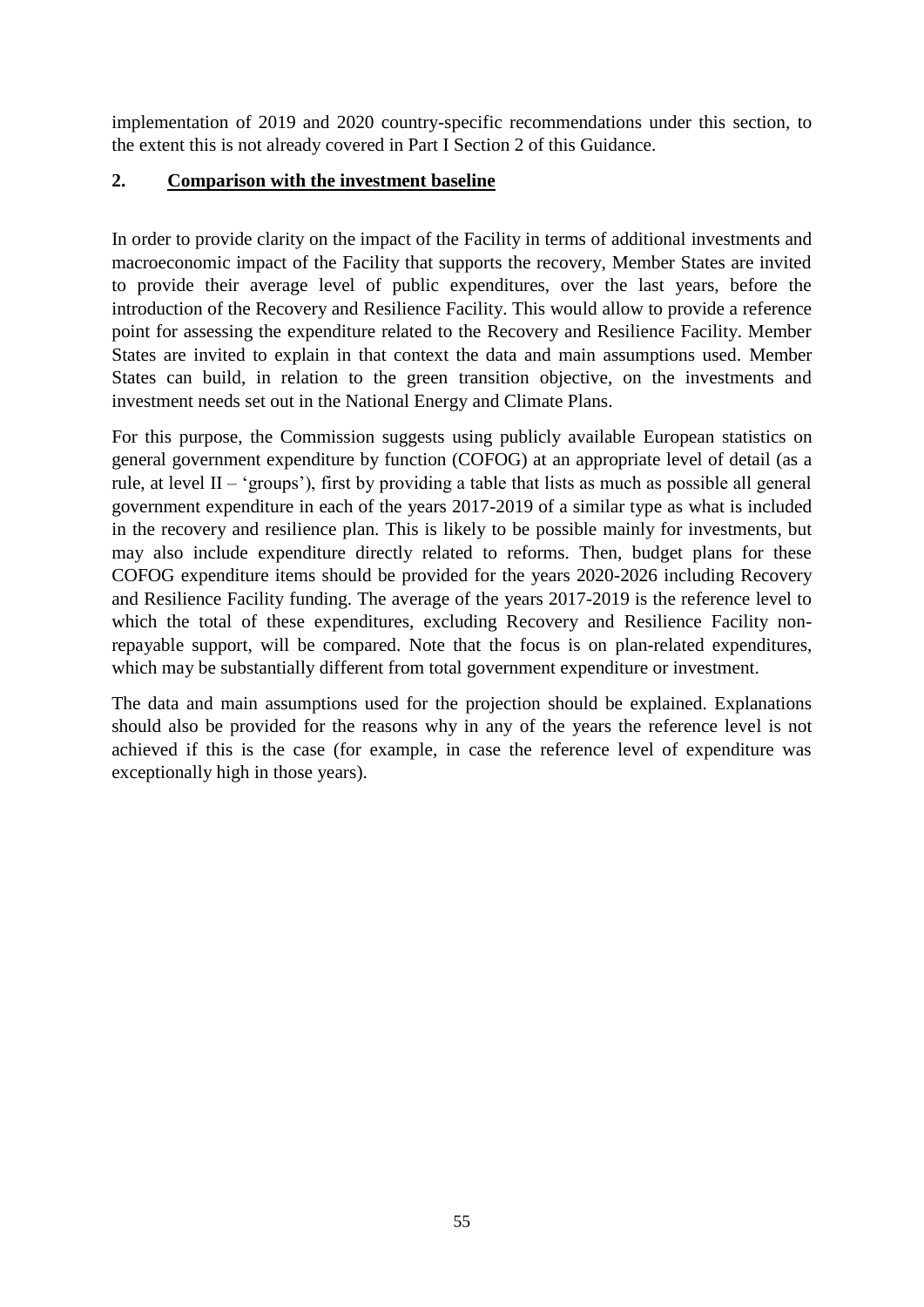implementation of 2019 and 2020 country-specific recommendations under this section, to the extent this is not already covered in Part I Section 2 of this Guidance.

## 2. Comparison with the investment baseline

In order to provide clarity on the impact of the Facility in terms of additional investments and macroeconomic impact of the Facility that supports the recovery, Member States are invited to provide their average level of public expenditures, over the last years, before the introduction of the Recovery and Resilience Facility. This would allow to provide a reference point for assessing the expenditure related to the Recovery and Resilience Facility. Member States are invited to explain in that context the data and main assumptions used. Member States can build, in relation to the green transition objective, on the investments and investment needs set out in the National Energy and Climate Plans.

For this purpose, the Commission suggests using publicly available European statistics on general government expenditure by function (COFOG) at an appropriate level of detail (as a rule, at level II – 'groups'), first by providing a table that lists as much as possible all general government expenditure in each of the years 2017-2019 of a similar type as what is included in the recovery and resilience plan. This is likely to be possible mainly for investments, but may also include expenditure directly related to reforms. Then, budget plans for these COFOG expenditure items should be provided for the years 2020-2026 including Recovery and Resilience Facility funding. The average of the years 2017-2019 is the reference level to which the total of these expenditures, excluding Recovery and Resilience Facility non-repayable support, will be compared. Note that the focus is on plan-related expenditures, which may be substantially different from total government expenditure or investment.

The data and main assumptions used for the projection should be explained. Explanations should also be provided for the reasons why in any of the years the reference level is not achieved if this is the case (for example, in case the reference level of expenditure was exceptionally high in those years).